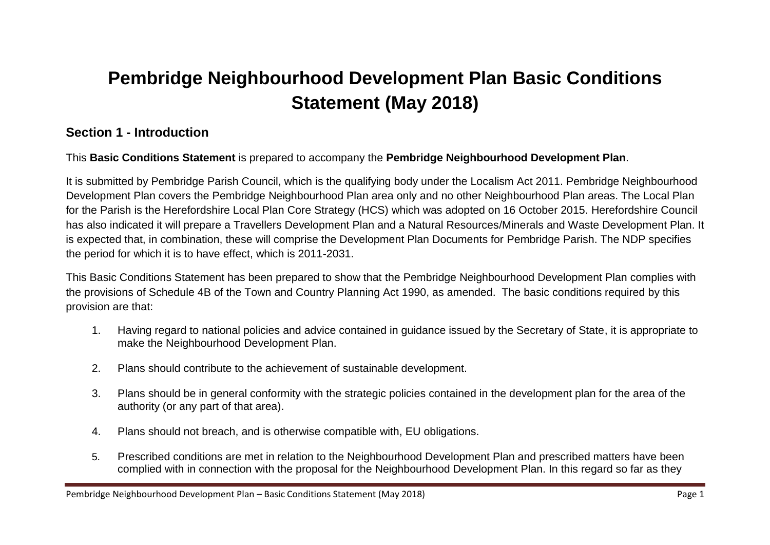# Pembridge Neighbourhood Development Plan Basic Conditions Statement (May 2018)

## Section 1 - Introduction

This **Basic Conditions Statement** is prepared to accompany the **Pembridge Neighbourhood Development Plan**.

It is submitted by Pembridge Parish Council, which is the qualifying body under the Localism Act 2011. Pembridge Neighbourhood Development Plan covers the Pembridge Neighbourhood Plan area only and no other Neighbourhood Plan areas. The Local Plan for the Parish is the Herefordshire Local Plan Core Strategy (HCS) which was adopted on 16 October 2015. Herefordshire Council has also indicated it will prepare a Travellers Development Plan and a Natural Resources/Minerals and Waste Development Plan. It is expected that, in combination, these will comprise the Development Plan Documents for Pembridge Parish. The NDP specifies the period for which it is to have effect, which is 2011-2031.

This Basic Conditions Statement has been prepared to show that the Pembridge Neighbourhood Development Plan complies with the provisions of Schedule 4B of the Town and Country Planning Act 1990, as amended. The basic conditions required by this provision are that:

1. Having regard to national policies and advice contained in guidance issued by the Secretary of State, it is appropriate to make the Neighbourhood Development Plan.
2. Plans should contribute to the achievement of sustainable development.
3. Plans should be in general conformity with the strategic policies contained in the development plan for the area of the authority (or any part of that area).
4. Plans should not breach, and is otherwise compatible with, EU obligations.
5. Prescribed conditions are met in relation to the Neighbourhood Development Plan and prescribed matters have been complied with in connection with the proposal for the Neighbourhood Development Plan. In this regard so far as they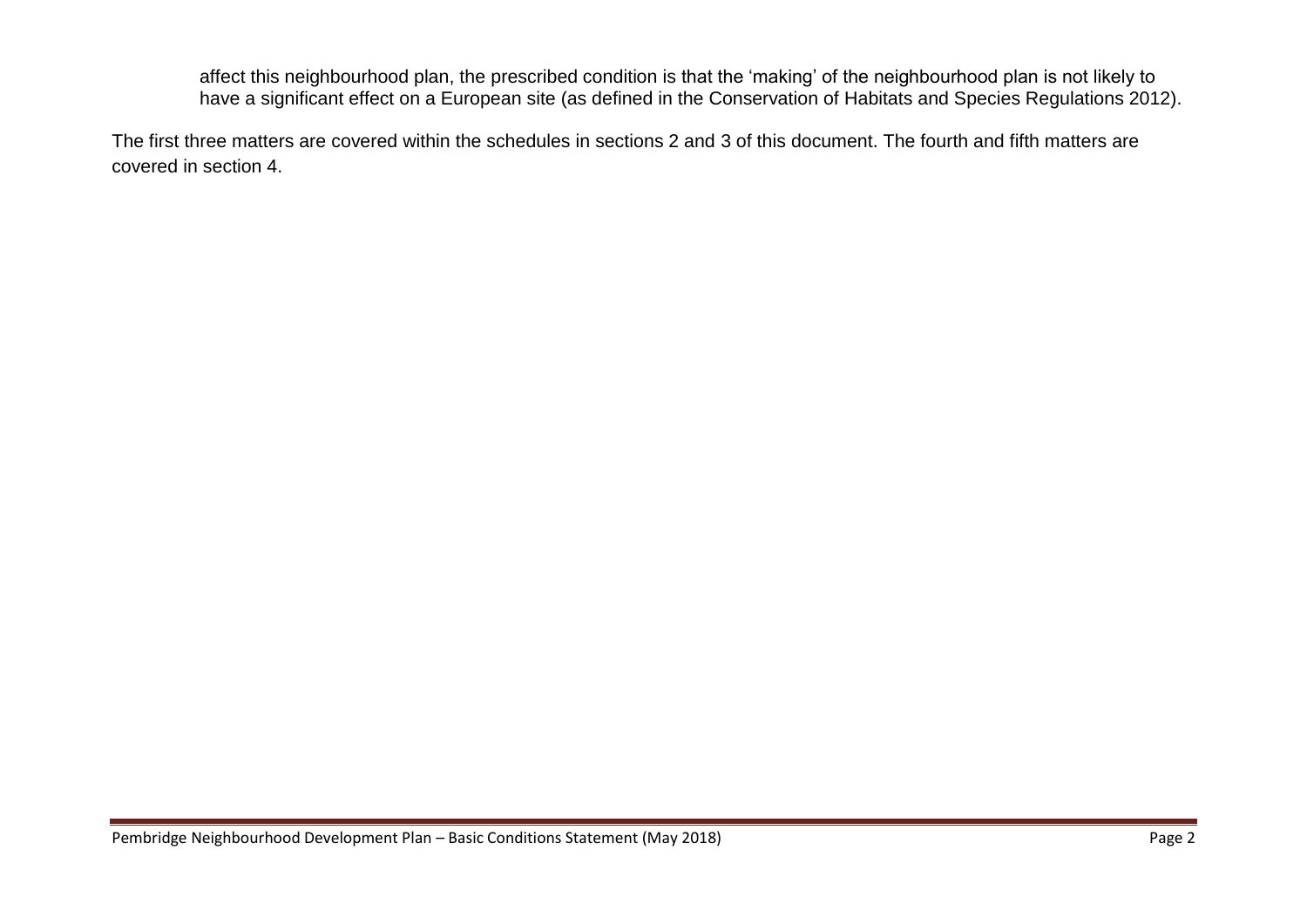affect this neighbourhood plan, the prescribed condition is that the 'making' of the neighbourhood plan is not likely to have a significant effect on a European site (as defined in the Conservation of Habitats and Species Regulations 2012).

The first three matters are covered within the schedules in sections 2 and 3 of this document. The fourth and fifth matters are covered in section 4.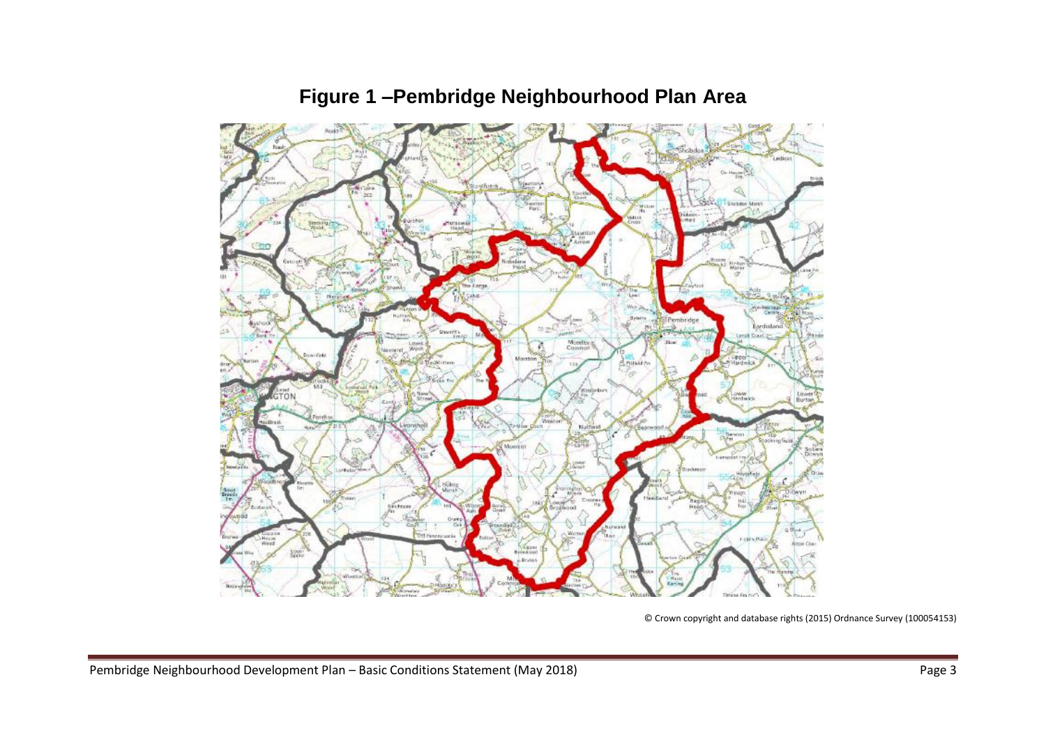## Figure 1 –Pembridge Neighbourhood Plan Area

© Crown copyright and database rights (2015) Ordnance Survey (100054153)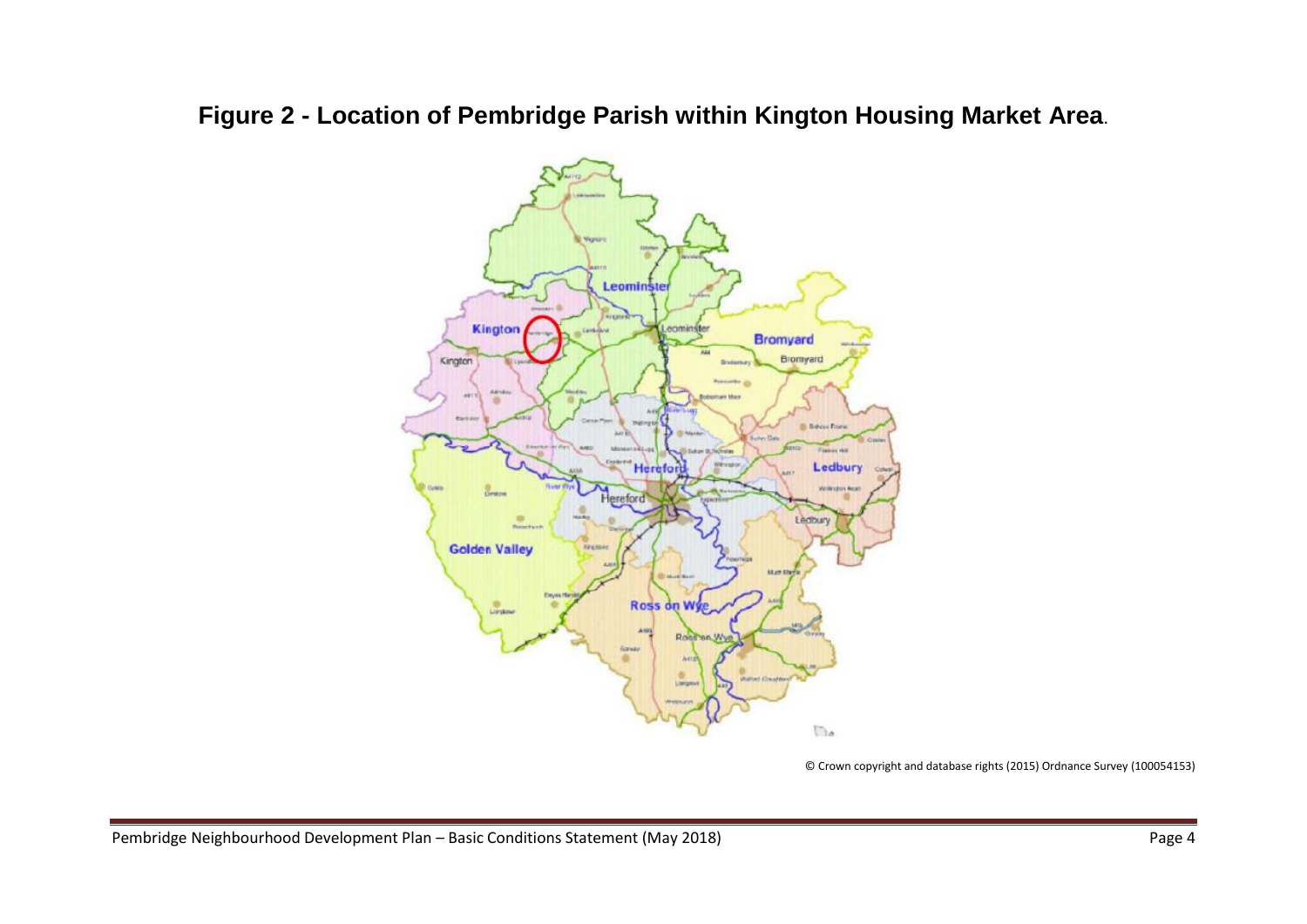# Figure 2 - Location of Pembridge Parish within Kington Housing Market Area.

© Crown copyright and database rights (2015) Ordnance Survey (100054153)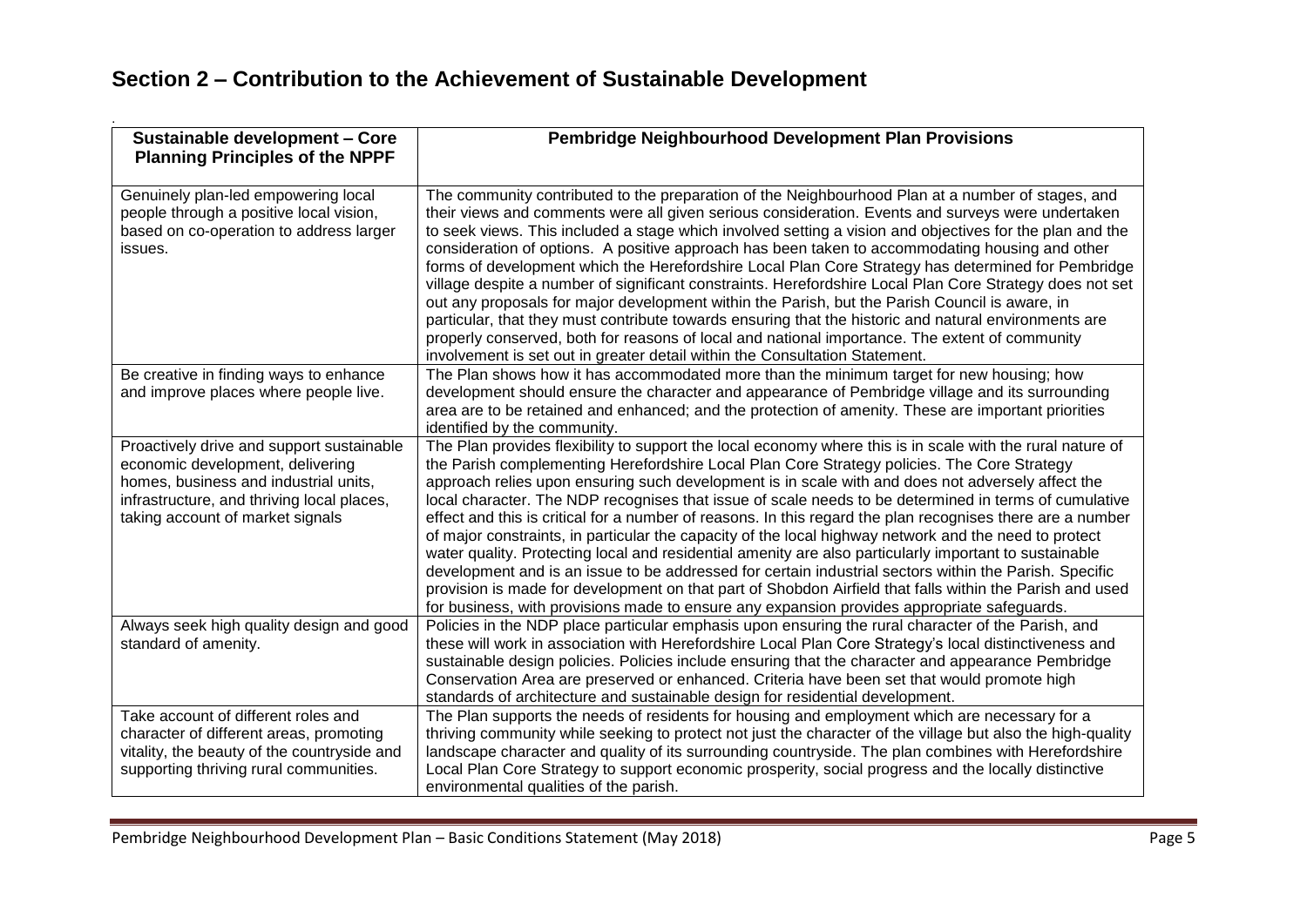## Section 2 – Contribution to the Achievement of Sustainable Development

| Sustainable development – Core Planning Principles of the NPPF | Pembridge Neighbourhood Development Plan Provisions |
|---|---|
| Genuinely plan-led empowering local people through a positive local vision, based on co-operation to address larger issues. | The community contributed to the preparation of the Neighbourhood Plan at a number of stages, and their views and comments were all given serious consideration. Events and surveys were undertaken to seek views. This included a stage which involved setting a vision and objectives for the plan and the consideration of options. A positive approach has been taken to accommodating housing and other forms of development which the Herefordshire Local Plan Core Strategy has determined for Pembridge village despite a number of significant constraints. Herefordshire Local Plan Core Strategy does not set out any proposals for major development within the Parish, but the Parish Council is aware, in particular, that they must contribute towards ensuring that the historic and natural environments are properly conserved, both for reasons of local and national importance. The extent of community involvement is set out in greater detail within the Consultation Statement. |
| Be creative in finding ways to enhance and improve places where people live. | The Plan shows how it has accommodated more than the minimum target for new housing; how development should ensure the character and appearance of Pembridge village and its surrounding area are to be retained and enhanced; and the protection of amenity. These are important priorities identified by the community. |
| Proactively drive and support sustainable economic development, delivering homes, business and industrial units, infrastructure, and thriving local places, taking account of market signals | The Plan provides flexibility to support the local economy where this is in scale with the rural nature of the Parish complementing Herefordshire Local Plan Core Strategy policies. The Core Strategy approach relies upon ensuring such development is in scale with and does not adversely affect the local character. The NDP recognises that issue of scale needs to be determined in terms of cumulative effect and this is critical for a number of reasons. In this regard the plan recognises there are a number of major constraints, in particular the capacity of the local highway network and the need to protect water quality. Protecting local and residential amenity are also particularly important to sustainable development and is an issue to be addressed for certain industrial sectors within the Parish. Specific provision is made for development on that part of Shobdon Airfield that falls within the Parish and used for business, with provisions made to ensure any expansion provides appropriate safeguards. |
| Always seek high quality design and good standard of amenity. | Policies in the NDP place particular emphasis upon ensuring the rural character of the Parish, and these will work in association with Herefordshire Local Plan Core Strategy's local distinctiveness and sustainable design policies. Policies include ensuring that the character and appearance Pembridge Conservation Area are preserved or enhanced. Criteria have been set that would promote high standards of architecture and sustainable design for residential development. |
| Take account of different roles and character of different areas, promoting vitality, the beauty of the countryside and supporting thriving rural communities. | The Plan supports the needs of residents for housing and employment which are necessary for a thriving community while seeking to protect not just the character of the village but also the high-quality landscape character and quality of its surrounding countryside. The plan combines with Herefordshire Local Plan Core Strategy to support economic prosperity, social progress and the locally distinctive environmental qualities of the parish. |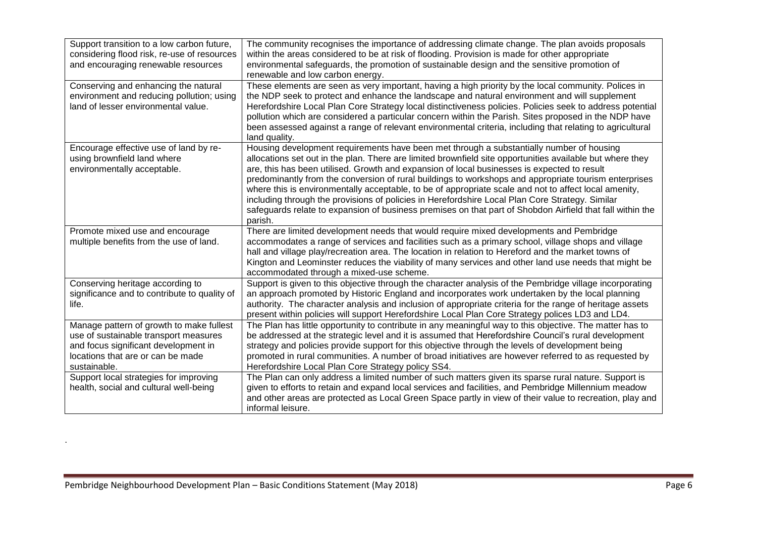| | |
|---|---|
| Support transition to a low carbon future, considering flood risk, re-use of resources and encouraging renewable resources | The community recognises the importance of addressing climate change. The plan avoids proposals within the areas considered to be at risk of flooding. Provision is made for other appropriate environmental safeguards, the promotion of sustainable design and the sensitive promotion of renewable and low carbon energy. |
| Conserving and enhancing the natural environment and reducing pollution; using land of lesser environmental value. | These elements are seen as very important, having a high priority by the local community. Polices in the NDP seek to protect and enhance the landscape and natural environment and will supplement Herefordshire Local Plan Core Strategy local distinctiveness policies. Policies seek to address potential pollution which are considered a particular concern within the Parish. Sites proposed in the NDP have been assessed against a range of relevant environmental criteria, including that relating to agricultural land quality. |
| Encourage effective use of land by re-using brownfield land where environmentally acceptable. | Housing development requirements have been met through a substantially number of housing allocations set out in the plan. There are limited brownfield site opportunities available but where they are, this has been utilised. Growth and expansion of local businesses is expected to result predominantly from the conversion of rural buildings to workshops and appropriate tourism enterprises where this is environmentally acceptable, to be of appropriate scale and not to affect local amenity, including through the provisions of policies in Herefordshire Local Plan Core Strategy. Similar safeguards relate to expansion of business premises on that part of Shobdon Airfield that fall within the parish. |
| Promote mixed use and encourage multiple benefits from the use of land. | There are limited development needs that would require mixed developments and Pembridge accommodates a range of services and facilities such as a primary school, village shops and village hall and village play/recreation area. The location in relation to Hereford and the market towns of Kington and Leominster reduces the viability of many services and other land use needs that might be accommodated through a mixed-use scheme. |
| Conserving heritage according to significance and to contribute to quality of life. | Support is given to this objective through the character analysis of the Pembridge village incorporating an approach promoted by Historic England and incorporates work undertaken by the local planning authority. The character analysis and inclusion of appropriate criteria for the range of heritage assets present within policies will support Herefordshire Local Plan Core Strategy polices LD3 and LD4. |
| Manage pattern of growth to make fullest use of sustainable transport measures and focus significant development in locations that are or can be made sustainable. | The Plan has little opportunity to contribute in any meaningful way to this objective. The matter has to be addressed at the strategic level and it is assumed that Herefordshire Council's rural development strategy and policies provide support for this objective through the levels of development being promoted in rural communities. A number of broad initiatives are however referred to as requested by Herefordshire Local Plan Core Strategy policy SS4. |
| Support local strategies for improving health, social and cultural well-being | The Plan can only address a limited number of such matters given its sparse rural nature. Support is given to efforts to retain and expand local services and facilities, and Pembridge Millennium meadow and other areas are protected as Local Green Space partly in view of their value to recreation, play and informal leisure. |

.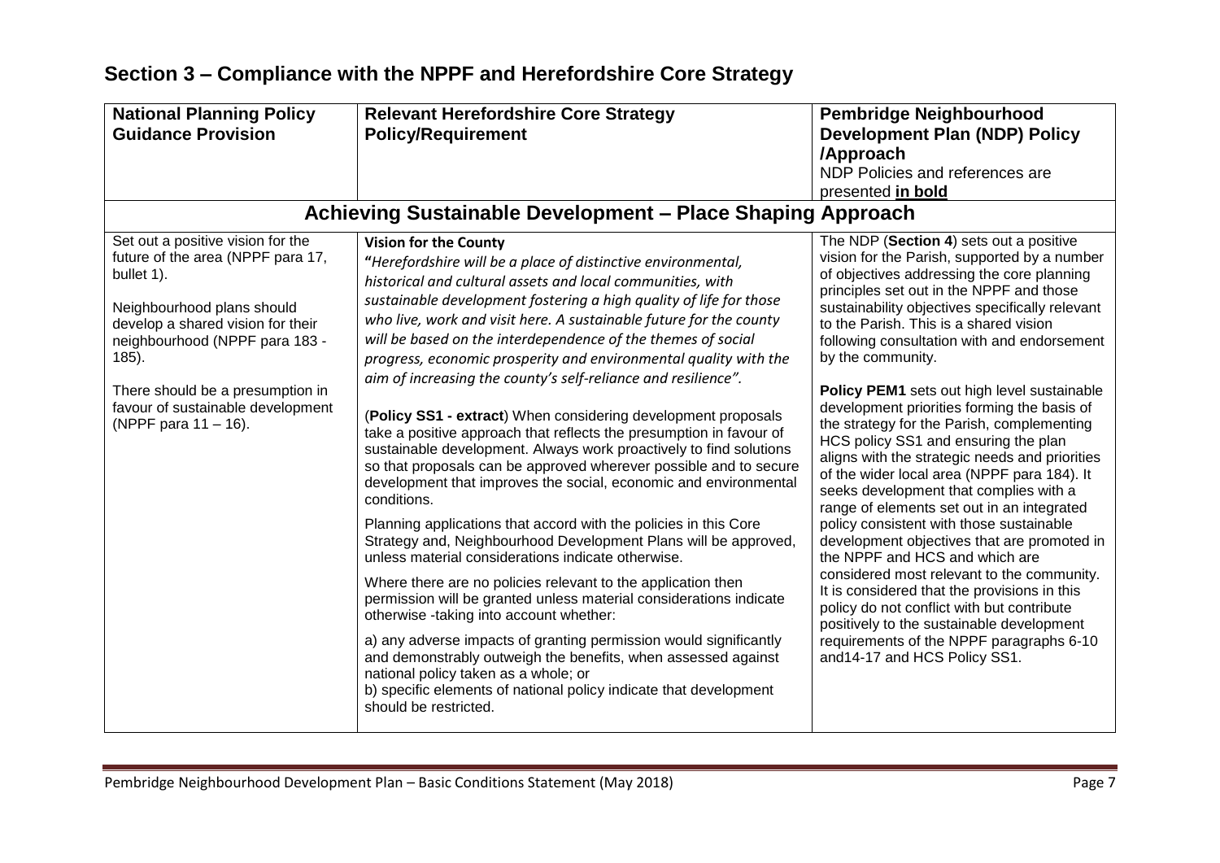## Section 3 – Compliance with the NPPF and Herefordshire Core Strategy

| National Planning Policy Guidance Provision | Relevant Herefordshire Core Strategy Policy/Requirement | Pembridge Neighbourhood Development Plan (NDP) Policy /Approach<br>NDP Policies and references are presented **in bold** |
|---|---|---|
| **Achieving Sustainable Development – Place Shaping Approach** | | |
| Set out a positive vision for the future of the area (NPPF para 17, bullet 1).<br><br>Neighbourhood plans should develop a shared vision for their neighbourhood (NPPF para 183 - 185).<br><br>There should be a presumption in favour of sustainable development (NPPF para 11 – 16). | **Vision for the County**<br>"*Herefordshire will be a place of distinctive environmental, historical and cultural assets and local communities, with sustainable development fostering a high quality of life for those who live, work and visit here. A sustainable future for the county will be based on the interdependence of the themes of social progress, economic prosperity and environmental quality with the aim of increasing the county's self-reliance and resilience"*.<br><br>(**Policy SS1 - extract**) When considering development proposals take a positive approach that reflects the presumption in favour of sustainable development. Always work proactively to find solutions so that proposals can be approved wherever possible and to secure development that improves the social, economic and environmental conditions.<br><br>Planning applications that accord with the policies in this Core Strategy and, Neighbourhood Development Plans will be approved, unless material considerations indicate otherwise.<br><br>Where there are no policies relevant to the application then permission will be granted unless material considerations indicate otherwise -taking into account whether:<br><br>a) any adverse impacts of granting permission would significantly and demonstrably outweigh the benefits, when assessed against national policy taken as a whole; or<br>b) specific elements of national policy indicate that development should be restricted. | The NDP (**Section 4**) sets out a positive vision for the Parish, supported by a number of objectives addressing the core planning principles set out in the NPPF and those sustainability objectives specifically relevant to the Parish. This is a shared vision following consultation with and endorsement by the community.<br><br>**Policy PEM1** sets out high level sustainable development priorities forming the basis of the strategy for the Parish, complementing HCS policy SS1 and ensuring the plan aligns with the strategic needs and priorities of the wider local area (NPPF para 184). It seeks development that complies with a range of elements set out in an integrated policy consistent with those sustainable development objectives that are promoted in the NPPF and HCS and which are considered most relevant to the community. It is considered that the provisions in this policy do not conflict with but contribute positively to the sustainable development requirements of the NPPF paragraphs 6-10 and14-17 and HCS Policy SS1. |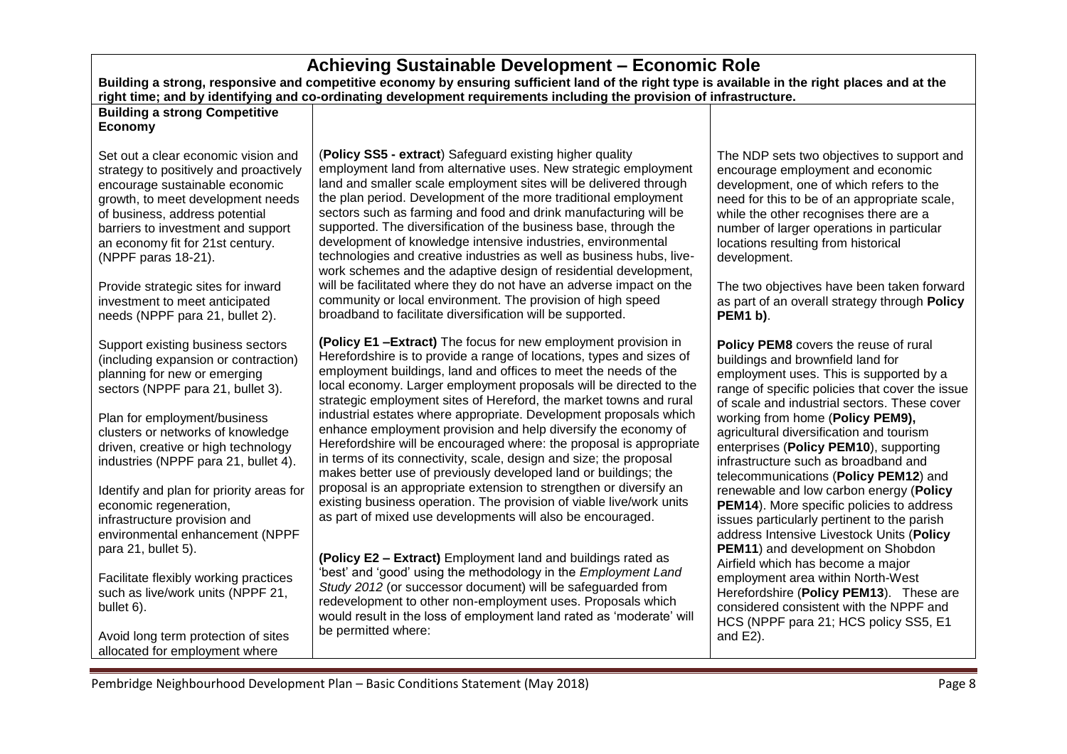## Achieving Sustainable Development – Economic Role

**Building a strong, responsive and competitive economy by ensuring sufficient land of the right type is available in the right places and at the right time; and by identifying and co-ordinating development requirements including the provision of infrastructure.**

| **Building a strong Competitive Economy** | | |
|---|---|---|
| Set out a clear economic vision and strategy to positively and proactively encourage sustainable economic growth, to meet development needs of business, address potential barriers to investment and support an economy fit for 21st century. (NPPF paras 18-21).<br><br>Provide strategic sites for inward investment to meet anticipated needs (NPPF para 21, bullet 2).<br><br>Support existing business sectors (including expansion or contraction) planning for new or emerging sectors (NPPF para 21, bullet 3).<br><br>Plan for employment/business clusters or networks of knowledge driven, creative or high technology industries (NPPF para 21, bullet 4).<br><br>Identify and plan for priority areas for economic regeneration, infrastructure provision and environmental enhancement (NPPF para 21, bullet 5).<br><br>Facilitate flexibly working practices such as live/work units (NPPF 21, bullet 6).<br><br>Avoid long term protection of sites allocated for employment where | (**Policy SS5 - extract**) Safeguard existing higher quality employment land from alternative uses. New strategic employment land and smaller scale employment sites will be delivered through the plan period. Development of the more traditional employment sectors such as farming and food and drink manufacturing will be supported. The diversification of the business base, through the development of knowledge intensive industries, environmental technologies and creative industries as well as business hubs, live-work schemes and the adaptive design of residential development, will be facilitated where they do not have an adverse impact on the community or local environment. The provision of high speed broadband to facilitate diversification will be supported.<br><br>**(Policy E1 –Extract)** The focus for new employment provision in Herefordshire is to provide a range of locations, types and sizes of employment buildings, land and offices to meet the needs of the local economy. Larger employment proposals will be directed to the strategic employment sites of Hereford, the market towns and rural industrial estates where appropriate. Development proposals which enhance employment provision and help diversify the economy of Herefordshire will be encouraged where: the proposal is appropriate in terms of its connectivity, scale, design and size; the proposal makes better use of previously developed land or buildings; the proposal is an appropriate extension to strengthen or diversify an existing business operation. The provision of viable live/work units as part of mixed use developments will also be encouraged.<br><br>**(Policy E2 – Extract)** Employment land and buildings rated as 'best' and 'good' using the methodology in the *Employment Land Study 2012* (or successor document) will be safeguarded from redevelopment to other non-employment uses. Proposals which would result in the loss of employment land rated as 'moderate' will be permitted where: | The NDP sets two objectives to support and encourage employment and economic development, one of which refers to the need for this to be of an appropriate scale, while the other recognises there are a number of larger operations in particular locations resulting from historical development.<br><br>The two objectives have been taken forward as part of an overall strategy through **Policy PEM1 b)**.<br><br>**Policy PEM8** covers the reuse of rural buildings and brownfield land for employment uses. This is supported by a range of specific policies that cover the issue of scale and industrial sectors. These cover working from home (**Policy PEM9),** agricultural diversification and tourism enterprises (**Policy PEM10**), supporting infrastructure such as broadband and telecommunications (**Policy PEM12**) and renewable and low carbon energy (**Policy PEM14**). More specific policies to address issues particularly pertinent to the parish address Intensive Livestock Units (**Policy PEM11**) and development on Shobdon Airfield which has become a major employment area within North-West Herefordshire (**Policy PEM13**). These are considered consistent with the NPPF and HCS (NPPF para 21; HCS policy SS5, E1 and E2). |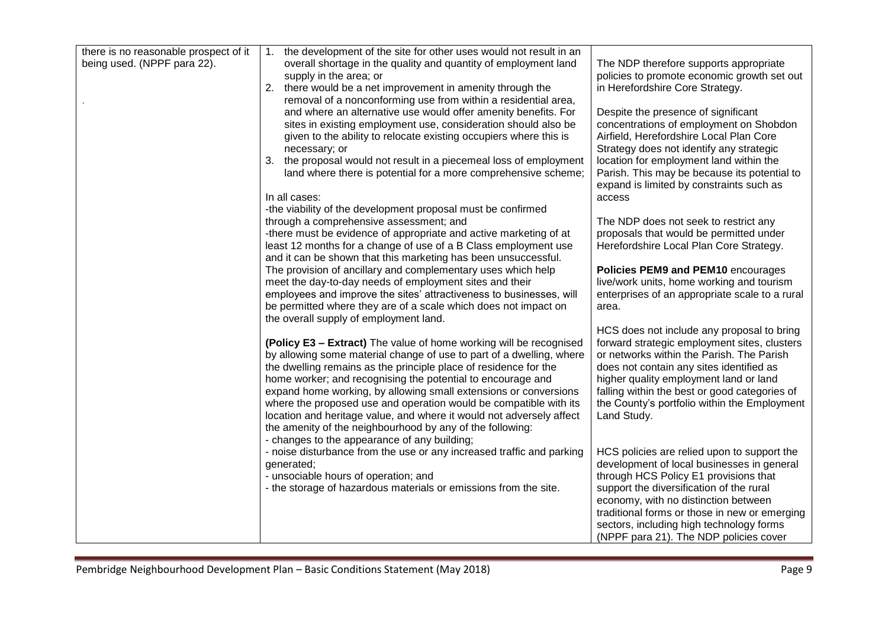| | | |
|---|---|---|
| there is no reasonable prospect of it being used. (NPPF para 22).<br><br>. | 1. the development of the site for other uses would not result in an overall shortage in the quality and quantity of employment land supply in the area; or<br>2. there would be a net improvement in amenity through the removal of a nonconforming use from within a residential area, and where an alternative use would offer amenity benefits. For sites in existing employment use, consideration should also be given to the ability to relocate existing occupiers where this is necessary; or<br>3. the proposal would not result in a piecemeal loss of employment land where there is potential for a more comprehensive scheme;<br><br>In all cases:<br>-the viability of the development proposal must be confirmed through a comprehensive assessment; and<br>-there must be evidence of appropriate and active marketing of at least 12 months for a change of use of a B Class employment use and it can be shown that this marketing has been unsuccessful.<br>The provision of ancillary and complementary uses which help meet the day-to-day needs of employment sites and their employees and improve the sites' attractiveness to businesses, will be permitted where they are of a scale which does not impact on the overall supply of employment land.<br><br>**(Policy E3 – Extract)** The value of home working will be recognised by allowing some material change of use to part of a dwelling, where the dwelling remains as the principle place of residence for the home worker; and recognising the potential to encourage and expand home working, by allowing small extensions or conversions where the proposed use and operation would be compatible with its location and heritage value, and where it would not adversely affect the amenity of the neighbourhood by any of the following:<br>- changes to the appearance of any building;<br>- noise disturbance from the use or any increased traffic and parking generated;<br>- unsociable hours of operation; and<br>- the storage of hazardous materials or emissions from the site. | The NDP therefore supports appropriate policies to promote economic growth set out in Herefordshire Core Strategy.<br><br>Despite the presence of significant concentrations of employment on Shobdon Airfield, Herefordshire Local Plan Core Strategy does not identify any strategic location for employment land within the Parish. This may be because its potential to expand is limited by constraints such as access<br><br>The NDP does not seek to restrict any proposals that would be permitted under Herefordshire Local Plan Core Strategy.<br><br>**Policies PEM9 and PEM10** encourages live/work units, home working and tourism enterprises of an appropriate scale to a rural area.<br><br>HCS does not include any proposal to bring forward strategic employment sites, clusters or networks within the Parish. The Parish does not contain any sites identified as higher quality employment land or land falling within the best or good categories of the County's portfolio within the Employment Land Study.<br><br>HCS policies are relied upon to support the development of local businesses in general through HCS Policy E1 provisions that support the diversification of the rural economy, with no distinction between traditional forms or those in new or emerging sectors, including high technology forms (NPPF para 21). The NDP policies cover |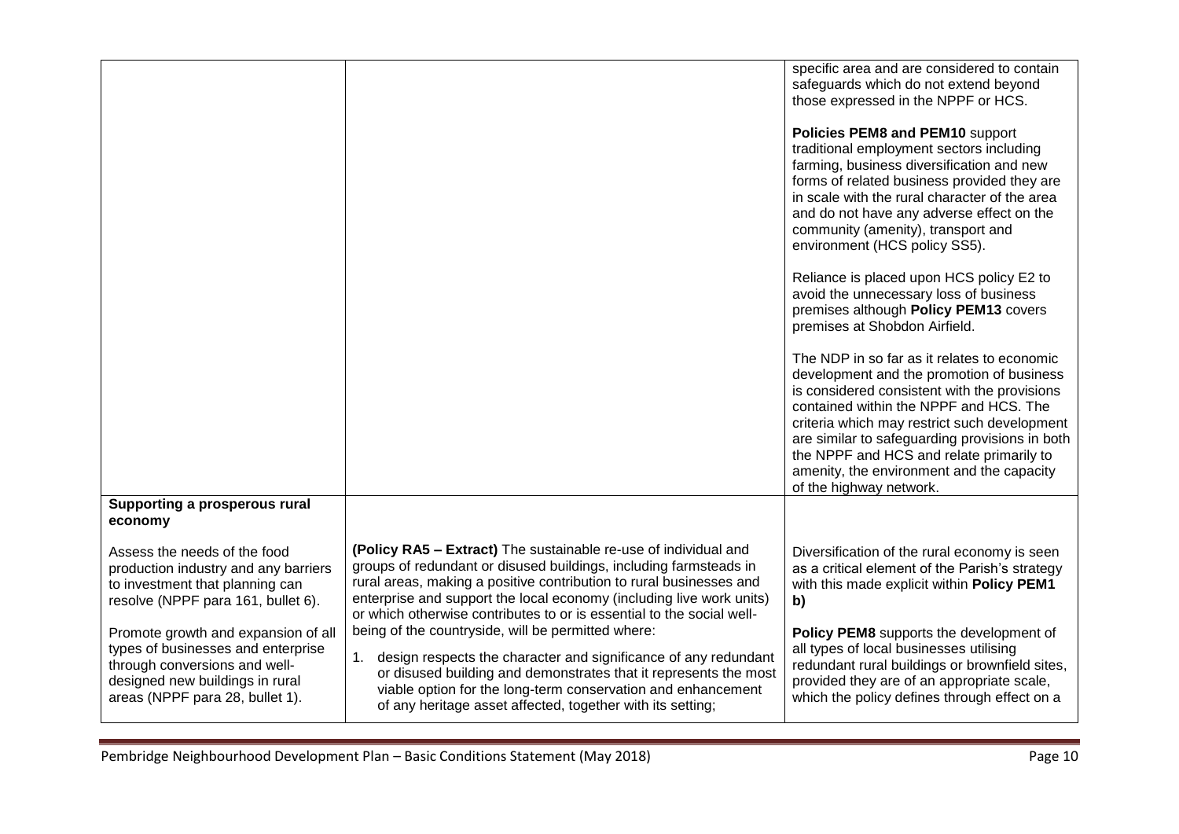| | | |
|---|---|---|
| | | specific area and are considered to contain safeguards which do not extend beyond those expressed in the NPPF or HCS.<br><br>**Policies PEM8 and PEM10** support traditional employment sectors including farming, business diversification and new forms of related business provided they are in scale with the rural character of the area and do not have any adverse effect on the community (amenity), transport and environment (HCS policy SS5).<br><br>Reliance is placed upon HCS policy E2 to avoid the unnecessary loss of business premises although **Policy PEM13** covers premises at Shobdon Airfield.<br><br>The NDP in so far as it relates to economic development and the promotion of business is considered consistent with the provisions contained within the NPPF and HCS. The criteria which may restrict such development are similar to safeguarding provisions in both the NPPF and HCS and relate primarily to amenity, the environment and the capacity of the highway network. |
| **Supporting a prosperous rural economy**<br><br>Assess the needs of the food production industry and any barriers to investment that planning can resolve (NPPF para 161, bullet 6).<br><br>Promote growth and expansion of all types of businesses and enterprise through conversions and well-designed new buildings in rural areas (NPPF para 28, bullet 1). | **(Policy RA5 – Extract)** The sustainable re-use of individual and groups of redundant or disused buildings, including farmsteads in rural areas, making a positive contribution to rural businesses and enterprise and support the local economy (including live work units) or which otherwise contributes to or is essential to the social well-being of the countryside, will be permitted where:<br><br>1. design respects the character and significance of any redundant or disused building and demonstrates that it represents the most viable option for the long-term conservation and enhancement of any heritage asset affected, together with its setting; | Diversification of the rural economy is seen as a critical element of the Parish's strategy with this made explicit within **Policy PEM1 b)**<br><br>**Policy PEM8** supports the development of all types of local businesses utilising redundant rural buildings or brownfield sites, provided they are of an appropriate scale, which the policy defines through effect on a |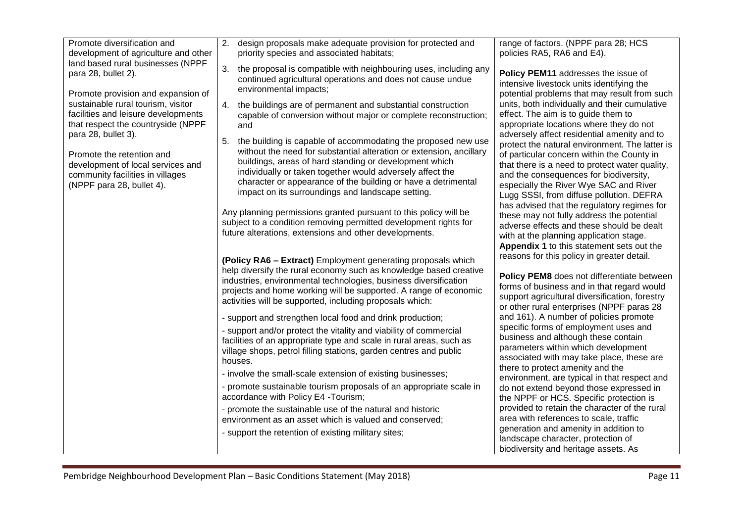| | | |
|---|---|---|
| Promote diversification and development of agriculture and other land based rural businesses (NPPF para 28, bullet 2).<br><br>Promote provision and expansion of sustainable rural tourism, visitor facilities and leisure developments that respect the countryside (NPPF para 28, bullet 3).<br><br>Promote the retention and development of local services and community facilities in villages (NPPF para 28, bullet 4). | 2. design proposals make adequate provision for protected and priority species and associated habitats;<br>3. the proposal is compatible with neighbouring uses, including any continued agricultural operations and does not cause undue environmental impacts;<br>4. the buildings are of permanent and substantial construction capable of conversion without major or complete reconstruction; and<br>5. the building is capable of accommodating the proposed new use without the need for substantial alteration or extension, ancillary buildings, areas of hard standing or development which individually or taken together would adversely affect the character or appearance of the building or have a detrimental impact on its surroundings and landscape setting.<br><br>Any planning permissions granted pursuant to this policy will be subject to a condition removing permitted development rights for future alterations, extensions and other developments.<br><br>**(Policy RA6 – Extract)** Employment generating proposals which help diversify the rural economy such as knowledge based creative industries, environmental technologies, business diversification projects and home working will be supported. A range of economic activities will be supported, including proposals which:<br><br>- support and strengthen local food and drink production;<br>- support and/or protect the vitality and viability of commercial facilities of an appropriate type and scale in rural areas, such as village shops, petrol filling stations, garden centres and public houses.<br>- involve the small-scale extension of existing businesses;<br>- promote sustainable tourism proposals of an appropriate scale in accordance with Policy E4 -Tourism;<br>- promote the sustainable use of the natural and historic environment as an asset which is valued and conserved;<br>- support the retention of existing military sites; | range of factors. (NPPF para 28; HCS policies RA5, RA6 and E4).<br><br>**Policy PEM11** addresses the issue of intensive livestock units identifying the potential problems that may result from such units, both individually and their cumulative effect. The aim is to guide them to appropriate locations where they do not adversely affect residential amenity and to protect the natural environment. The latter is of particular concern within the County in that there is a need to protect water quality, and the consequences for biodiversity, especially the River Wye SAC and River Lugg SSSI, from diffuse pollution. DEFRA has advised that the regulatory regimes for these may not fully address the potential adverse effects and these should be dealt with at the planning application stage. **Appendix 1** to this statement sets out the reasons for this policy in greater detail.<br><br>**Policy PEM8** does not differentiate between forms of business and in that regard would support agricultural diversification, forestry or other rural enterprises (NPPF paras 28 and 161). A number of policies promote specific forms of employment uses and business and although these contain parameters within which development associated with may take place, these are there to protect amenity and the environment, are typical in that respect and do not extend beyond those expressed in the NPPF or HCS. Specific protection is provided to retain the character of the rural area with references to scale, traffic generation and amenity in addition to landscape character, protection of biodiversity and heritage assets. As |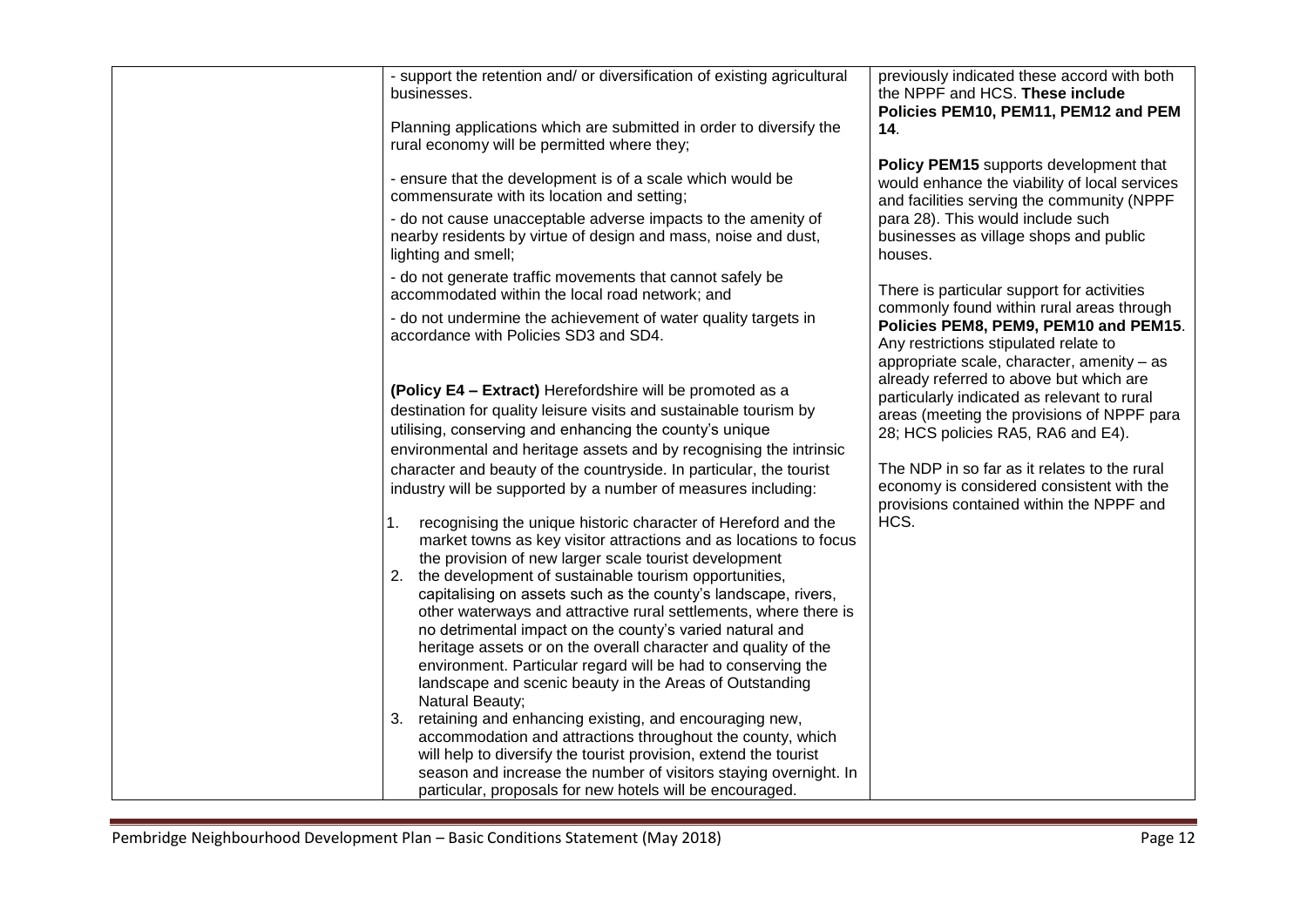|  |  |  |
|---|---|---|
|  | - support the retention and/ or diversification of existing agricultural businesses.<br><br>Planning applications which are submitted in order to diversify the rural economy will be permitted where they;<br><br>- ensure that the development is of a scale which would be commensurate with its location and setting;<br><br>- do not cause unacceptable adverse impacts to the amenity of nearby residents by virtue of design and mass, noise and dust, lighting and smell;<br><br>- do not generate traffic movements that cannot safely be accommodated within the local road network; and<br><br>- do not undermine the achievement of water quality targets in accordance with Policies SD3 and SD4.<br><br>**(Policy E4 – Extract)** Herefordshire will be promoted as a destination for quality leisure visits and sustainable tourism by utilising, conserving and enhancing the county's unique environmental and heritage assets and by recognising the intrinsic character and beauty of the countryside. In particular, the tourist industry will be supported by a number of measures including:<br><br>1. recognising the unique historic character of Hereford and the market towns as key visitor attractions and as locations to focus the provision of new larger scale tourist development<br>2. the development of sustainable tourism opportunities, capitalising on assets such as the county's landscape, rivers, other waterways and attractive rural settlements, where there is no detrimental impact on the county's varied natural and heritage assets or on the overall character and quality of the environment. Particular regard will be had to conserving the landscape and scenic beauty in the Areas of Outstanding Natural Beauty;<br>3. retaining and enhancing existing, and encouraging new, accommodation and attractions throughout the county, which will help to diversify the tourist provision, extend the tourist season and increase the number of visitors staying overnight. In particular, proposals for new hotels will be encouraged. | previously indicated these accord with both the NPPF and HCS. **These include Policies PEM10, PEM11, PEM12 and PEM 14**.<br><br>**Policy PEM15** supports development that would enhance the viability of local services and facilities serving the community (NPPF para 28). This would include such businesses as village shops and public houses.<br><br>There is particular support for activities commonly found within rural areas through **Policies PEM8, PEM9, PEM10 and PEM15**. Any restrictions stipulated relate to appropriate scale, character, amenity – as already referred to above but which are particularly indicated as relevant to rural areas (meeting the provisions of NPPF para 28; HCS policies RA5, RA6 and E4).<br><br>The NDP in so far as it relates to the rural economy is considered consistent with the provisions contained within the NPPF and HCS. |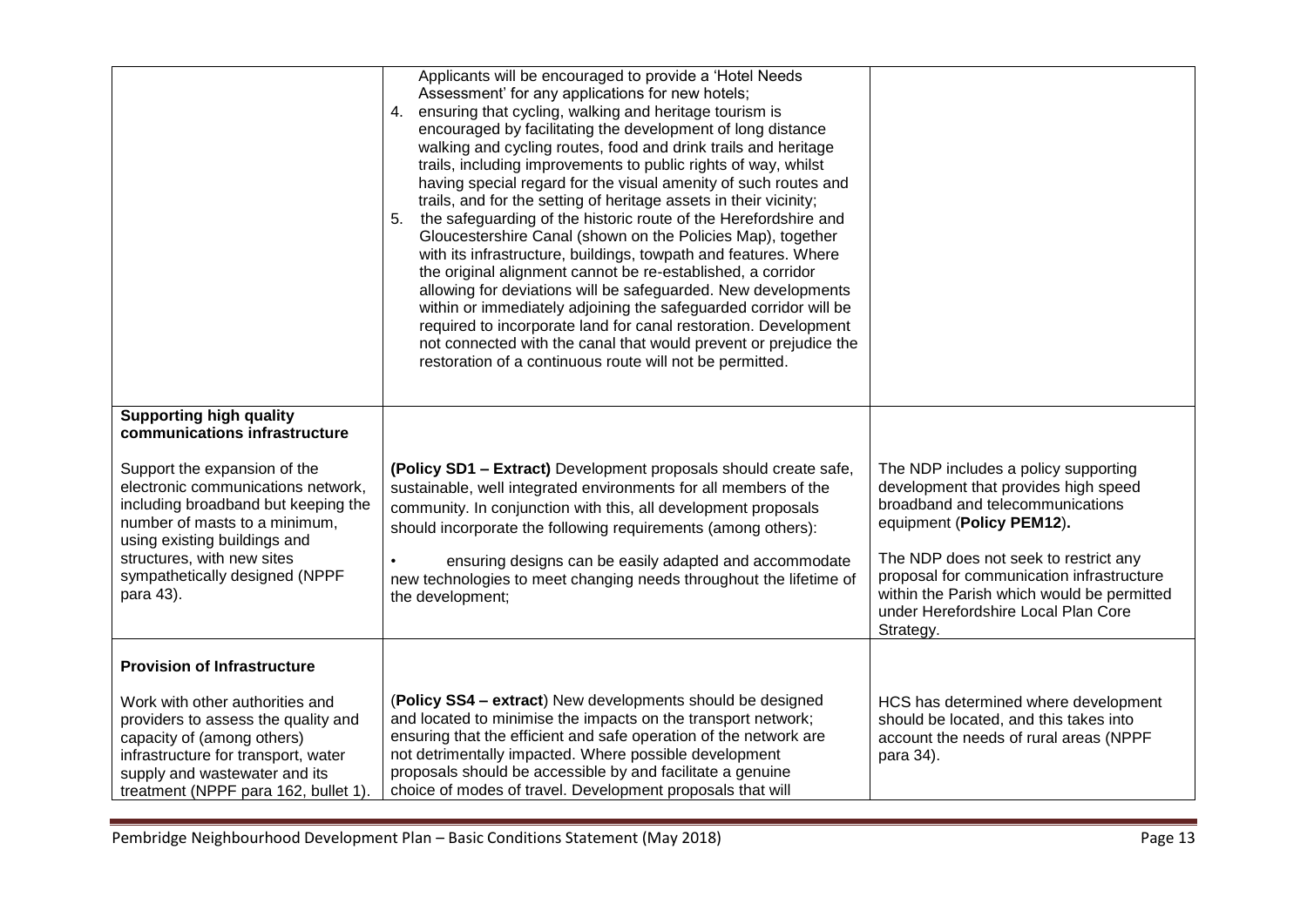| | | |
|---|---|---|
| | Applicants will be encouraged to provide a 'Hotel Needs Assessment' for any applications for new hotels;<br>4. ensuring that cycling, walking and heritage tourism is encouraged by facilitating the development of long distance walking and cycling routes, food and drink trails and heritage trails, including improvements to public rights of way, whilst having special regard for the visual amenity of such routes and trails, and for the setting of heritage assets in their vicinity;<br>5. the safeguarding of the historic route of the Herefordshire and Gloucestershire Canal (shown on the Policies Map), together with its infrastructure, buildings, towpath and features. Where the original alignment cannot be re-established, a corridor allowing for deviations will be safeguarded. New developments within or immediately adjoining the safeguarded corridor will be required to incorporate land for canal restoration. Development not connected with the canal that would prevent or prejudice the restoration of a continuous route will not be permitted. | |
| **Supporting high quality communications infrastructure**<br><br>Support the expansion of the electronic communications network, including broadband but keeping the number of masts to a minimum, using existing buildings and structures, with new sites sympathetically designed (NPPF para 43). | **(Policy SD1 – Extract)** Development proposals should create safe, sustainable, well integrated environments for all members of the community. In conjunction with this, all development proposals should incorporate the following requirements (among others):<br><br>• ensuring designs can be easily adapted and accommodate new technologies to meet changing needs throughout the lifetime of the development; | The NDP includes a policy supporting development that provides high speed broadband and telecommunications equipment (**Policy PEM12**).<br><br>The NDP does not seek to restrict any proposal for communication infrastructure within the Parish which would be permitted under Herefordshire Local Plan Core Strategy. |
| **Provision of Infrastructure**<br><br>Work with other authorities and providers to assess the quality and capacity of (among others) infrastructure for transport, water supply and wastewater and its treatment (NPPF para 162, bullet 1). | (**Policy SS4 – extract**) New developments should be designed and located to minimise the impacts on the transport network; ensuring that the efficient and safe operation of the network are not detrimentally impacted. Where possible development proposals should be accessible by and facilitate a genuine choice of modes of travel. Development proposals that will | HCS has determined where development should be located, and this takes into account the needs of rural areas (NPPF para 34). |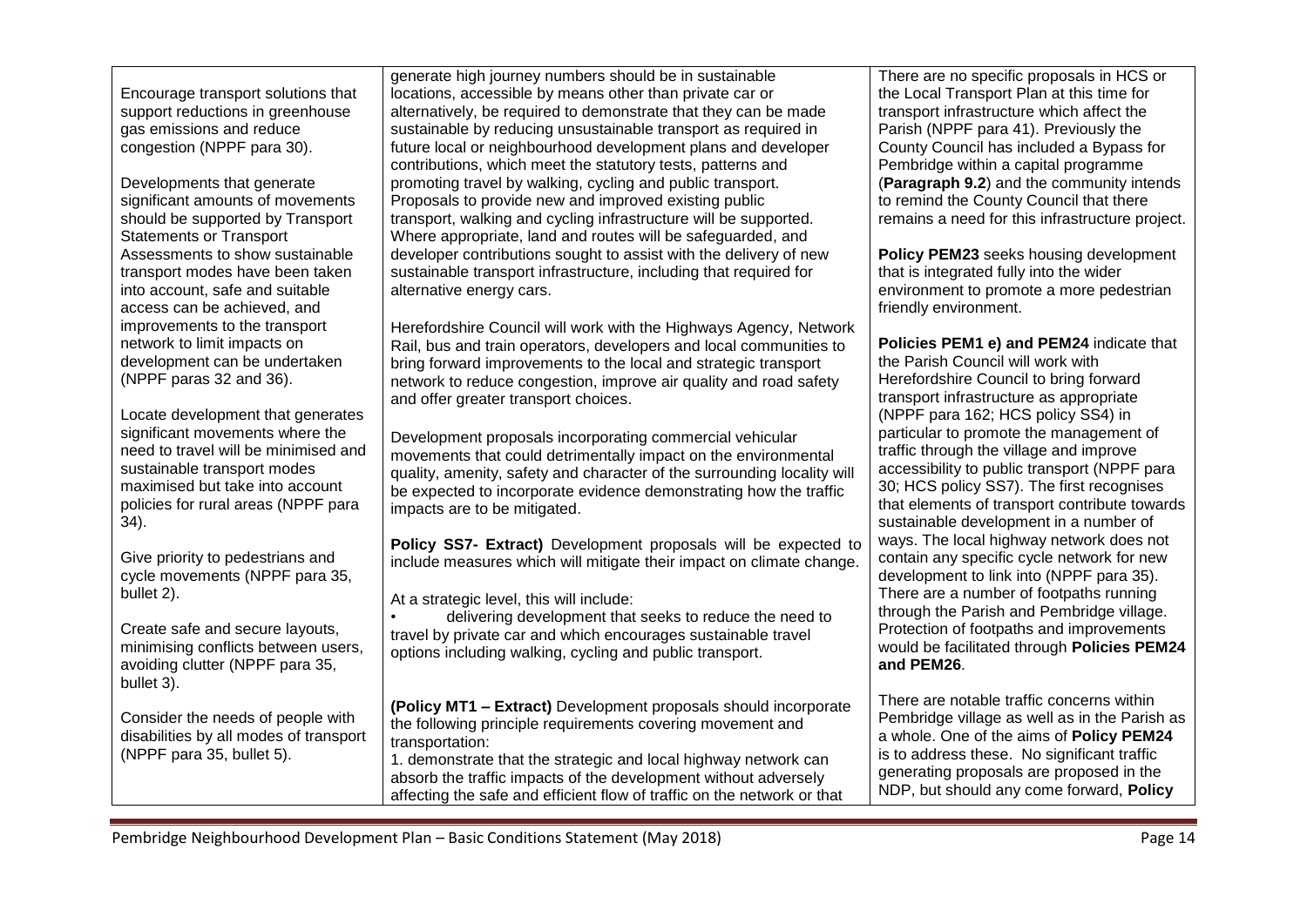| | | |
|---|---|---|
| Encourage transport solutions that support reductions in greenhouse gas emissions and reduce congestion (NPPF para 30).<br><br>Developments that generate significant amounts of movements should be supported by Transport Statements or Transport Assessments to show sustainable transport modes have been taken into account, safe and suitable access can be achieved, and improvements to the transport network to limit impacts on development can be undertaken (NPPF paras 32 and 36).<br><br>Locate development that generates significant movements where the need to travel will be minimised and sustainable transport modes maximised but take into account policies for rural areas (NPPF para 34).<br><br>Give priority to pedestrians and cycle movements (NPPF para 35, bullet 2).<br><br>Create safe and secure layouts, minimising conflicts between users, avoiding clutter (NPPF para 35, bullet 3).<br><br>Consider the needs of people with disabilities by all modes of transport (NPPF para 35, bullet 5). | generate high journey numbers should be in sustainable locations, accessible by means other than private car or alternatively, be required to demonstrate that they can be made sustainable by reducing unsustainable transport as required in future local or neighbourhood development plans and developer contributions, which meet the statutory tests, patterns and promoting travel by walking, cycling and public transport. Proposals to provide new and improved existing public transport, walking and cycling infrastructure will be supported. Where appropriate, land and routes will be safeguarded, and developer contributions sought to assist with the delivery of new sustainable transport infrastructure, including that required for alternative energy cars.<br><br>Herefordshire Council will work with the Highways Agency, Network Rail, bus and train operators, developers and local communities to bring forward improvements to the local and strategic transport network to reduce congestion, improve air quality and road safety and offer greater transport choices.<br><br>Development proposals incorporating commercial vehicular movements that could detrimentally impact on the environmental quality, amenity, safety and character of the surrounding locality will be expected to incorporate evidence demonstrating how the traffic impacts are to be mitigated.<br><br>**Policy SS7- Extract)** Development proposals will be expected to include measures which will mitigate their impact on climate change.<br><br>At a strategic level, this will include:<br>• delivering development that seeks to reduce the need to travel by private car and which encourages sustainable travel options including walking, cycling and public transport.<br><br>**(Policy MT1 – Extract)** Development proposals should incorporate the following principle requirements covering movement and transportation:<br>1. demonstrate that the strategic and local highway network can absorb the traffic impacts of the development without adversely affecting the safe and efficient flow of traffic on the network or that | There are no specific proposals in HCS or the Local Transport Plan at this time for transport infrastructure which affect the Parish (NPPF para 41). Previously the County Council has included a Bypass for Pembridge within a capital programme (**Paragraph 9.2**) and the community intends to remind the County Council that there remains a need for this infrastructure project.<br><br>**Policy PEM23** seeks housing development that is integrated fully into the wider environment to promote a more pedestrian friendly environment.<br><br>**Policies PEM1 e) and PEM24** indicate that the Parish Council will work with Herefordshire Council to bring forward transport infrastructure as appropriate (NPPF para 162; HCS policy SS4) in particular to promote the management of traffic through the village and improve accessibility to public transport (NPPF para 30; HCS policy SS7). The first recognises that elements of transport contribute towards sustainable development in a number of ways. The local highway network does not contain any specific cycle network for new development to link into (NPPF para 35). There are a number of footpaths running through the Parish and Pembridge village. Protection of footpaths and improvements would be facilitated through **Policies PEM24 and PEM26**.<br><br>There are notable traffic concerns within Pembridge village as well as in the Parish as a whole. One of the aims of **Policy PEM24** is to address these. No significant traffic generating proposals are proposed in the NDP, but should any come forward, **Policy** |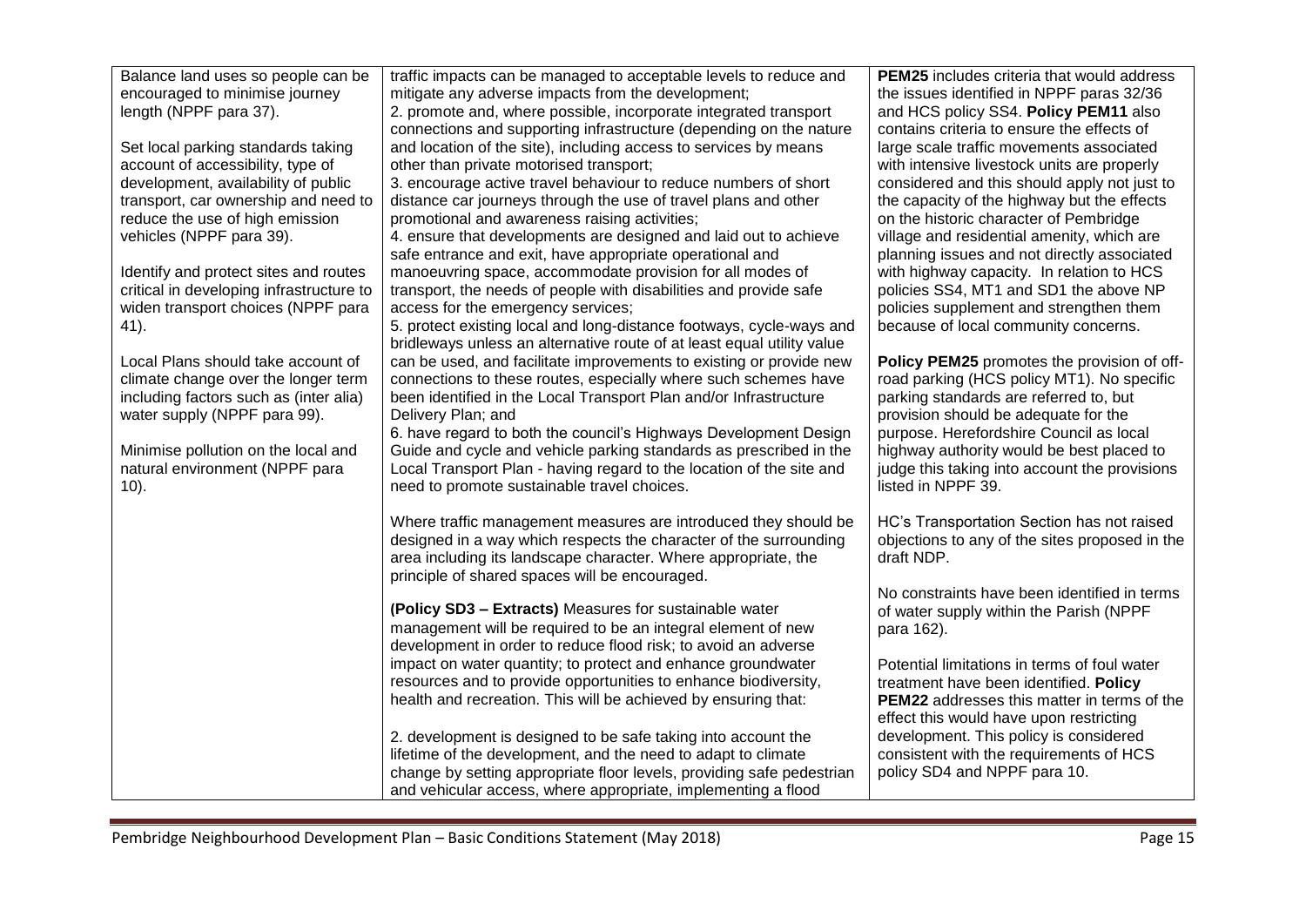| | | |
|---|---|---|
| Balance land uses so people can be encouraged to minimise journey length (NPPF para 37).<br><br>Set local parking standards taking account of accessibility, type of development, availability of public transport, car ownership and need to reduce the use of high emission vehicles (NPPF para 39).<br><br>Identify and protect sites and routes critical in developing infrastructure to widen transport choices (NPPF para 41).<br><br>Local Plans should take account of climate change over the longer term including factors such as (inter alia) water supply (NPPF para 99).<br><br>Minimise pollution on the local and natural environment (NPPF para 10). | traffic impacts can be managed to acceptable levels to reduce and mitigate any adverse impacts from the development;<br>2. promote and, where possible, incorporate integrated transport connections and supporting infrastructure (depending on the nature and location of the site), including access to services by means other than private motorised transport;<br>3. encourage active travel behaviour to reduce numbers of short distance car journeys through the use of travel plans and other promotional and awareness raising activities;<br>4. ensure that developments are designed and laid out to achieve safe entrance and exit, have appropriate operational and manoeuvring space, accommodate provision for all modes of transport, the needs of people with disabilities and provide safe access for the emergency services;<br>5. protect existing local and long-distance footways, cycle-ways and bridleways unless an alternative route of at least equal utility value can be used, and facilitate improvements to existing or provide new connections to these routes, especially where such schemes have been identified in the Local Transport Plan and/or Infrastructure Delivery Plan; and<br>6. have regard to both the council's Highways Development Design Guide and cycle and vehicle parking standards as prescribed in the Local Transport Plan - having regard to the location of the site and need to promote sustainable travel choices.<br><br>Where traffic management measures are introduced they should be designed in a way which respects the character of the surrounding area including its landscape character. Where appropriate, the principle of shared spaces will be encouraged.<br><br>**(Policy SD3 – Extracts)** Measures for sustainable water management will be required to be an integral element of new development in order to reduce flood risk; to avoid an adverse impact on water quantity; to protect and enhance groundwater resources and to provide opportunities to enhance biodiversity, health and recreation. This will be achieved by ensuring that:<br><br>2. development is designed to be safe taking into account the lifetime of the development, and the need to adapt to climate change by setting appropriate floor levels, providing safe pedestrian and vehicular access, where appropriate, implementing a flood | **PEM25** includes criteria that would address the issues identified in NPPF paras 32/36 and HCS policy SS4. **Policy PEM11** also contains criteria to ensure the effects of large scale traffic movements associated with intensive livestock units are properly considered and this should apply not just to the capacity of the highway but the effects on the historic character of Pembridge village and residential amenity, which are planning issues and not directly associated with highway capacity. In relation to HCS policies SS4, MT1 and SD1 the above NP policies supplement and strengthen them because of local community concerns.<br><br>**Policy PEM25** promotes the provision of off-road parking (HCS policy MT1). No specific parking standards are referred to, but provision should be adequate for the purpose. Herefordshire Council as local highway authority would be best placed to judge this taking into account the provisions listed in NPPF 39.<br><br>HC's Transportation Section has not raised objections to any of the sites proposed in the draft NDP.<br><br>No constraints have been identified in terms of water supply within the Parish (NPPF para 162).<br><br>Potential limitations in terms of foul water treatment have been identified. **Policy PEM22** addresses this matter in terms of the effect this would have upon restricting development. This policy is considered consistent with the requirements of HCS policy SD4 and NPPF para 10. |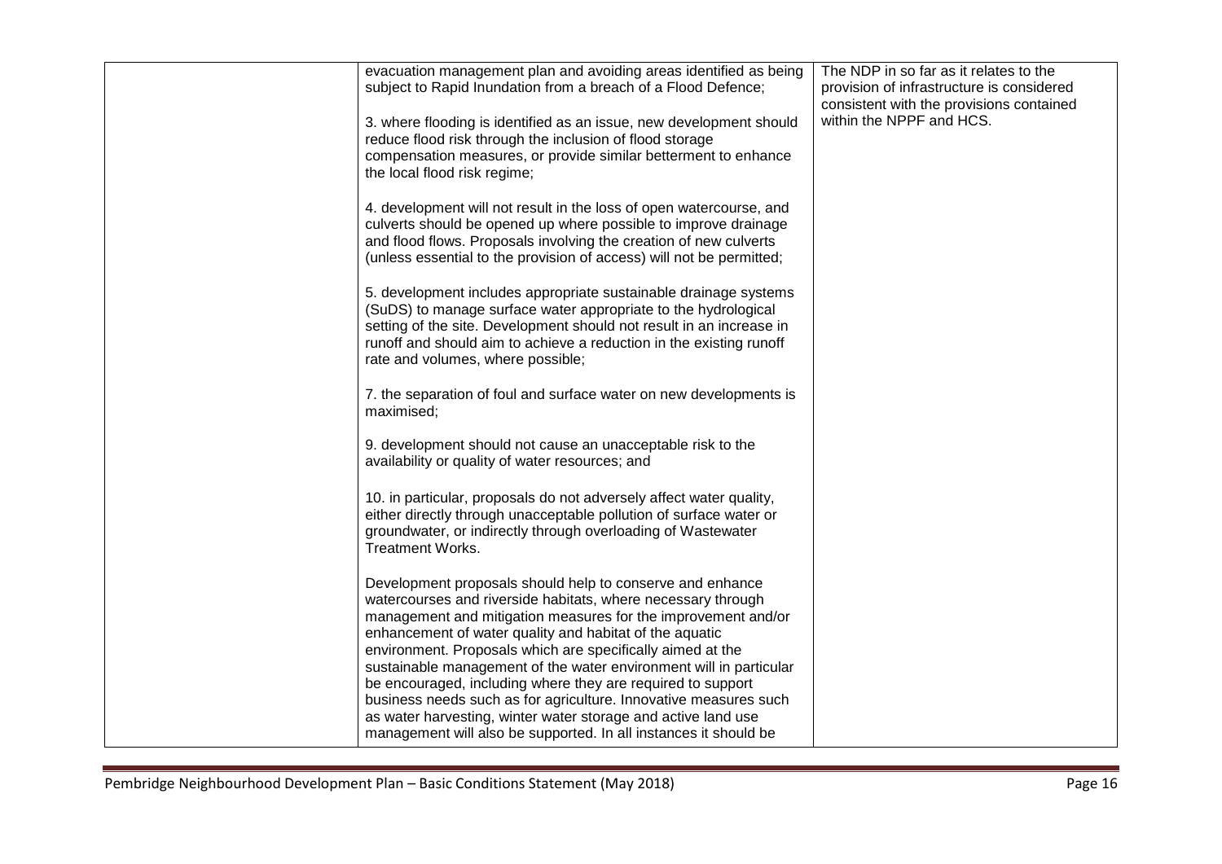| | | |
|---|---|---|
| | evacuation management plan and avoiding areas identified as being subject to Rapid Inundation from a breach of a Flood Defence;<br><br>3. where flooding is identified as an issue, new development should reduce flood risk through the inclusion of flood storage compensation measures, or provide similar betterment to enhance the local flood risk regime;<br><br>4. development will not result in the loss of open watercourse, and culverts should be opened up where possible to improve drainage and flood flows. Proposals involving the creation of new culverts (unless essential to the provision of access) will not be permitted;<br><br>5. development includes appropriate sustainable drainage systems (SuDS) to manage surface water appropriate to the hydrological setting of the site. Development should not result in an increase in runoff and should aim to achieve a reduction in the existing runoff rate and volumes, where possible;<br><br>7. the separation of foul and surface water on new developments is maximised;<br><br>9. development should not cause an unacceptable risk to the availability or quality of water resources; and<br><br>10. in particular, proposals do not adversely affect water quality, either directly through unacceptable pollution of surface water or groundwater, or indirectly through overloading of Wastewater Treatment Works.<br><br>Development proposals should help to conserve and enhance watercourses and riverside habitats, where necessary through management and mitigation measures for the improvement and/or enhancement of water quality and habitat of the aquatic environment. Proposals which are specifically aimed at the sustainable management of the water environment will in particular be encouraged, including where they are required to support business needs such as for agriculture. Innovative measures such as water harvesting, winter water storage and active land use management will also be supported. In all instances it should be | The NDP in so far as it relates to the provision of infrastructure is considered consistent with the provisions contained within the NPPF and HCS. |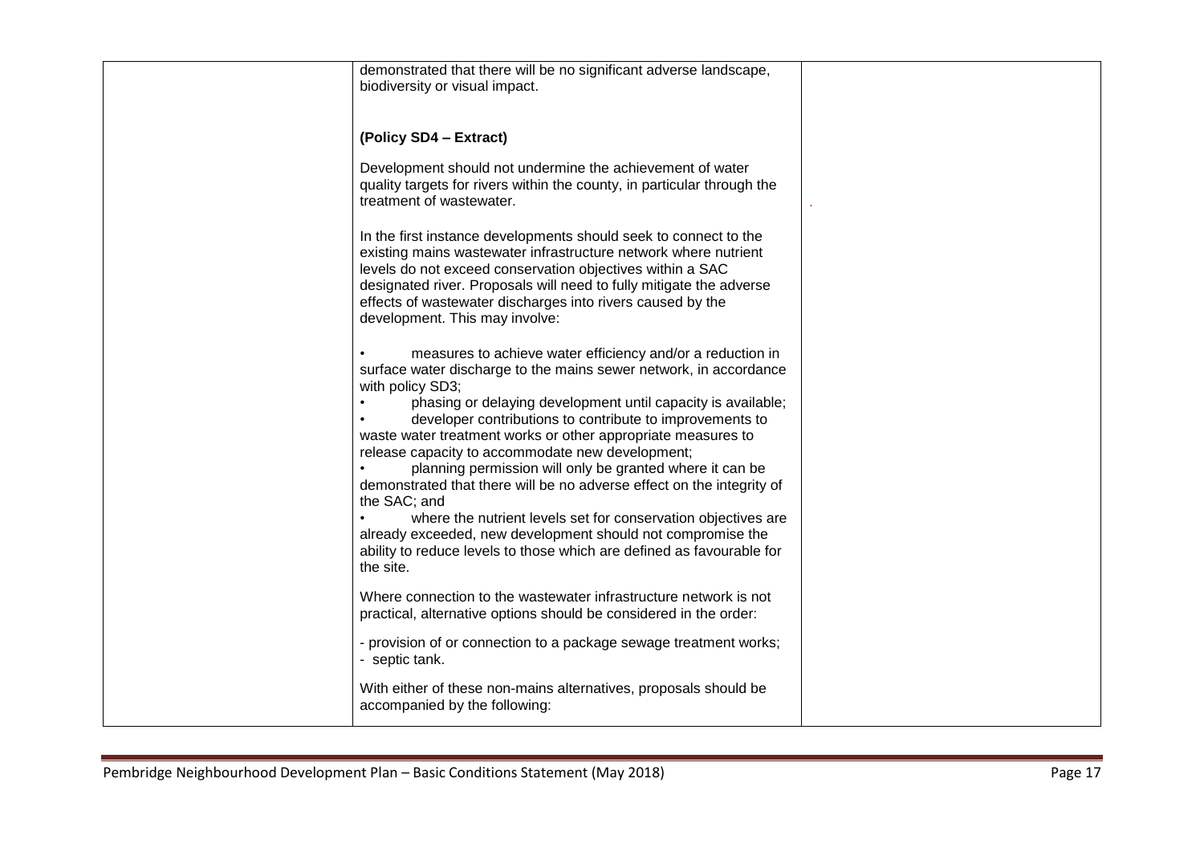| | | |
|---|---|---|
| | demonstrated that there will be no significant adverse landscape, biodiversity or visual impact.<br><br>**(Policy SD4 – Extract)**<br><br>Development should not undermine the achievement of water quality targets for rivers within the county, in particular through the treatment of wastewater.<br><br>In the first instance developments should seek to connect to the existing mains wastewater infrastructure network where nutrient levels do not exceed conservation objectives within a SAC designated river. Proposals will need to fully mitigate the adverse effects of wastewater discharges into rivers caused by the development. This may involve:<br><br>• measures to achieve water efficiency and/or a reduction in surface water discharge to the mains sewer network, in accordance with policy SD3;<br>• phasing or delaying development until capacity is available;<br>• developer contributions to contribute to improvements to waste water treatment works or other appropriate measures to release capacity to accommodate new development;<br>• planning permission will only be granted where it can be demonstrated that there will be no adverse effect on the integrity of the SAC; and<br>• where the nutrient levels set for conservation objectives are already exceeded, new development should not compromise the ability to reduce levels to those which are defined as favourable for the site.<br><br>Where connection to the wastewater infrastructure network is not practical, alternative options should be considered in the order:<br><br>- provision of or connection to a package sewage treatment works;<br>- septic tank.<br><br>With either of these non-mains alternatives, proposals should be accompanied by the following: | |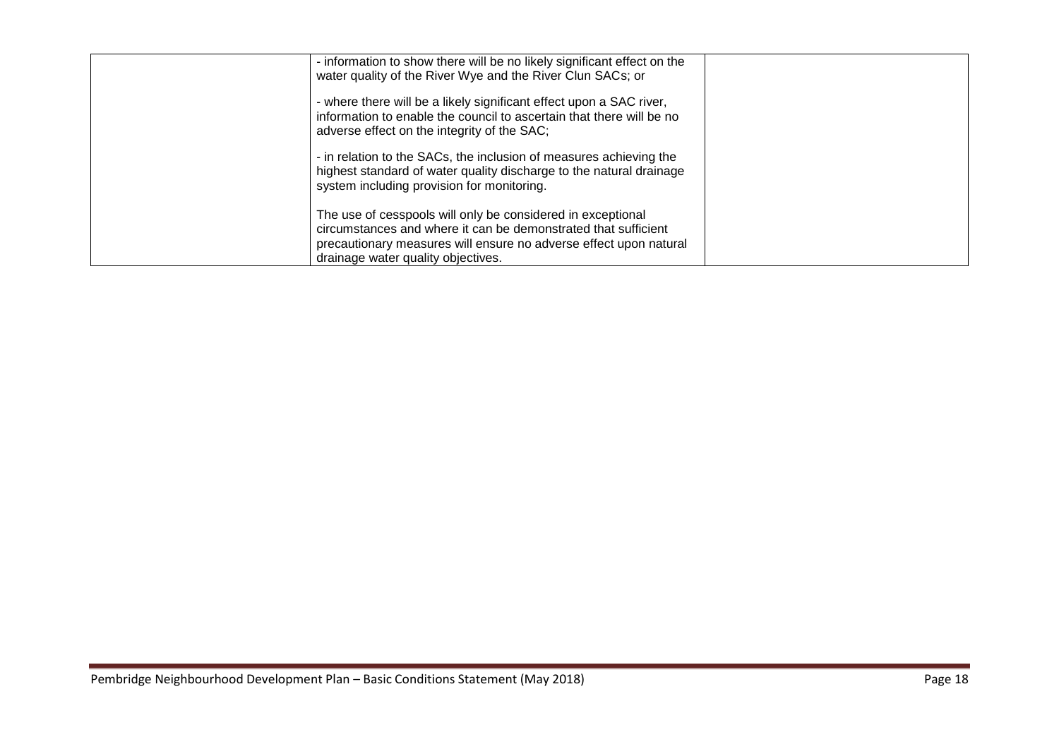|  |  |  |
|---|---|---|
|  | - information to show there will be no likely significant effect on the water quality of the River Wye and the River Clun SACs; or<br><br>- where there will be a likely significant effect upon a SAC river, information to enable the council to ascertain that there will be no adverse effect on the integrity of the SAC;<br><br>- in relation to the SACs, the inclusion of measures achieving the highest standard of water quality discharge to the natural drainage system including provision for monitoring.<br><br>The use of cesspools will only be considered in exceptional circumstances and where it can be demonstrated that sufficient precautionary measures will ensure no adverse effect upon natural drainage water quality objectives. |  |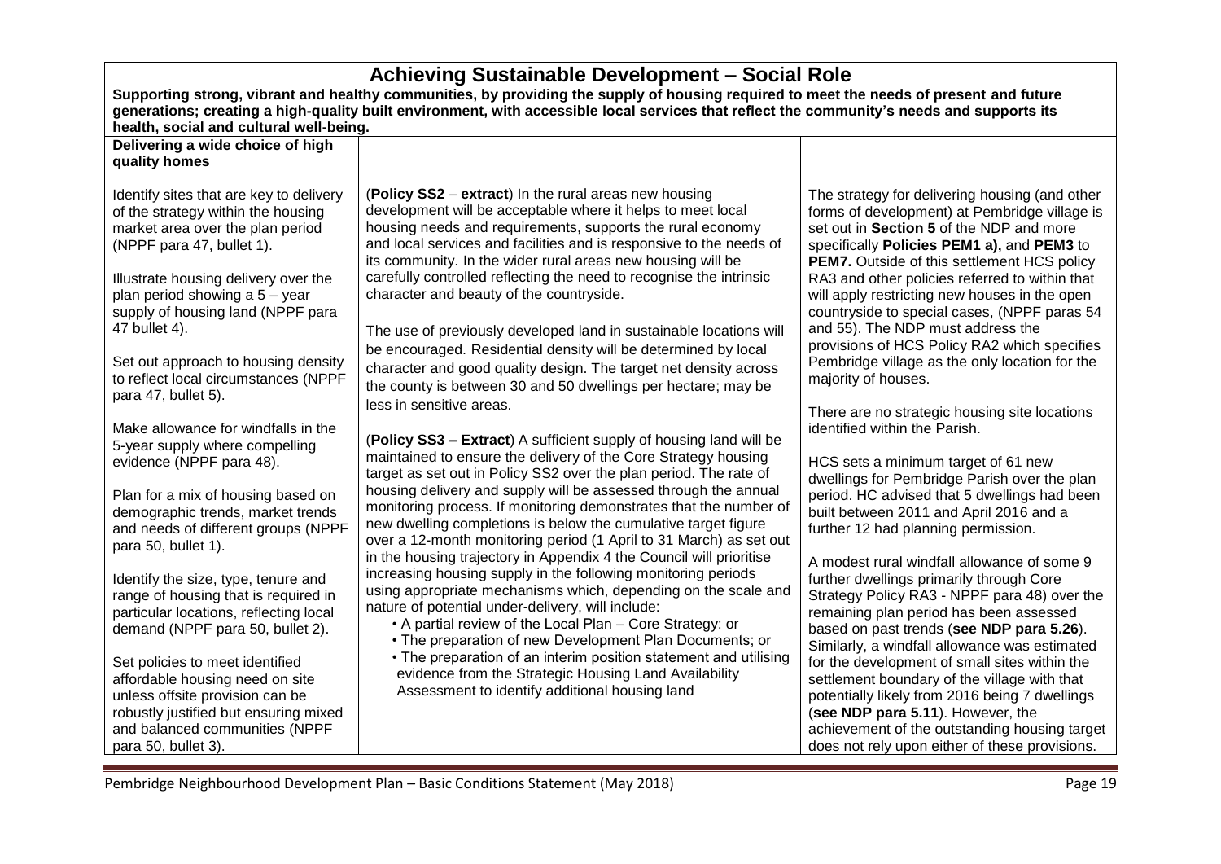## Achieving Sustainable Development – Social Role

**Supporting strong, vibrant and healthy communities, by providing the supply of housing required to meet the needs of present and future generations; creating a high-quality built environment, with accessible local services that reflect the community's needs and supports its health, social and cultural well-being.**

| **Delivering a wide choice of high quality homes** | | |
|---|---|---|
| Identify sites that are key to delivery of the strategy within the housing market area over the plan period (NPPF para 47, bullet 1).<br><br>Illustrate housing delivery over the plan period showing a 5 – year supply of housing land (NPPF para 47 bullet 4).<br><br>Set out approach to housing density to reflect local circumstances (NPPF para 47, bullet 5).<br><br>Make allowance for windfalls in the 5-year supply where compelling evidence (NPPF para 48).<br><br>Plan for a mix of housing based on demographic trends, market trends and needs of different groups (NPPF para 50, bullet 1).<br><br>Identify the size, type, tenure and range of housing that is required in particular locations, reflecting local demand (NPPF para 50, bullet 2).<br><br>Set policies to meet identified affordable housing need on site unless offsite provision can be robustly justified but ensuring mixed and balanced communities (NPPF para 50, bullet 3). | (**Policy SS2** – **extract**) In the rural areas new housing development will be acceptable where it helps to meet local housing needs and requirements, supports the rural economy and local services and facilities and is responsive to the needs of its community. In the wider rural areas new housing will be carefully controlled reflecting the need to recognise the intrinsic character and beauty of the countryside.<br><br>The use of previously developed land in sustainable locations will be encouraged. Residential density will be determined by local character and good quality design. The target net density across the county is between 30 and 50 dwellings per hectare; may be less in sensitive areas.<br><br>(**Policy SS3 – Extract**) A sufficient supply of housing land will be maintained to ensure the delivery of the Core Strategy housing target as set out in Policy SS2 over the plan period. The rate of housing delivery and supply will be assessed through the annual monitoring process. If monitoring demonstrates that the number of new dwelling completions is below the cumulative target figure over a 12-month monitoring period (1 April to 31 March) as set out in the housing trajectory in Appendix 4 the Council will prioritise increasing housing supply in the following monitoring periods using appropriate mechanisms which, depending on the scale and nature of potential under-delivery, will include:<br>• A partial review of the Local Plan – Core Strategy: or<br>• The preparation of new Development Plan Documents; or<br>• The preparation of an interim position statement and utilising evidence from the Strategic Housing Land Availability Assessment to identify additional housing land | The strategy for delivering housing (and other forms of development) at Pembridge village is set out in **Section 5** of the NDP and more specifically **Policies PEM1 a),** and **PEM3** to **PEM7.** Outside of this settlement HCS policy RA3 and other policies referred to within that will apply restricting new houses in the open countryside to special cases, (NPPF paras 54 and 55). The NDP must address the provisions of HCS Policy RA2 which specifies Pembridge village as the only location for the majority of houses.<br><br>There are no strategic housing site locations identified within the Parish.<br><br>HCS sets a minimum target of 61 new dwellings for Pembridge Parish over the plan period. HC advised that 5 dwellings had been built between 2011 and April 2016 and a further 12 had planning permission.<br><br>A modest rural windfall allowance of some 9 further dwellings primarily through Core Strategy Policy RA3 - NPPF para 48) over the remaining plan period has been assessed based on past trends (**see NDP para 5.26**). Similarly, a windfall allowance was estimated for the development of small sites within the settlement boundary of the village with that potentially likely from 2016 being 7 dwellings (**see NDP para 5.11**). However, the achievement of the outstanding housing target does not rely upon either of these provisions. |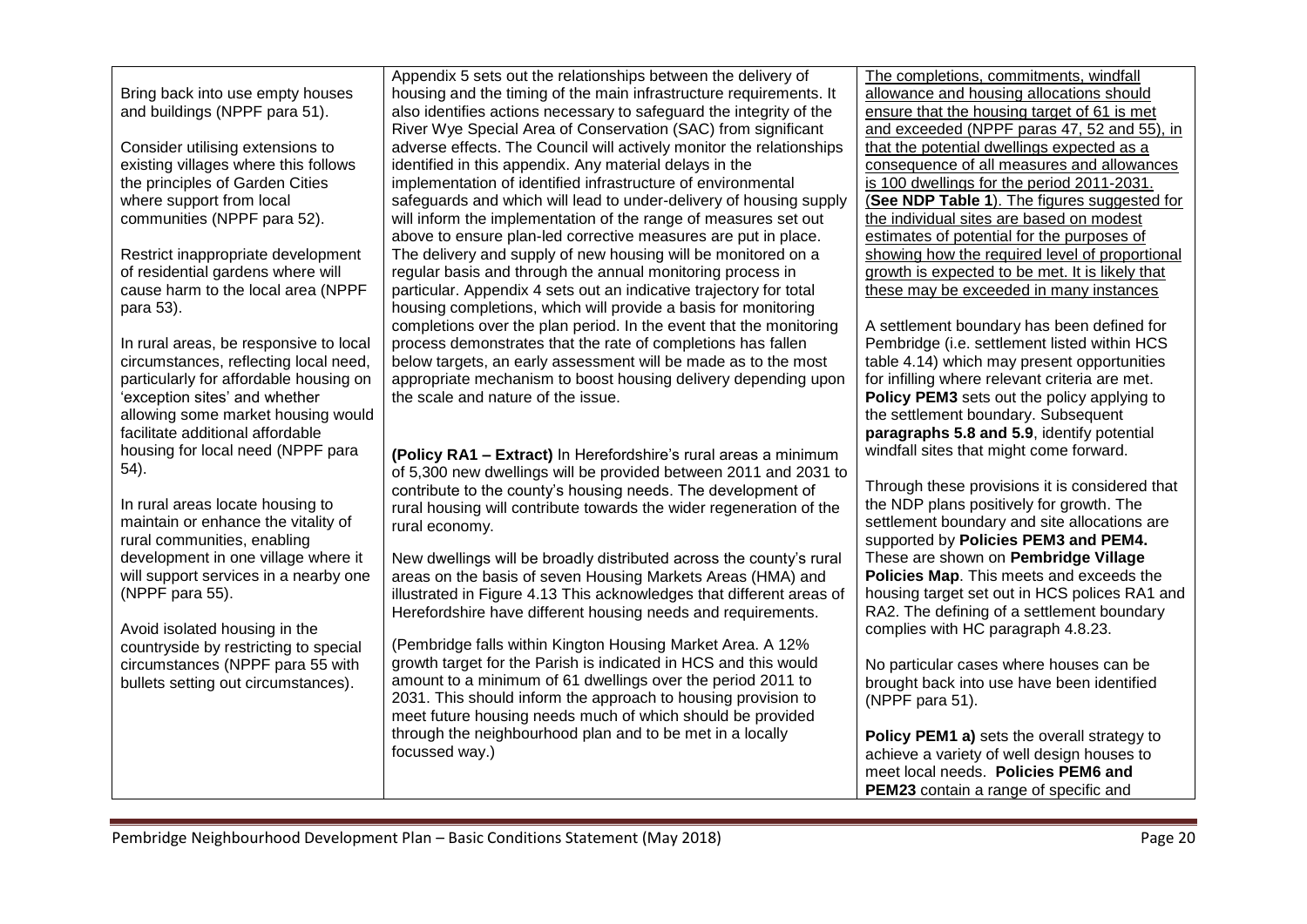| | | |
|---|---|---|
| Bring back into use empty houses and buildings (NPPF para 51).<br><br>Consider utilising extensions to existing villages where this follows the principles of Garden Cities where support from local communities (NPPF para 52).<br><br>Restrict inappropriate development of residential gardens where will cause harm to the local area (NPPF para 53).<br><br>In rural areas, be responsive to local circumstances, reflecting local need, particularly for affordable housing on 'exception sites' and whether allowing some market housing would facilitate additional affordable housing for local need (NPPF para 54).<br><br>In rural areas locate housing to maintain or enhance the vitality of rural communities, enabling development in one village where it will support services in a nearby one (NPPF para 55).<br><br>Avoid isolated housing in the countryside by restricting to special circumstances (NPPF para 55 with bullets setting out circumstances). | Appendix 5 sets out the relationships between the delivery of housing and the timing of the main infrastructure requirements. It also identifies actions necessary to safeguard the integrity of the River Wye Special Area of Conservation (SAC) from significant adverse effects. The Council will actively monitor the relationships identified in this appendix. Any material delays in the implementation of identified infrastructure of environmental safeguards and which will lead to under-delivery of housing supply will inform the implementation of the range of measures set out above to ensure plan-led corrective measures are put in place. The delivery and supply of new housing will be monitored on a regular basis and through the annual monitoring process in particular. Appendix 4 sets out an indicative trajectory for total housing completions, which will provide a basis for monitoring completions over the plan period. In the event that the monitoring process demonstrates that the rate of completions has fallen below targets, an early assessment will be made as to the most appropriate mechanism to boost housing delivery depending upon the scale and nature of the issue.<br><br>**(Policy RA1 – Extract)** In Herefordshire's rural areas a minimum of 5,300 new dwellings will be provided between 2011 and 2031 to contribute to the county's housing needs. The development of rural housing will contribute towards the wider regeneration of the rural economy.<br><br>New dwellings will be broadly distributed across the county's rural areas on the basis of seven Housing Markets Areas (HMA) and illustrated in Figure 4.13 This acknowledges that different areas of Herefordshire have different housing needs and requirements.<br><br>(Pembridge falls within Kington Housing Market Area. A 12% growth target for the Parish is indicated in HCS and this would amount to a minimum of 61 dwellings over the period 2011 to 2031. This should inform the approach to housing provision to meet future housing needs much of which should be provided through the neighbourhood plan and to be met in a locally focussed way.) | <u>The completions, commitments, windfall allowance and housing allocations should ensure that the housing target of 61 is met and exceeded (NPPF paras 47, 52 and 55), in that the potential dwellings expected as a consequence of all measures and allowances is 100 dwellings for the period 2011-2031. (**See NDP Table 1**). The figures suggested for the individual sites are based on modest estimates of potential for the purposes of showing how the required level of proportional growth is expected to be met. It is likely that these may be exceeded in many instances</u><br><br>A settlement boundary has been defined for Pembridge (i.e. settlement listed within HCS table 4.14) which may present opportunities for infilling where relevant criteria are met. **Policy PEM3** sets out the policy applying to the settlement boundary. Subsequent **paragraphs 5.8 and 5.9**, identify potential windfall sites that might come forward.<br><br>Through these provisions it is considered that the NDP plans positively for growth. The settlement boundary and site allocations are supported by **Policies PEM3 and PEM4.** These are shown on **Pembridge Village Policies Map**. This meets and exceeds the housing target set out in HCS polices RA1 and RA2. The defining of a settlement boundary complies with HC paragraph 4.8.23.<br><br>No particular cases where houses can be brought back into use have been identified (NPPF para 51).<br><br>**Policy PEM1 a)** sets the overall strategy to achieve a variety of well design houses to meet local needs. **Policies PEM6 and PEM23** contain a range of specific and |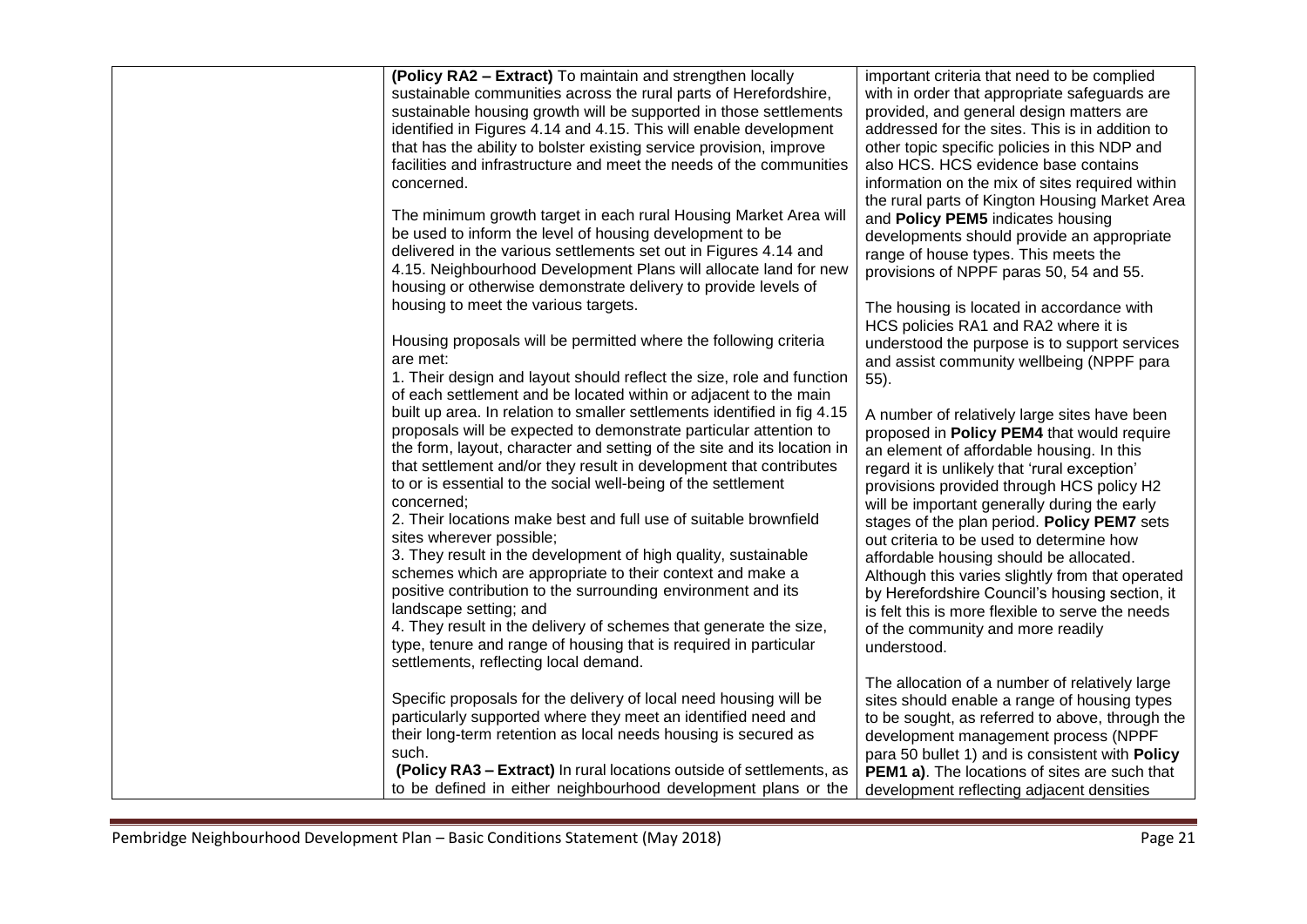| | | |
|---|---|---|
| | **(Policy RA2 – Extract)** To maintain and strengthen locally sustainable communities across the rural parts of Herefordshire, sustainable housing growth will be supported in those settlements identified in Figures 4.14 and 4.15. This will enable development that has the ability to bolster existing service provision, improve facilities and infrastructure and meet the needs of the communities concerned.<br><br>The minimum growth target in each rural Housing Market Area will be used to inform the level of housing development to be delivered in the various settlements set out in Figures 4.14 and 4.15. Neighbourhood Development Plans will allocate land for new housing or otherwise demonstrate delivery to provide levels of housing to meet the various targets.<br><br>Housing proposals will be permitted where the following criteria are met:<br>1. Their design and layout should reflect the size, role and function of each settlement and be located within or adjacent to the main built up area. In relation to smaller settlements identified in fig 4.15 proposals will be expected to demonstrate particular attention to the form, layout, character and setting of the site and its location in that settlement and/or they result in development that contributes to or is essential to the social well-being of the settlement concerned;<br>2. Their locations make best and full use of suitable brownfield sites wherever possible;<br>3. They result in the development of high quality, sustainable schemes which are appropriate to their context and make a positive contribution to the surrounding environment and its landscape setting; and<br>4. They result in the delivery of schemes that generate the size, type, tenure and range of housing that is required in particular settlements, reflecting local demand.<br><br>Specific proposals for the delivery of local need housing will be particularly supported where they meet an identified need and their long-term retention as local needs housing is secured as such.<br>**(Policy RA3 – Extract)** In rural locations outside of settlements, as to be defined in either neighbourhood development plans or the | important criteria that need to be complied with in order that appropriate safeguards are provided, and general design matters are addressed for the sites. This is in addition to other topic specific policies in this NDP and also HCS. HCS evidence base contains information on the mix of sites required within the rural parts of Kington Housing Market Area and **Policy PEM5** indicates housing developments should provide an appropriate range of house types. This meets the provisions of NPPF paras 50, 54 and 55.<br><br>The housing is located in accordance with HCS policies RA1 and RA2 where it is understood the purpose is to support services and assist community wellbeing (NPPF para 55).<br><br>A number of relatively large sites have been proposed in **Policy PEM4** that would require an element of affordable housing. In this regard it is unlikely that 'rural exception' provisions provided through HCS policy H2 will be important generally during the early stages of the plan period. **Policy PEM7** sets out criteria to be used to determine how affordable housing should be allocated. Although this varies slightly from that operated by Herefordshire Council's housing section, it is felt this is more flexible to serve the needs of the community and more readily understood.<br><br>The allocation of a number of relatively large sites should enable a range of housing types to be sought, as referred to above, through the development management process (NPPF para 50 bullet 1) and is consistent with **Policy PEM1 a)**. The locations of sites are such that development reflecting adjacent densities |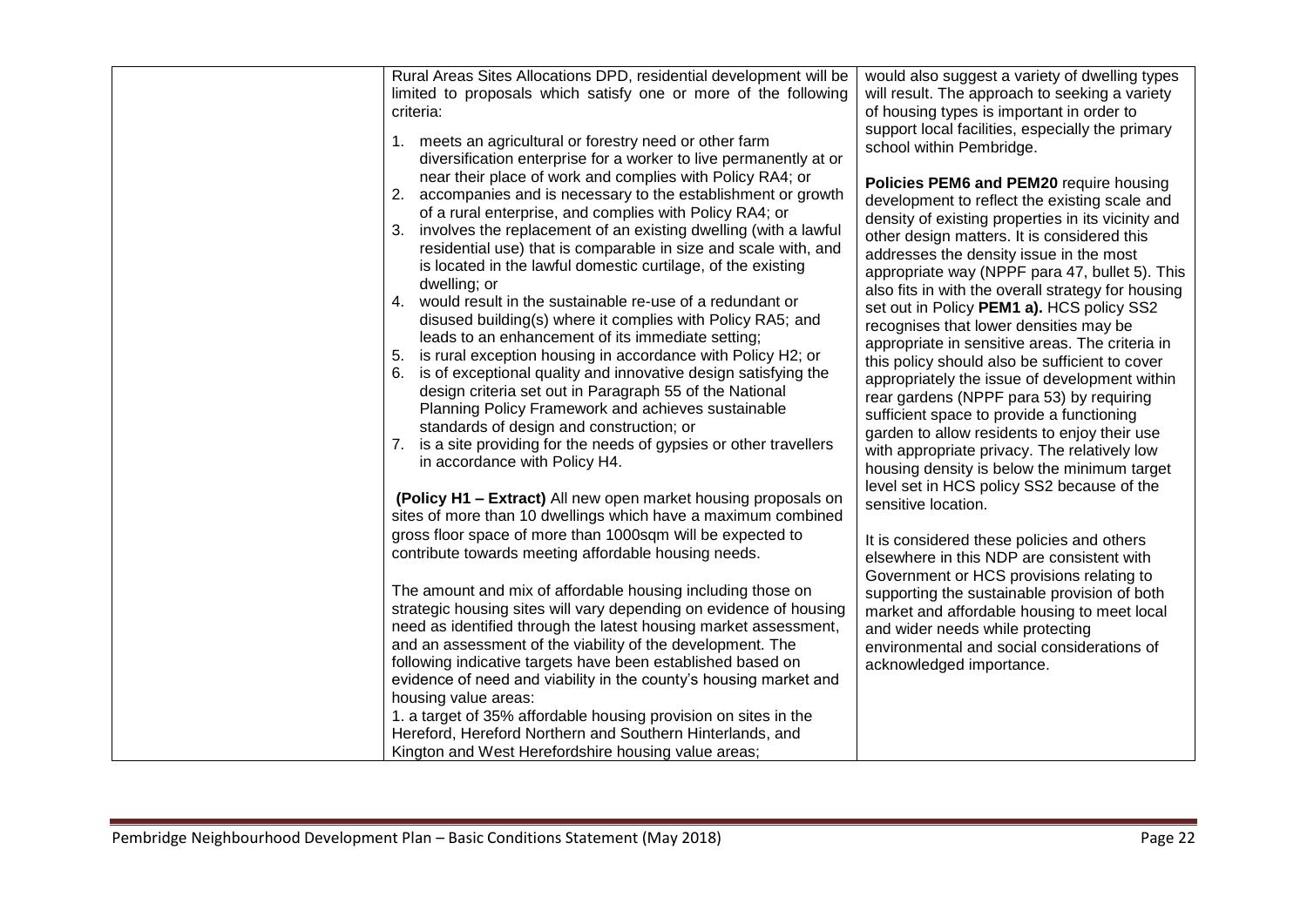| | | |
|---|---|---|
| | Rural Areas Sites Allocations DPD, residential development will be limited to proposals which satisfy one or more of the following criteria:<br><br>1. meets an agricultural or forestry need or other farm diversification enterprise for a worker to live permanently at or near their place of work and complies with Policy RA4; or<br>2. accompanies and is necessary to the establishment or growth of a rural enterprise, and complies with Policy RA4; or<br>3. involves the replacement of an existing dwelling (with a lawful residential use) that is comparable in size and scale with, and is located in the lawful domestic curtilage, of the existing dwelling; or<br>4. would result in the sustainable re-use of a redundant or disused building(s) where it complies with Policy RA5; and leads to an enhancement of its immediate setting;<br>5. is rural exception housing in accordance with Policy H2; or<br>6. is of exceptional quality and innovative design satisfying the design criteria set out in Paragraph 55 of the National Planning Policy Framework and achieves sustainable standards of design and construction; or<br>7. is a site providing for the needs of gypsies or other travellers in accordance with Policy H4.<br><br>**(Policy H1 – Extract)** All new open market housing proposals on sites of more than 10 dwellings which have a maximum combined gross floor space of more than 1000sqm will be expected to contribute towards meeting affordable housing needs.<br><br>The amount and mix of affordable housing including those on strategic housing sites will vary depending on evidence of housing need as identified through the latest housing market assessment, and an assessment of the viability of the development. The following indicative targets have been established based on evidence of need and viability in the county's housing market and housing value areas:<br>1. a target of 35% affordable housing provision on sites in the Hereford, Hereford Northern and Southern Hinterlands, and Kington and West Herefordshire housing value areas; | would also suggest a variety of dwelling types will result. The approach to seeking a variety of housing types is important in order to support local facilities, especially the primary school within Pembridge.<br><br>**Policies PEM6 and PEM20** require housing development to reflect the existing scale and density of existing properties in its vicinity and other design matters. It is considered this addresses the density issue in the most appropriate way (NPPF para 47, bullet 5). This also fits in with the overall strategy for housing set out in Policy **PEM1 a).** HCS policy SS2 recognises that lower densities may be appropriate in sensitive areas. The criteria in this policy should also be sufficient to cover appropriately the issue of development within rear gardens (NPPF para 53) by requiring sufficient space to provide a functioning garden to allow residents to enjoy their use with appropriate privacy. The relatively low housing density is below the minimum target level set in HCS policy SS2 because of the sensitive location.<br><br>It is considered these policies and others elsewhere in this NDP are consistent with Government or HCS provisions relating to supporting the sustainable provision of both market and affordable housing to meet local and wider needs while protecting environmental and social considerations of acknowledged importance. |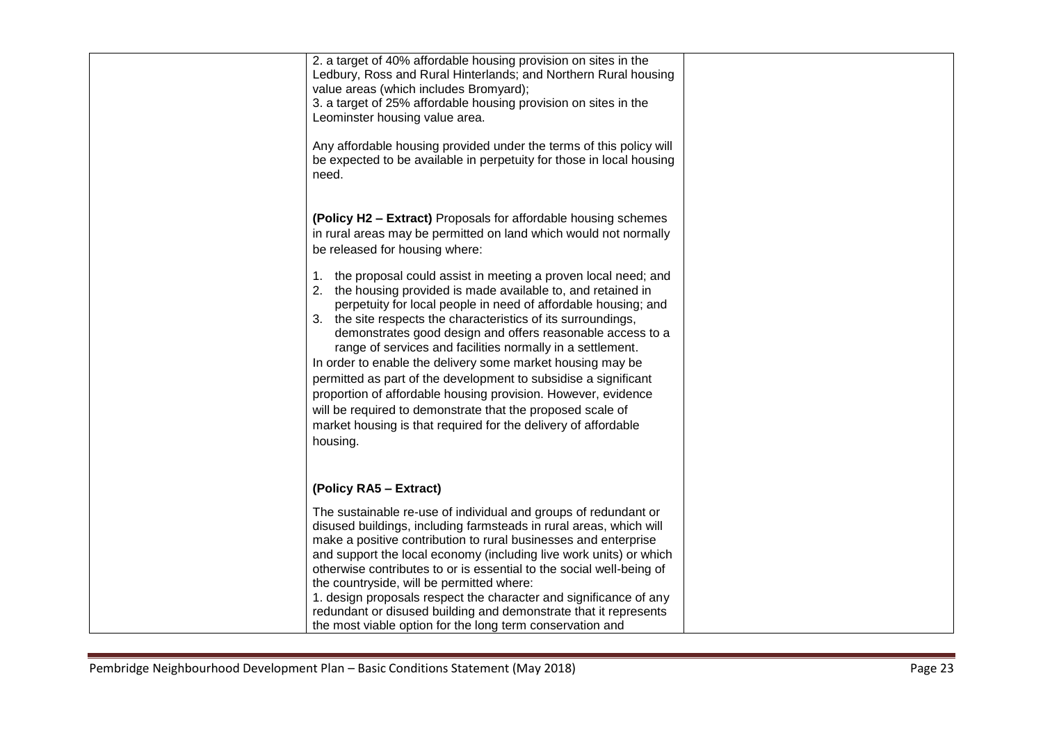| | | |
|---|---|---|
| | 2. a target of 40% affordable housing provision on sites in the Ledbury, Ross and Rural Hinterlands; and Northern Rural housing value areas (which includes Bromyard);<br>3. a target of 25% affordable housing provision on sites in the Leominster housing value area.<br><br>Any affordable housing provided under the terms of this policy will be expected to be available in perpetuity for those in local housing need.<br><br>**(Policy H2 – Extract)** Proposals for affordable housing schemes in rural areas may be permitted on land which would not normally be released for housing where:<br><br>1. the proposal could assist in meeting a proven local need; and<br>2. the housing provided is made available to, and retained in perpetuity for local people in need of affordable housing; and<br>3. the site respects the characteristics of its surroundings, demonstrates good design and offers reasonable access to a range of services and facilities normally in a settlement.<br><br>In order to enable the delivery some market housing may be permitted as part of the development to subsidise a significant proportion of affordable housing provision. However, evidence will be required to demonstrate that the proposed scale of market housing is that required for the delivery of affordable housing.<br><br>**(Policy RA5 – Extract)**<br><br>The sustainable re-use of individual and groups of redundant or disused buildings, including farmsteads in rural areas, which will make a positive contribution to rural businesses and enterprise and support the local economy (including live work units) or which otherwise contributes to or is essential to the social well-being of the countryside, will be permitted where:<br>1. design proposals respect the character and significance of any redundant or disused building and demonstrate that it represents the most viable option for the long term conservation and | |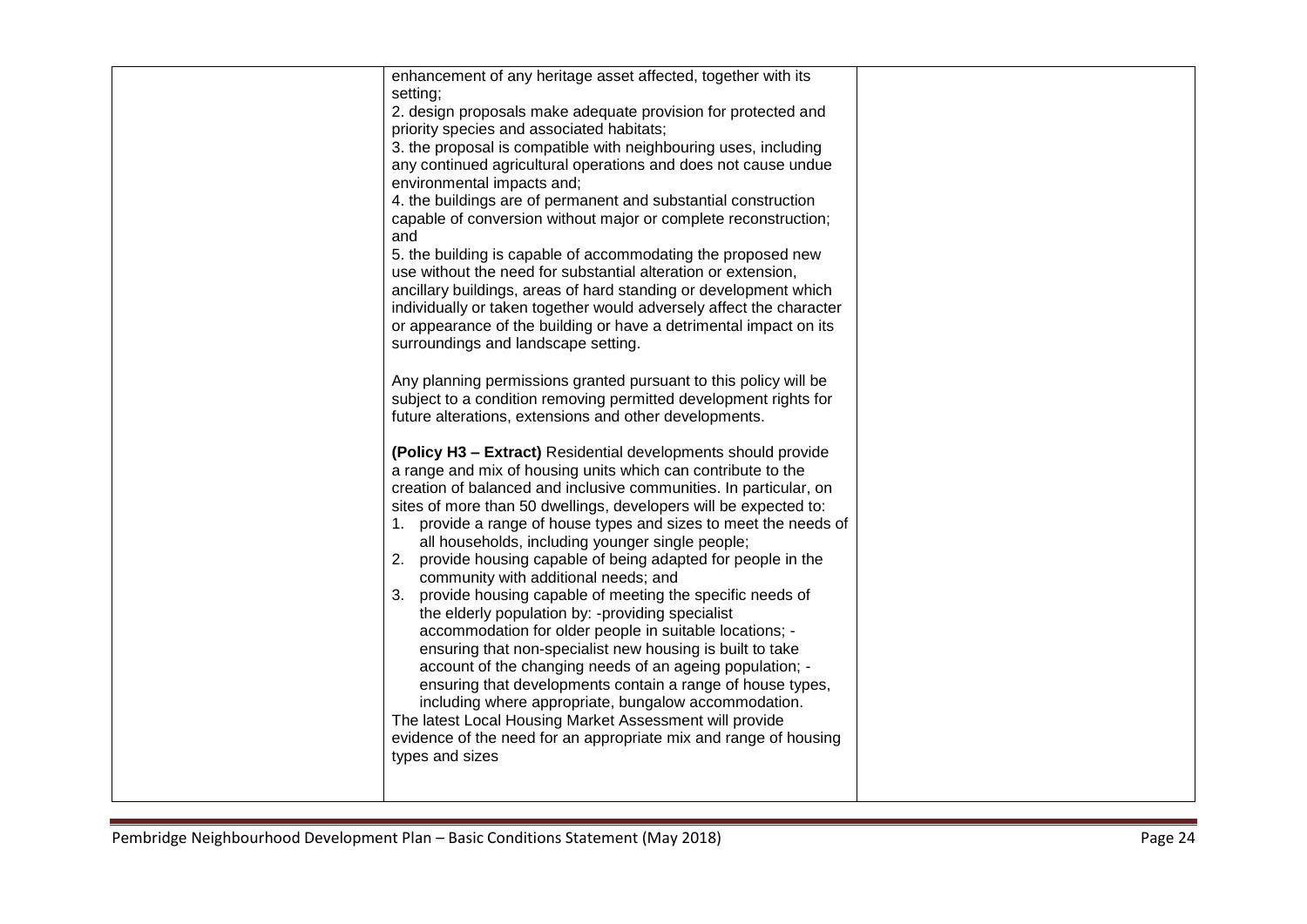| | | |
|---|---|---|
| | enhancement of any heritage asset affected, together with its setting;<br>2. design proposals make adequate provision for protected and priority species and associated habitats;<br>3. the proposal is compatible with neighbouring uses, including any continued agricultural operations and does not cause undue environmental impacts and;<br>4. the buildings are of permanent and substantial construction capable of conversion without major or complete reconstruction; and<br>5. the building is capable of accommodating the proposed new use without the need for substantial alteration or extension, ancillary buildings, areas of hard standing or development which individually or taken together would adversely affect the character or appearance of the building or have a detrimental impact on its surroundings and landscape setting.<br><br>Any planning permissions granted pursuant to this policy will be subject to a condition removing permitted development rights for future alterations, extensions and other developments.<br><br>**(Policy H3 – Extract)** Residential developments should provide a range and mix of housing units which can contribute to the creation of balanced and inclusive communities. In particular, on sites of more than 50 dwellings, developers will be expected to:<br>1. provide a range of house types and sizes to meet the needs of all households, including younger single people;<br>2. provide housing capable of being adapted for people in the community with additional needs; and<br>3. provide housing capable of meeting the specific needs of the elderly population by: -providing specialist accommodation for older people in suitable locations; -ensuring that non-specialist new housing is built to take account of the changing needs of an ageing population; -ensuring that developments contain a range of house types, including where appropriate, bungalow accommodation.<br>The latest Local Housing Market Assessment will provide evidence of the need for an appropriate mix and range of housing types and sizes | |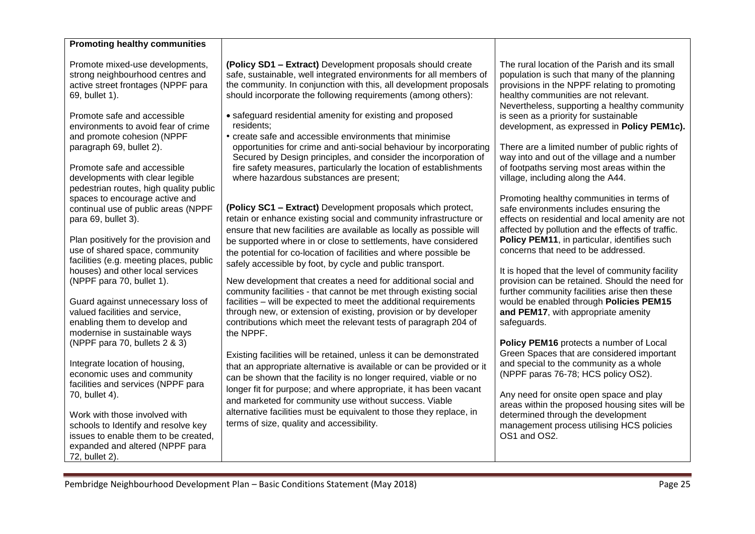| **Promoting healthy communities** | | |
|---|---|---|
| Promote mixed-use developments, strong neighbourhood centres and active street frontages (NPPF para 69, bullet 1).<br><br>Promote safe and accessible environments to avoid fear of crime and promote cohesion (NPPF paragraph 69, bullet 2).<br><br>Promote safe and accessible developments with clear legible pedestrian routes, high quality public spaces to encourage active and continual use of public areas (NPPF para 69, bullet 3).<br><br>Plan positively for the provision and use of shared space, community facilities (e.g. meeting places, public houses) and other local services (NPPF para 70, bullet 1).<br><br>Guard against unnecessary loss of valued facilities and service, enabling them to develop and modernise in sustainable ways (NPPF para 70, bullets 2 & 3)<br><br>Integrate location of housing, economic uses and community facilities and services (NPPF para 70, bullet 4).<br><br>Work with those involved with schools to Identify and resolve key issues to enable them to be created, expanded and altered (NPPF para 72, bullet 2). | **(Policy SD1 – Extract)** Development proposals should create safe, sustainable, well integrated environments for all members of the community. In conjunction with this, all development proposals should incorporate the following requirements (among others):<br><br>• safeguard residential amenity for existing and proposed residents;<br>• create safe and accessible environments that minimise opportunities for crime and anti-social behaviour by incorporating Secured by Design principles, and consider the incorporation of fire safety measures, particularly the location of establishments where hazardous substances are present;<br><br>**(Policy SC1 – Extract)** Development proposals which protect, retain or enhance existing social and community infrastructure or ensure that new facilities are available as locally as possible will be supported where in or close to settlements, have considered the potential for co-location of facilities and where possible be safely accessible by foot, by cycle and public transport.<br><br>New development that creates a need for additional social and community facilities - that cannot be met through existing social facilities – will be expected to meet the additional requirements through new, or extension of existing, provision or by developer contributions which meet the relevant tests of paragraph 204 of the NPPF.<br><br>Existing facilities will be retained, unless it can be demonstrated that an appropriate alternative is available or can be provided or it can be shown that the facility is no longer required, viable or no longer fit for purpose; and where appropriate, it has been vacant and marketed for community use without success. Viable alternative facilities must be equivalent to those they replace, in terms of size, quality and accessibility. | The rural location of the Parish and its small population is such that many of the planning provisions in the NPPF relating to promoting healthy communities are not relevant. Nevertheless, supporting a healthy community is seen as a priority for sustainable development, as expressed in **Policy PEM1c).**<br><br>There are a limited number of public rights of way into and out of the village and a number of footpaths serving most areas within the village, including along the A44.<br><br>Promoting healthy communities in terms of safe environments includes ensuring the effects on residential and local amenity are not affected by pollution and the effects of traffic. **Policy PEM11**, in particular, identifies such concerns that need to be addressed.<br><br>It is hoped that the level of community facility provision can be retained. Should the need for further community facilities arise then these would be enabled through **Policies PEM15 and PEM17**, with appropriate amenity safeguards.<br><br>**Policy PEM16** protects a number of Local Green Spaces that are considered important and special to the community as a whole (NPPF paras 76-78; HCS policy OS2).<br><br>Any need for onsite open space and play areas within the proposed housing sites will be determined through the development management process utilising HCS policies OS1 and OS2. |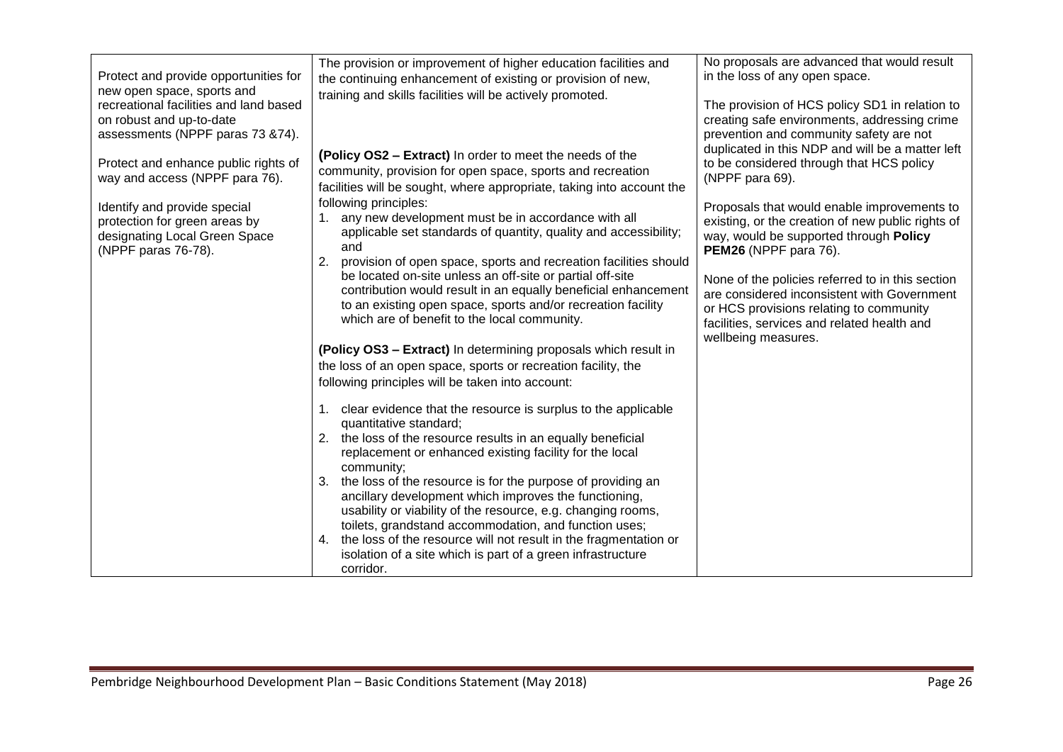| | | |
|---|---|---|
| Protect and provide opportunities for new open space, sports and recreational facilities and land based on robust and up-to-date assessments (NPPF paras 73 &74).<br><br>Protect and enhance public rights of way and access (NPPF para 76).<br><br>Identify and provide special protection for green areas by designating Local Green Space (NPPF paras 76-78). | The provision or improvement of higher education facilities and the continuing enhancement of existing or provision of new, training and skills facilities will be actively promoted.<br><br>**(Policy OS2 – Extract)** In order to meet the needs of the community, provision for open space, sports and recreation facilities will be sought, where appropriate, taking into account the following principles:<br>1. any new development must be in accordance with all applicable set standards of quantity, quality and accessibility; and<br>2. provision of open space, sports and recreation facilities should be located on-site unless an off-site or partial off-site contribution would result in an equally beneficial enhancement to an existing open space, sports and/or recreation facility which are of benefit to the local community.<br><br>**(Policy OS3 – Extract)** In determining proposals which result in the loss of an open space, sports or recreation facility, the following principles will be taken into account:<br><br>1. clear evidence that the resource is surplus to the applicable quantitative standard;<br>2. the loss of the resource results in an equally beneficial replacement or enhanced existing facility for the local community;<br>3. the loss of the resource is for the purpose of providing an ancillary development which improves the functioning, usability or viability of the resource, e.g. changing rooms, toilets, grandstand accommodation, and function uses;<br>4. the loss of the resource will not result in the fragmentation or isolation of a site which is part of a green infrastructure corridor. | No proposals are advanced that would result in the loss of any open space.<br><br>The provision of HCS policy SD1 in relation to creating safe environments, addressing crime prevention and community safety are not duplicated in this NDP and will be a matter left to be considered through that HCS policy (NPPF para 69).<br><br>Proposals that would enable improvements to existing, or the creation of new public rights of way, would be supported through **Policy PEM26** (NPPF para 76).<br><br>None of the policies referred to in this section are considered inconsistent with Government or HCS provisions relating to community facilities, services and related health and wellbeing measures. |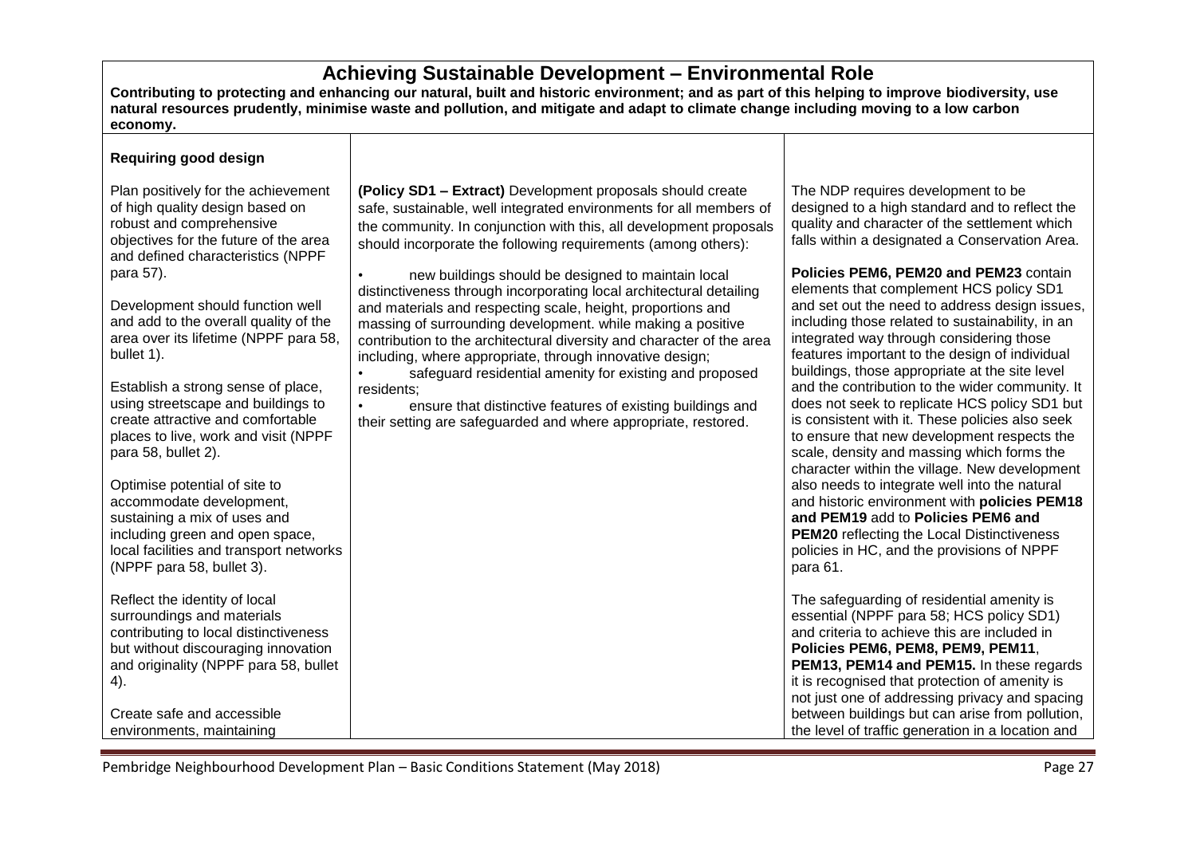## Achieving Sustainable Development – Environmental Role

**Contributing to protecting and enhancing our natural, built and historic environment; and as part of this helping to improve biodiversity, use natural resources prudently, minimise waste and pollution, and mitigate and adapt to climate change including moving to a low carbon economy.**

| | | |
|---|---|---|
| **Requiring good design** | | |
| Plan positively for the achievement of high quality design based on robust and comprehensive objectives for the future of the area and defined characteristics (NPPF para 57).<br><br>Development should function well and add to the overall quality of the area over its lifetime (NPPF para 58, bullet 1).<br><br>Establish a strong sense of place, using streetscape and buildings to create attractive and comfortable places to live, work and visit (NPPF para 58, bullet 2).<br><br>Optimise potential of site to accommodate development, sustaining a mix of uses and including green and open space, local facilities and transport networks (NPPF para 58, bullet 3).<br><br>Reflect the identity of local surroundings and materials contributing to local distinctiveness but without discouraging innovation and originality (NPPF para 58, bullet 4).<br><br>Create safe and accessible environments, maintaining | **(Policy SD1 – Extract)** Development proposals should create safe, sustainable, well integrated environments for all members of the community. In conjunction with this, all development proposals should incorporate the following requirements (among others):<br><br>• new buildings should be designed to maintain local distinctiveness through incorporating local architectural detailing and materials and respecting scale, height, proportions and massing of surrounding development. while making a positive contribution to the architectural diversity and character of the area including, where appropriate, through innovative design;<br>• safeguard residential amenity for existing and proposed residents;<br>• ensure that distinctive features of existing buildings and their setting are safeguarded and where appropriate, restored. | The NDP requires development to be designed to a high standard and to reflect the quality and character of the settlement which falls within a designated a Conservation Area.<br><br>**Policies PEM6, PEM20 and PEM23** contain elements that complement HCS policy SD1 and set out the need to address design issues, including those related to sustainability, in an integrated way through considering those features important to the design of individual buildings, those appropriate at the site level and the contribution to the wider community. It does not seek to replicate HCS policy SD1 but is consistent with it. These policies also seek to ensure that new development respects the scale, density and massing which forms the character within the village. New development also needs to integrate well into the natural and historic environment with **policies PEM18 and PEM19** add to **Policies PEM6 and PEM20** reflecting the Local Distinctiveness policies in HC, and the provisions of NPPF para 61.<br><br>The safeguarding of residential amenity is essential (NPPF para 58; HCS policy SD1) and criteria to achieve this are included in **Policies PEM6, PEM8, PEM9, PEM11**, **PEM13, PEM14 and PEM15.** In these regards it is recognised that protection of amenity is not just one of addressing privacy and spacing between buildings but can arise from pollution, the level of traffic generation in a location and |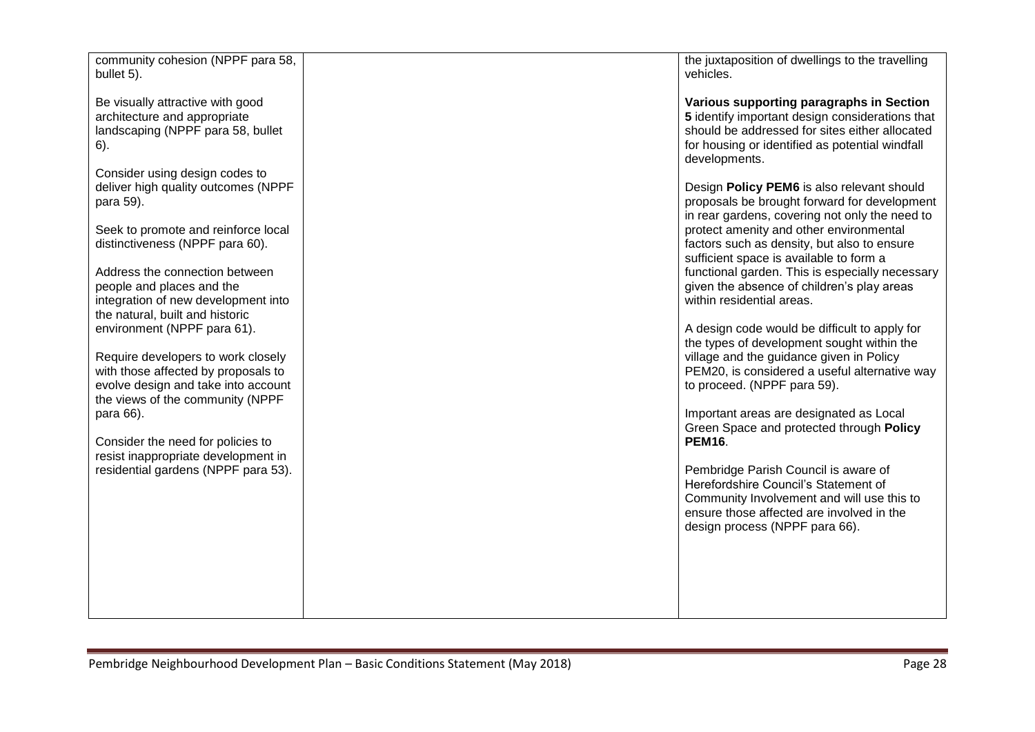| | | |
|---|---|---|
| community cohesion (NPPF para 58, bullet 5).<br><br>Be visually attractive with good architecture and appropriate landscaping (NPPF para 58, bullet 6).<br><br>Consider using design codes to deliver high quality outcomes (NPPF para 59).<br><br>Seek to promote and reinforce local distinctiveness (NPPF para 60).<br><br>Address the connection between people and places and the integration of new development into the natural, built and historic environment (NPPF para 61).<br><br>Require developers to work closely with those affected by proposals to evolve design and take into account the views of the community (NPPF para 66).<br><br>Consider the need for policies to resist inappropriate development in residential gardens (NPPF para 53). | | the juxtaposition of dwellings to the travelling vehicles.<br><br>**Various supporting paragraphs in Section 5** identify important design considerations that should be addressed for sites either allocated for housing or identified as potential windfall developments.<br><br>Design **Policy PEM6** is also relevant should proposals be brought forward for development in rear gardens, covering not only the need to protect amenity and other environmental factors such as density, but also to ensure sufficient space is available to form a functional garden. This is especially necessary given the absence of children's play areas within residential areas.<br><br>A design code would be difficult to apply for the types of development sought within the village and the guidance given in Policy PEM20, is considered a useful alternative way to proceed. (NPPF para 59).<br><br>Important areas are designated as Local Green Space and protected through **Policy PEM16**.<br><br>Pembridge Parish Council is aware of Herefordshire Council's Statement of Community Involvement and will use this to ensure those affected are involved in the design process (NPPF para 66). |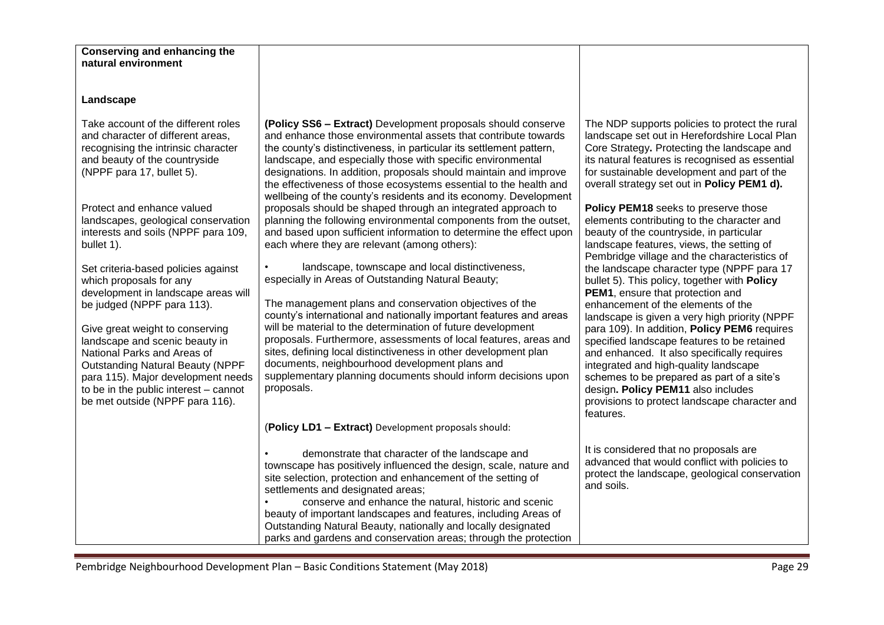| Conserving and enhancing the natural environment | | |
|---|---|---|
| **Landscape** | | |
| Take account of the different roles and character of different areas, recognising the intrinsic character and beauty of the countryside (NPPF para 17, bullet 5).<br><br>Protect and enhance valued landscapes, geological conservation interests and soils (NPPF para 109, bullet 1).<br><br>Set criteria-based policies against which proposals for any development in landscape areas will be judged (NPPF para 113).<br><br>Give great weight to conserving landscape and scenic beauty in National Parks and Areas of Outstanding Natural Beauty (NPPF para 115). Major development needs to be in the public interest – cannot be met outside (NPPF para 116). | **(Policy SS6 – Extract)** Development proposals should conserve and enhance those environmental assets that contribute towards the county's distinctiveness, in particular its settlement pattern, landscape, and especially those with specific environmental designations. In addition, proposals should maintain and improve the effectiveness of those ecosystems essential to the health and wellbeing of the county's residents and its economy. Development proposals should be shaped through an integrated approach to planning the following environmental components from the outset, and based upon sufficient information to determine the effect upon each where they are relevant (among others):<br><br>• landscape, townscape and local distinctiveness, especially in Areas of Outstanding Natural Beauty;<br><br>The management plans and conservation objectives of the county's international and nationally important features and areas will be material to the determination of future development proposals. Furthermore, assessments of local features, areas and sites, defining local distinctiveness in other development plan documents, neighbourhood development plans and supplementary planning documents should inform decisions upon proposals.<br><br>(**Policy LD1 – Extract)** Development proposals should:<br><br>• demonstrate that character of the landscape and townscape has positively influenced the design, scale, nature and site selection, protection and enhancement of the setting of settlements and designated areas;<br>• conserve and enhance the natural, historic and scenic beauty of important landscapes and features, including Areas of Outstanding Natural Beauty, nationally and locally designated parks and gardens and conservation areas; through the protection | The NDP supports policies to protect the rural landscape set out in Herefordshire Local Plan Core Strategy**.** Protecting the landscape and its natural features is recognised as essential for sustainable development and part of the overall strategy set out in **Policy PEM1 d).**<br><br>**Policy PEM18** seeks to preserve those elements contributing to the character and beauty of the countryside, in particular landscape features, views, the setting of Pembridge village and the characteristics of the landscape character type (NPPF para 17 bullet 5). This policy, together with **Policy PEM1**, ensure that protection and enhancement of the elements of the landscape is given a very high priority (NPPF para 109). In addition, **Policy PEM6** requires specified landscape features to be retained and enhanced. It also specifically requires integrated and high-quality landscape schemes to be prepared as part of a site's design**. Policy PEM11** also includes provisions to protect landscape character and features.<br><br>It is considered that no proposals are advanced that would conflict with policies to protect the landscape, geological conservation and soils. |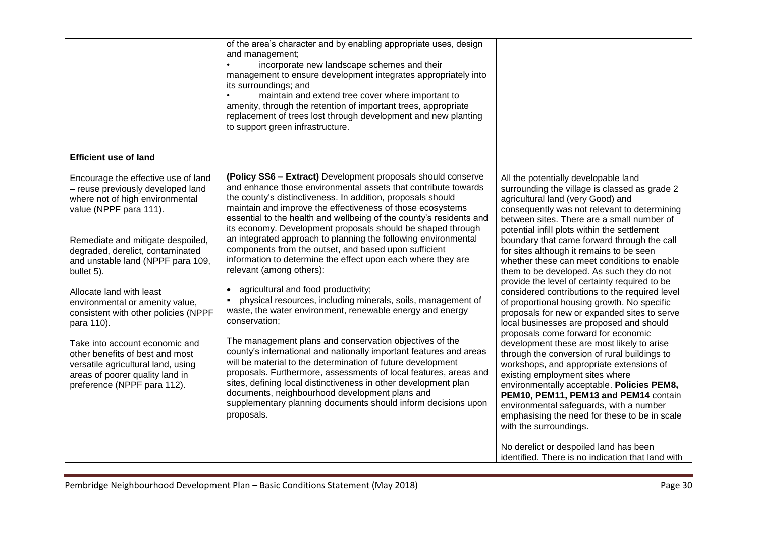| | | |
|---|---|---|
| | of the area's character and by enabling appropriate uses, design and management;<br>• incorporate new landscape schemes and their management to ensure development integrates appropriately into its surroundings; and<br>• maintain and extend tree cover where important to amenity, through the retention of important trees, appropriate replacement of trees lost through development and new planting to support green infrastructure. | |
| **Efficient use of land**<br><br>Encourage the effective use of land – reuse previously developed land where not of high environmental value (NPPF para 111).<br><br>Remediate and mitigate despoiled, degraded, derelict, contaminated and unstable land (NPPF para 109, bullet 5).<br><br>Allocate land with least environmental or amenity value, consistent with other policies (NPPF para 110).<br><br>Take into account economic and other benefits of best and most versatile agricultural land, using areas of poorer quality land in preference (NPPF para 112). | **(Policy SS6 – Extract)** Development proposals should conserve and enhance those environmental assets that contribute towards the county's distinctiveness. In addition, proposals should maintain and improve the effectiveness of those ecosystems essential to the health and wellbeing of the county's residents and its economy. Development proposals should be shaped through an integrated approach to planning the following environmental components from the outset, and based upon sufficient information to determine the effect upon each where they are relevant (among others):<br><br>• agricultural and food productivity;<br>• physical resources, including minerals, soils, management of waste, the water environment, renewable energy and energy conservation;<br><br>The management plans and conservation objectives of the county's international and nationally important features and areas will be material to the determination of future development proposals. Furthermore, assessments of local features, areas and sites, defining local distinctiveness in other development plan documents, neighbourhood development plans and supplementary planning documents should inform decisions upon proposals. | All the potentially developable land surrounding the village is classed as grade 2 agricultural land (very Good) and consequently was not relevant to determining between sites. There are a small number of potential infill plots within the settlement boundary that came forward through the call for sites although it remains to be seen whether these can meet conditions to enable them to be developed. As such they do not provide the level of certainty required to be considered contributions to the required level of proportional housing growth. No specific proposals for new or expanded sites to serve local businesses are proposed and should proposals come forward for economic development these are most likely to arise through the conversion of rural buildings to workshops, and appropriate extensions of existing employment sites where environmentally acceptable. **Policies PEM8, PEM10, PEM11, PEM13 and PEM14** contain environmental safeguards, with a number emphasising the need for these to be in scale with the surroundings.<br><br>No derelict or despoiled land has been identified. There is no indication that land with |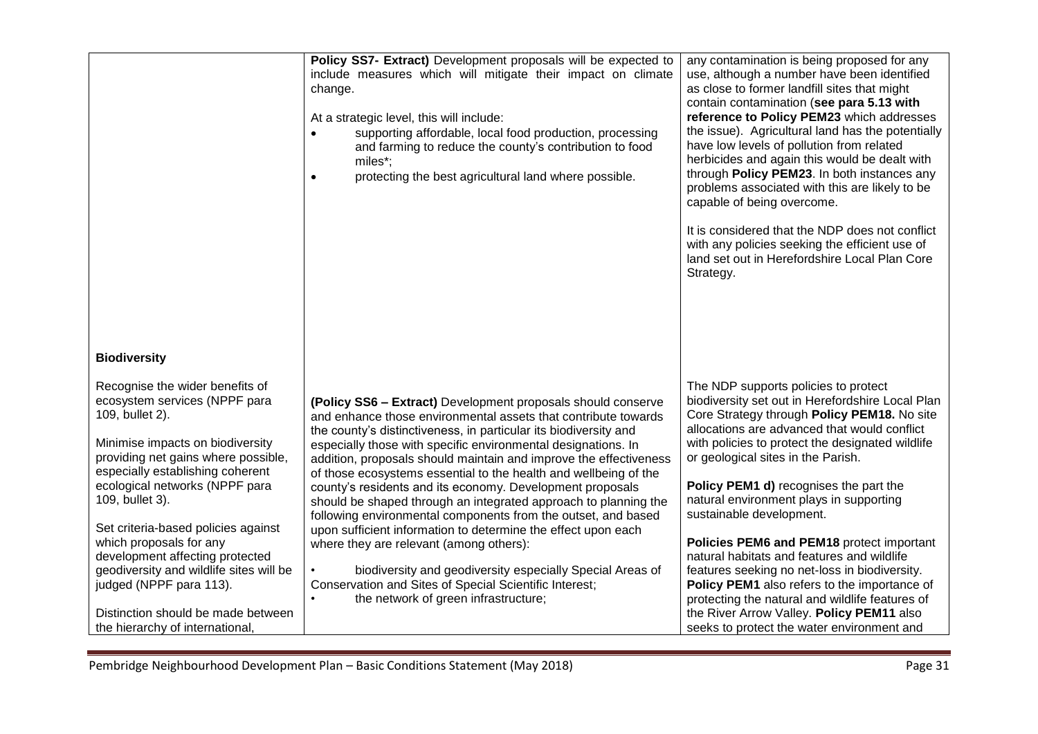| | | |
|---|---|---|
| | **Policy SS7- Extract)** Development proposals will be expected to include measures which will mitigate their impact on climate change.<br><br>At a strategic level, this will include:<br>• supporting affordable, local food production, processing and farming to reduce the county's contribution to food miles*;<br>• protecting the best agricultural land where possible. | any contamination is being proposed for any use, although a number have been identified as close to former landfill sites that might contain contamination (**see para 5.13 with reference to Policy PEM23** which addresses the issue). Agricultural land has the potentially have low levels of pollution from related herbicides and again this would be dealt with through **Policy PEM23**. In both instances any problems associated with this are likely to be capable of being overcome.<br><br>It is considered that the NDP does not conflict with any policies seeking the efficient use of land set out in Herefordshire Local Plan Core Strategy. |
| **Biodiversity**<br><br>Recognise the wider benefits of ecosystem services (NPPF para 109, bullet 2).<br><br>Minimise impacts on biodiversity providing net gains where possible, especially establishing coherent ecological networks (NPPF para 109, bullet 3).<br><br>Set criteria-based policies against which proposals for any development affecting protected geodiversity and wildlife sites will be judged (NPPF para 113).<br><br>Distinction should be made between the hierarchy of international, | **(Policy SS6 – Extract)** Development proposals should conserve and enhance those environmental assets that contribute towards the county's distinctiveness, in particular its biodiversity and especially those with specific environmental designations. In addition, proposals should maintain and improve the effectiveness of those ecosystems essential to the health and wellbeing of the county's residents and its economy. Development proposals should be shaped through an integrated approach to planning the following environmental components from the outset, and based upon sufficient information to determine the effect upon each where they are relevant (among others):<br><br>• biodiversity and geodiversity especially Special Areas of Conservation and Sites of Special Scientific Interest;<br>• the network of green infrastructure; | The NDP supports policies to protect biodiversity set out in Herefordshire Local Plan Core Strategy through **Policy PEM18.** No site allocations are advanced that would conflict with policies to protect the designated wildlife or geological sites in the Parish.<br><br>**Policy PEM1 d)** recognises the part the natural environment plays in supporting sustainable development.<br><br>**Policies PEM6 and PEM18** protect important natural habitats and features and wildlife features seeking no net-loss in biodiversity. **Policy PEM1** also refers to the importance of protecting the natural and wildlife features of the River Arrow Valley. **Policy PEM11** also seeks to protect the water environment and |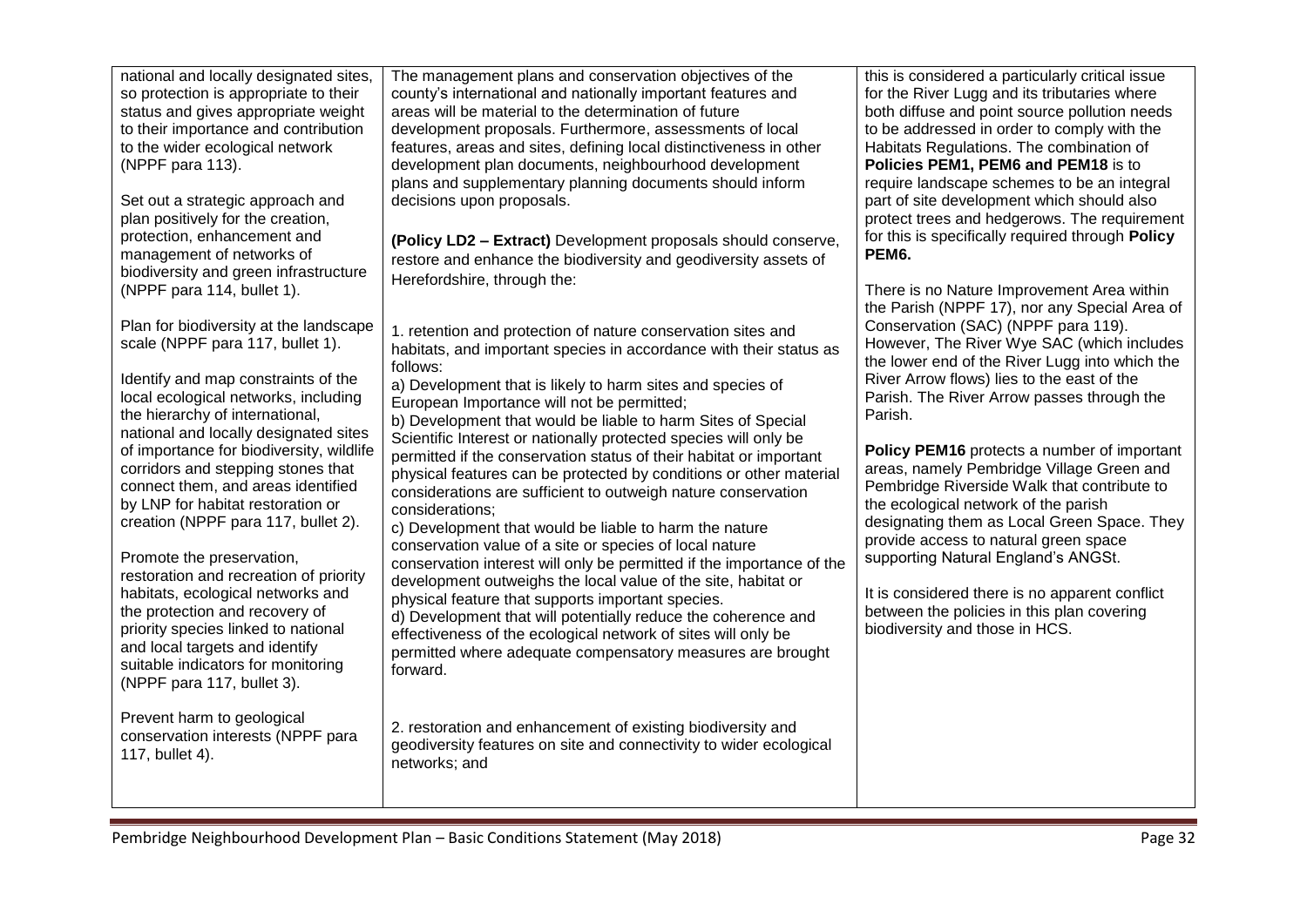| | | |
|---|---|---|
| national and locally designated sites, so protection is appropriate to their status and gives appropriate weight to their importance and contribution to the wider ecological network (NPPF para 113).<br><br>Set out a strategic approach and plan positively for the creation, protection, enhancement and management of networks of biodiversity and green infrastructure (NPPF para 114, bullet 1).<br><br>Plan for biodiversity at the landscape scale (NPPF para 117, bullet 1).<br><br>Identify and map constraints of the local ecological networks, including the hierarchy of international, national and locally designated sites of importance for biodiversity, wildlife corridors and stepping stones that connect them, and areas identified by LNP for habitat restoration or creation (NPPF para 117, bullet 2).<br><br>Promote the preservation, restoration and recreation of priority habitats, ecological networks and the protection and recovery of priority species linked to national and local targets and identify suitable indicators for monitoring (NPPF para 117, bullet 3).<br><br>Prevent harm to geological conservation interests (NPPF para 117, bullet 4). | The management plans and conservation objectives of the county's international and nationally important features and areas will be material to the determination of future development proposals. Furthermore, assessments of local features, areas and sites, defining local distinctiveness in other development plan documents, neighbourhood development plans and supplementary planning documents should inform decisions upon proposals.<br><br>**(Policy LD2 – Extract)** Development proposals should conserve, restore and enhance the biodiversity and geodiversity assets of Herefordshire, through the:<br><br>1. retention and protection of nature conservation sites and habitats, and important species in accordance with their status as follows:<br>a) Development that is likely to harm sites and species of European Importance will not be permitted;<br>b) Development that would be liable to harm Sites of Special Scientific Interest or nationally protected species will only be permitted if the conservation status of their habitat or important physical features can be protected by conditions or other material considerations are sufficient to outweigh nature conservation considerations;<br>c) Development that would be liable to harm the nature conservation value of a site or species of local nature conservation interest will only be permitted if the importance of the development outweighs the local value of the site, habitat or physical feature that supports important species.<br>d) Development that will potentially reduce the coherence and effectiveness of the ecological network of sites will only be permitted where adequate compensatory measures are brought forward.<br><br>2. restoration and enhancement of existing biodiversity and geodiversity features on site and connectivity to wider ecological networks; and | this is considered a particularly critical issue for the River Lugg and its tributaries where both diffuse and point source pollution needs to be addressed in order to comply with the Habitats Regulations. The combination of **Policies PEM1, PEM6 and PEM18** is to require landscape schemes to be an integral part of site development which should also protect trees and hedgerows. The requirement for this is specifically required through **Policy PEM6.**<br><br>There is no Nature Improvement Area within the Parish (NPPF 17), nor any Special Area of Conservation (SAC) (NPPF para 119). However, The River Wye SAC (which includes the lower end of the River Lugg into which the River Arrow flows) lies to the east of the Parish. The River Arrow passes through the Parish.<br><br>**Policy PEM16** protects a number of important areas, namely Pembridge Village Green and Pembridge Riverside Walk that contribute to the ecological network of the parish designating them as Local Green Space. They provide access to natural green space supporting Natural England's ANGSt.<br><br>It is considered there is no apparent conflict between the policies in this plan covering biodiversity and those in HCS. |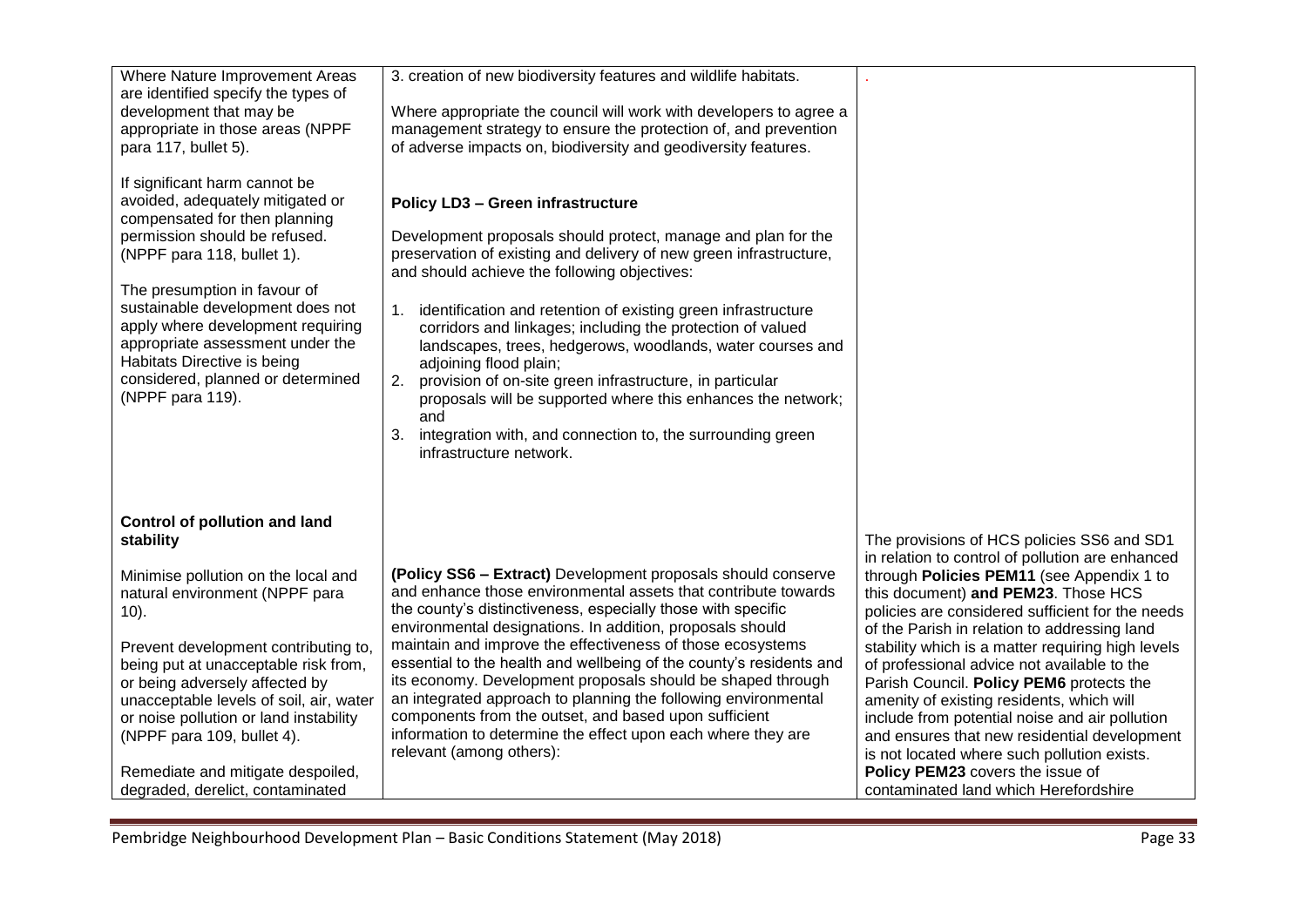| | | |
|---|---|---|
| Where Nature Improvement Areas are identified specify the types of development that may be appropriate in those areas (NPPF para 117, bullet 5).<br><br>If significant harm cannot be avoided, adequately mitigated or compensated for then planning permission should be refused. (NPPF para 118, bullet 1).<br><br>The presumption in favour of sustainable development does not apply where development requiring appropriate assessment under the Habitats Directive is being considered, planned or determined (NPPF para 119). | 3. creation of new biodiversity features and wildlife habitats.<br><br>Where appropriate the council will work with developers to agree a management strategy to ensure the protection of, and prevention of adverse impacts on, biodiversity and geodiversity features.<br><br>**Policy LD3 – Green infrastructure**<br><br>Development proposals should protect, manage and plan for the preservation of existing and delivery of new green infrastructure, and should achieve the following objectives:<br><br>1. identification and retention of existing green infrastructure corridors and linkages; including the protection of valued landscapes, trees, hedgerows, woodlands, water courses and adjoining flood plain;<br>2. provision of on-site green infrastructure, in particular proposals will be supported where this enhances the network; and<br>3. integration with, and connection to, the surrounding green infrastructure network. | . |
| **Control of pollution and land stability**<br><br>Minimise pollution on the local and natural environment (NPPF para 10).<br><br>Prevent development contributing to, being put at unacceptable risk from, or being adversely affected by unacceptable levels of soil, air, water or noise pollution or land instability (NPPF para 109, bullet 4).<br><br>Remediate and mitigate despoiled, degraded, derelict, contaminated | **(Policy SS6 – Extract)** Development proposals should conserve and enhance those environmental assets that contribute towards the county's distinctiveness, especially those with specific environmental designations. In addition, proposals should maintain and improve the effectiveness of those ecosystems essential to the health and wellbeing of the county's residents and its economy. Development proposals should be shaped through an integrated approach to planning the following environmental components from the outset, and based upon sufficient information to determine the effect upon each where they are relevant (among others): | The provisions of HCS policies SS6 and SD1 in relation to control of pollution are enhanced through **Policies PEM11** (see Appendix 1 to this document) **and PEM23**. Those HCS policies are considered sufficient for the needs of the Parish in relation to addressing land stability which is a matter requiring high levels of professional advice not available to the Parish Council. **Policy PEM6** protects the amenity of existing residents, which will include from potential noise and air pollution and ensures that new residential development is not located where such pollution exists. **Policy PEM23** covers the issue of contaminated land which Herefordshire |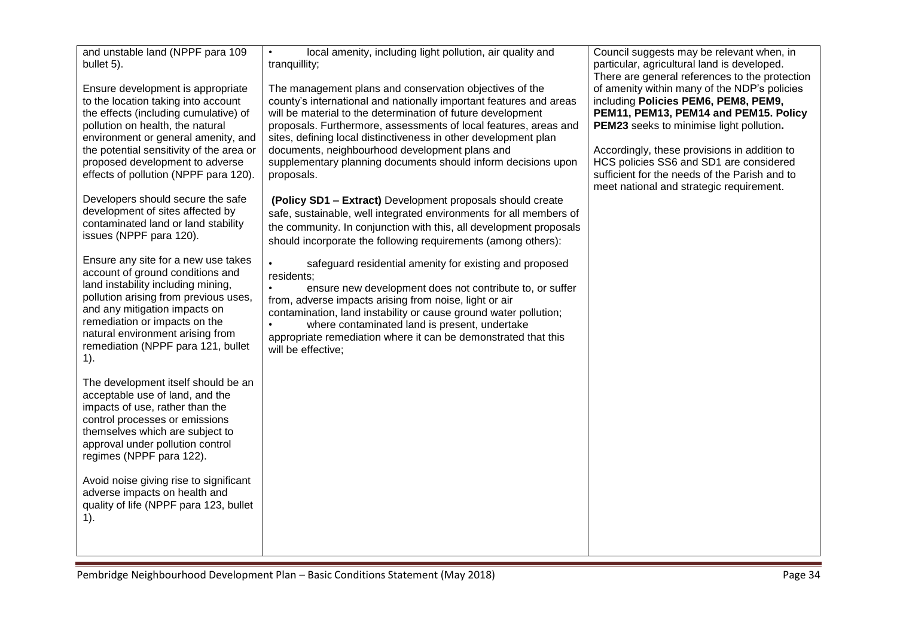| | | |
|---|---|---|
| and unstable land (NPPF para 109 bullet 5).<br><br>Ensure development is appropriate to the location taking into account the effects (including cumulative) of pollution on health, the natural environment or general amenity, and the potential sensitivity of the area or proposed development to adverse effects of pollution (NPPF para 120).<br><br>Developers should secure the safe development of sites affected by contaminated land or land stability issues (NPPF para 120).<br><br>Ensure any site for a new use takes account of ground conditions and land instability including mining, pollution arising from previous uses, and any mitigation impacts on remediation or impacts on the natural environment arising from remediation (NPPF para 121, bullet 1).<br><br>The development itself should be an acceptable use of land, and the impacts of use, rather than the control processes or emissions themselves which are subject to approval under pollution control regimes (NPPF para 122).<br><br>Avoid noise giving rise to significant adverse impacts on health and quality of life (NPPF para 123, bullet 1). | • local amenity, including light pollution, air quality and tranquillity;<br><br>The management plans and conservation objectives of the county's international and nationally important features and areas will be material to the determination of future development proposals. Furthermore, assessments of local features, areas and sites, defining local distinctiveness in other development plan documents, neighbourhood development plans and supplementary planning documents should inform decisions upon proposals.<br><br>**(Policy SD1 – Extract)** Development proposals should create safe, sustainable, well integrated environments for all members of the community. In conjunction with this, all development proposals should incorporate the following requirements (among others):<br><br>• safeguard residential amenity for existing and proposed residents;<br>• ensure new development does not contribute to, or suffer from, adverse impacts arising from noise, light or air contamination, land instability or cause ground water pollution;<br>• where contaminated land is present, undertake appropriate remediation where it can be demonstrated that this will be effective; | Council suggests may be relevant when, in particular, agricultural land is developed. There are general references to the protection of amenity within many of the NDP's policies including **Policies PEM6, PEM8, PEM9, PEM11, PEM13, PEM14 and PEM15. Policy PEM23** seeks to minimise light pollution**.**<br><br>Accordingly, these provisions in addition to HCS policies SS6 and SD1 are considered sufficient for the needs of the Parish and to meet national and strategic requirement. |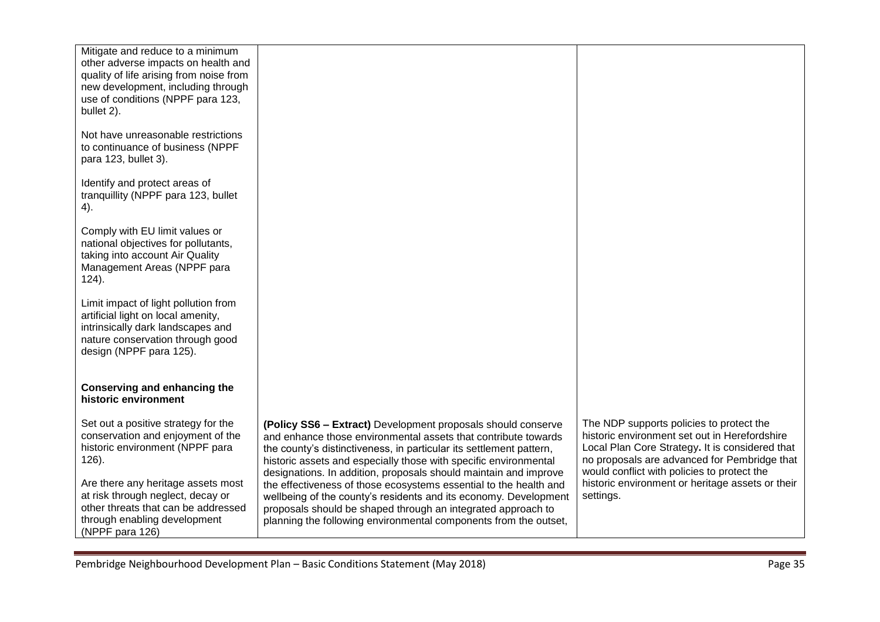| | | |
|---|---|---|
| Mitigate and reduce to a minimum other adverse impacts on health and quality of life arising from noise from new development, including through use of conditions (NPPF para 123, bullet 2).<br><br>Not have unreasonable restrictions to continuance of business (NPPF para 123, bullet 3).<br><br>Identify and protect areas of tranquillity (NPPF para 123, bullet 4).<br><br>Comply with EU limit values or national objectives for pollutants, taking into account Air Quality Management Areas (NPPF para 124).<br><br>Limit impact of light pollution from artificial light on local amenity, intrinsically dark landscapes and nature conservation through good design (NPPF para 125). | | |
| **Conserving and enhancing the historic environment**<br><br>Set out a positive strategy for the conservation and enjoyment of the historic environment (NPPF para 126).<br><br>Are there any heritage assets most at risk through neglect, decay or other threats that can be addressed through enabling development (NPPF para 126) | **(Policy SS6 – Extract)** Development proposals should conserve and enhance those environmental assets that contribute towards the county's distinctiveness, in particular its settlement pattern, historic assets and especially those with specific environmental designations. In addition, proposals should maintain and improve the effectiveness of those ecosystems essential to the health and wellbeing of the county's residents and its economy. Development proposals should be shaped through an integrated approach to planning the following environmental components from the outset, | The NDP supports policies to protect the historic environment set out in Herefordshire Local Plan Core Strategy**.** It is considered that no proposals are advanced for Pembridge that would conflict with policies to protect the historic environment or heritage assets or their settings. |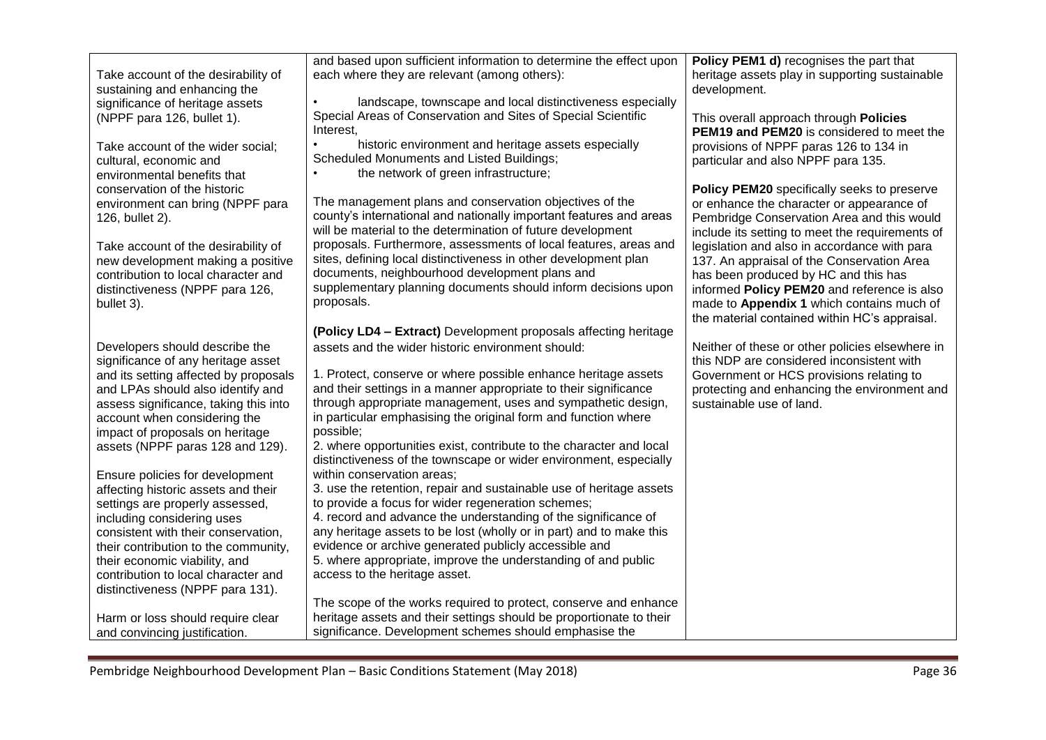| | | |
|---|---|---|
| Take account of the desirability of sustaining and enhancing the significance of heritage assets (NPPF para 126, bullet 1).<br><br>Take account of the wider social; cultural, economic and environmental benefits that conservation of the historic environment can bring (NPPF para 126, bullet 2).<br><br>Take account of the desirability of new development making a positive contribution to local character and distinctiveness (NPPF para 126, bullet 3).<br><br>Developers should describe the significance of any heritage asset and its setting affected by proposals and LPAs should also identify and assess significance, taking this into account when considering the impact of proposals on heritage assets (NPPF paras 128 and 129).<br><br>Ensure policies for development affecting historic assets and their settings are properly assessed, including considering uses consistent with their conservation, their contribution to the community, their economic viability, and contribution to local character and distinctiveness (NPPF para 131).<br><br>Harm or loss should require clear and convincing justification. | and based upon sufficient information to determine the effect upon each where they are relevant (among others):<br><br>• landscape, townscape and local distinctiveness especially Special Areas of Conservation and Sites of Special Scientific Interest,<br>• historic environment and heritage assets especially Scheduled Monuments and Listed Buildings;<br>• the network of green infrastructure;<br><br>The management plans and conservation objectives of the county's international and nationally important features and areas will be material to the determination of future development proposals. Furthermore, assessments of local features, areas and sites, defining local distinctiveness in other development plan documents, neighbourhood development plans and supplementary planning documents should inform decisions upon proposals.<br><br>**(Policy LD4 – Extract)** Development proposals affecting heritage assets and the wider historic environment should:<br><br>1. Protect, conserve or where possible enhance heritage assets and their settings in a manner appropriate to their significance through appropriate management, uses and sympathetic design, in particular emphasising the original form and function where possible;<br>2. where opportunities exist, contribute to the character and local distinctiveness of the townscape or wider environment, especially within conservation areas;<br>3. use the retention, repair and sustainable use of heritage assets to provide a focus for wider regeneration schemes;<br>4. record and advance the understanding of the significance of any heritage assets to be lost (wholly or in part) and to make this evidence or archive generated publicly accessible and<br>5. where appropriate, improve the understanding of and public access to the heritage asset.<br><br>The scope of the works required to protect, conserve and enhance heritage assets and their settings should be proportionate to their significance. Development schemes should emphasise the | **Policy PEM1 d)** recognises the part that heritage assets play in supporting sustainable development.<br><br>This overall approach through **Policies PEM19 and PEM20** is considered to meet the provisions of NPPF paras 126 to 134 in particular and also NPPF para 135.<br><br>**Policy PEM20** specifically seeks to preserve or enhance the character or appearance of Pembridge Conservation Area and this would include its setting to meet the requirements of legislation and also in accordance with para 137. An appraisal of the Conservation Area has been produced by HC and this has informed **Policy PEM20** and reference is also made to **Appendix 1** which contains much of the material contained within HC's appraisal.<br><br>Neither of these or other policies elsewhere in this NDP are considered inconsistent with Government or HCS provisions relating to protecting and enhancing the environment and sustainable use of land. |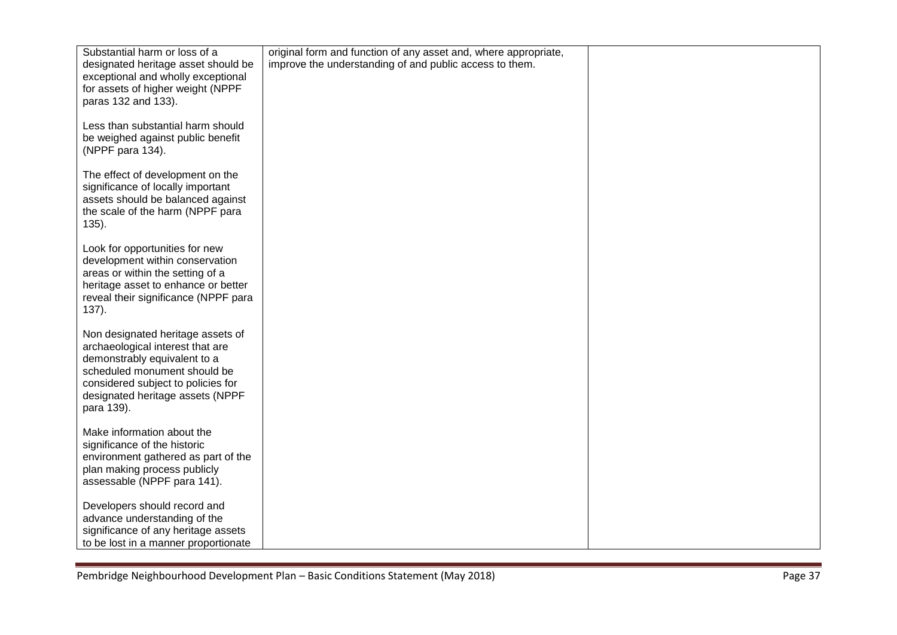| | | |
|---|---|---|
| Substantial harm or loss of a designated heritage asset should be exceptional and wholly exceptional for assets of higher weight (NPPF paras 132 and 133).<br><br>Less than substantial harm should be weighed against public benefit (NPPF para 134).<br><br>The effect of development on the significance of locally important assets should be balanced against the scale of the harm (NPPF para 135).<br><br>Look for opportunities for new development within conservation areas or within the setting of a heritage asset to enhance or better reveal their significance (NPPF para 137).<br><br>Non designated heritage assets of archaeological interest that are demonstrably equivalent to a scheduled monument should be considered subject to policies for designated heritage assets (NPPF para 139).<br><br>Make information about the significance of the historic environment gathered as part of the plan making process publicly assessable (NPPF para 141).<br><br>Developers should record and advance understanding of the significance of any heritage assets to be lost in a manner proportionate | original form and function of any asset and, where appropriate, improve the understanding of and public access to them. | |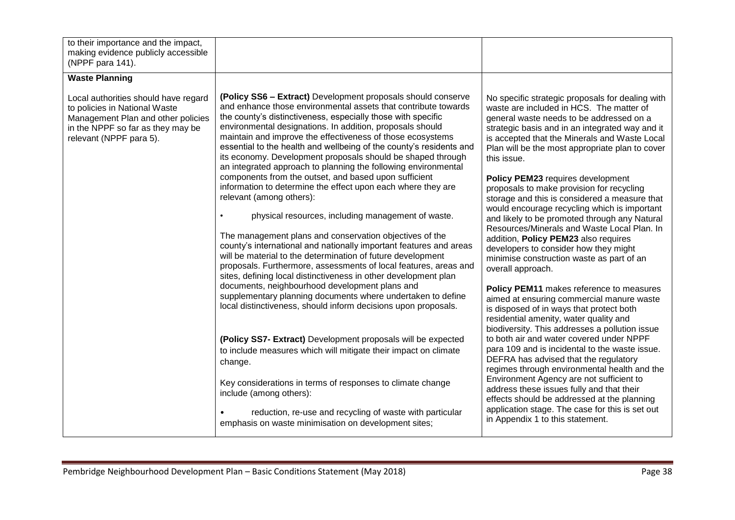| | | |
|---|---|---|
| to their importance and the impact, making evidence publicly accessible (NPPF para 141). | | |
| **Waste Planning**<br><br>Local authorities should have regard to policies in National Waste Management Plan and other policies in the NPPF so far as they may be relevant (NPPF para 5). | **(Policy SS6 – Extract)** Development proposals should conserve and enhance those environmental assets that contribute towards the county's distinctiveness, especially those with specific environmental designations. In addition, proposals should maintain and improve the effectiveness of those ecosystems essential to the health and wellbeing of the county's residents and its economy. Development proposals should be shaped through an integrated approach to planning the following environmental components from the outset, and based upon sufficient information to determine the effect upon each where they are relevant (among others):<br><br>• physical resources, including management of waste.<br><br>The management plans and conservation objectives of the county's international and nationally important features and areas will be material to the determination of future development proposals. Furthermore, assessments of local features, areas and sites, defining local distinctiveness in other development plan documents, neighbourhood development plans and supplementary planning documents where undertaken to define local distinctiveness, should inform decisions upon proposals.<br><br>**(Policy SS7- Extract)** Development proposals will be expected to include measures which will mitigate their impact on climate change.<br><br>Key considerations in terms of responses to climate change include (among others):<br><br>• reduction, re-use and recycling of waste with particular emphasis on waste minimisation on development sites; | No specific strategic proposals for dealing with waste are included in HCS. The matter of general waste needs to be addressed on a strategic basis and in an integrated way and it is accepted that the Minerals and Waste Local Plan will be the most appropriate plan to cover this issue.<br><br>**Policy PEM23** requires development proposals to make provision for recycling storage and this is considered a measure that would encourage recycling which is important and likely to be promoted through any Natural Resources/Minerals and Waste Local Plan. In addition, **Policy PEM23** also requires developers to consider how they might minimise construction waste as part of an overall approach.<br><br>**Policy PEM11** makes reference to measures aimed at ensuring commercial manure waste is disposed of in ways that protect both residential amenity, water quality and biodiversity. This addresses a pollution issue to both air and water covered under NPPF para 109 and is incidental to the waste issue. DEFRA has advised that the regulatory regimes through environmental health and the Environment Agency are not sufficient to address these issues fully and that their effects should be addressed at the planning application stage. The case for this is set out in Appendix 1 to this statement. |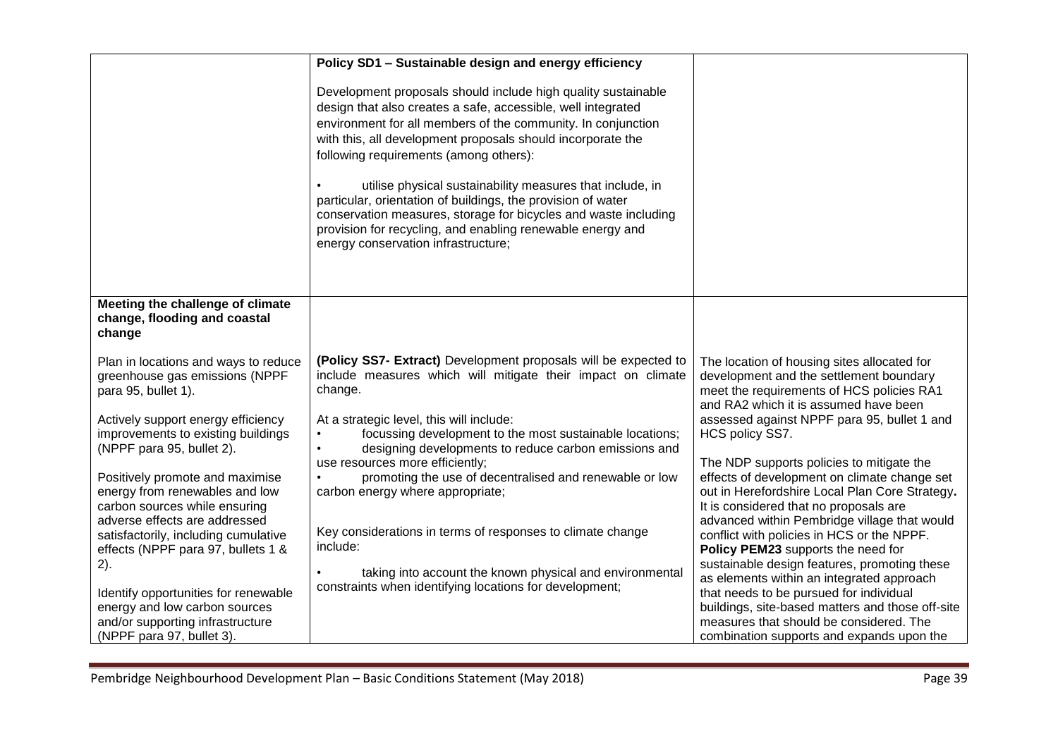| | | |
|---|---|---|
| | **Policy SD1 – Sustainable design and energy efficiency**<br><br>Development proposals should include high quality sustainable design that also creates a safe, accessible, well integrated environment for all members of the community. In conjunction with this, all development proposals should incorporate the following requirements (among others):<br><br>• utilise physical sustainability measures that include, in particular, orientation of buildings, the provision of water conservation measures, storage for bicycles and waste including provision for recycling, and enabling renewable energy and energy conservation infrastructure; | |
| **Meeting the challenge of climate change, flooding and coastal change**<br><br>Plan in locations and ways to reduce greenhouse gas emissions (NPPF para 95, bullet 1).<br><br>Actively support energy efficiency improvements to existing buildings (NPPF para 95, bullet 2).<br><br>Positively promote and maximise energy from renewables and low carbon sources while ensuring adverse effects are addressed satisfactorily, including cumulative effects (NPPF para 97, bullets 1 & 2).<br><br>Identify opportunities for renewable energy and low carbon sources and/or supporting infrastructure (NPPF para 97, bullet 3). | **(Policy SS7- Extract)** Development proposals will be expected to include measures which will mitigate their impact on climate change.<br><br>At a strategic level, this will include:<br>• focussing development to the most sustainable locations;<br>• designing developments to reduce carbon emissions and use resources more efficiently;<br>• promoting the use of decentralised and renewable or low carbon energy where appropriate;<br><br>Key considerations in terms of responses to climate change include:<br><br>• taking into account the known physical and environmental constraints when identifying locations for development; | The location of housing sites allocated for development and the settlement boundary meet the requirements of HCS policies RA1 and RA2 which it is assumed have been assessed against NPPF para 95, bullet 1 and HCS policy SS7.<br><br>The NDP supports policies to mitigate the effects of development on climate change set out in Herefordshire Local Plan Core Strategy**.** It is considered that no proposals are advanced within Pembridge village that would conflict with policies in HCS or the NPPF. **Policy PEM23** supports the need for sustainable design features, promoting these as elements within an integrated approach that needs to be pursued for individual buildings, site-based matters and those off-site measures that should be considered. The combination supports and expands upon the |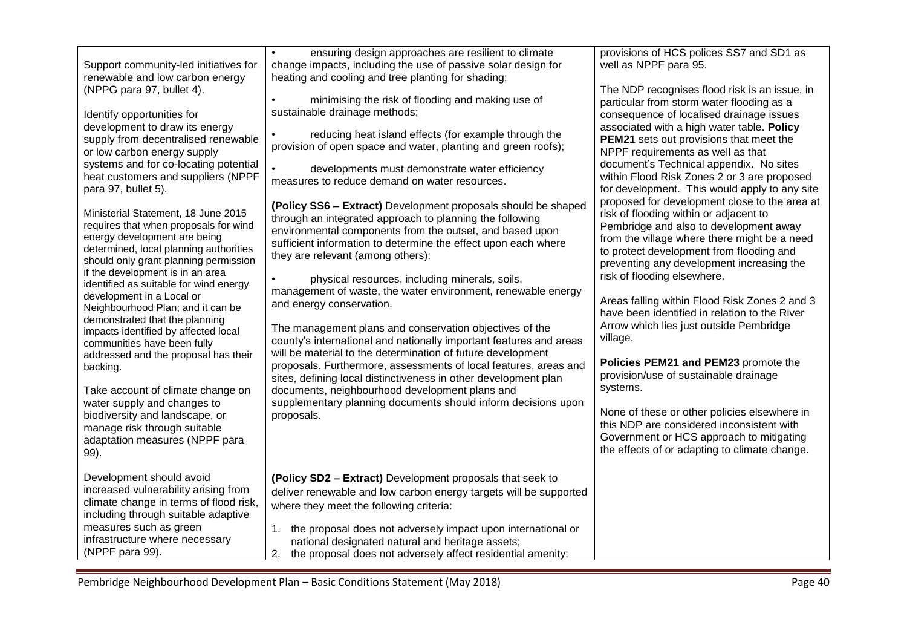| | | |
|---|---|---|
| Support community-led initiatives for renewable and low carbon energy (NPPG para 97, bullet 4).<br><br>Identify opportunities for development to draw its energy supply from decentralised renewable or low carbon energy supply systems and for co-locating potential heat customers and suppliers (NPPF para 97, bullet 5).<br><br>Ministerial Statement, 18 June 2015 requires that when proposals for wind energy development are being determined, local planning authorities should only grant planning permission if the development is in an area identified as suitable for wind energy development in a Local or Neighbourhood Plan; and it can be demonstrated that the planning impacts identified by affected local communities have been fully addressed and the proposal has their backing.<br><br>Take account of climate change on water supply and changes to biodiversity and landscape, or manage risk through suitable adaptation measures (NPPF para 99). | • ensuring design approaches are resilient to climate change impacts, including the use of passive solar design for heating and cooling and tree planting for shading;<br><br>• minimising the risk of flooding and making use of sustainable drainage methods;<br><br>• reducing heat island effects (for example through the provision of open space and water, planting and green roofs);<br><br>• developments must demonstrate water efficiency measures to reduce demand on water resources.<br><br>**(Policy SS6 – Extract)** Development proposals should be shaped through an integrated approach to planning the following environmental components from the outset, and based upon sufficient information to determine the effect upon each where they are relevant (among others):<br><br>• physical resources, including minerals, soils, management of waste, the water environment, renewable energy and energy conservation.<br><br>The management plans and conservation objectives of the county's international and nationally important features and areas will be material to the determination of future development proposals. Furthermore, assessments of local features, areas and sites, defining local distinctiveness in other development plan documents, neighbourhood development plans and supplementary planning documents should inform decisions upon proposals. | provisions of HCS polices SS7 and SD1 as well as NPPF para 95.<br><br>The NDP recognises flood risk is an issue, in particular from storm water flooding as a consequence of localised drainage issues associated with a high water table. **Policy PEM21** sets out provisions that meet the NPPF requirements as well as that document's Technical appendix. No sites within Flood Risk Zones 2 or 3 are proposed for development. This would apply to any site proposed for development close to the area at risk of flooding within or adjacent to Pembridge and also to development away from the village where there might be a need to protect development from flooding and preventing any development increasing the risk of flooding elsewhere.<br><br>Areas falling within Flood Risk Zones 2 and 3 have been identified in relation to the River Arrow which lies just outside Pembridge village.<br><br>**Policies PEM21 and PEM23** promote the provision/use of sustainable drainage systems.<br><br>None of these or other policies elsewhere in this NDP are considered inconsistent with Government or HCS approach to mitigating the effects of or adapting to climate change. |
| Development should avoid increased vulnerability arising from climate change in terms of flood risk, including through suitable adaptive measures such as green infrastructure where necessary (NPPF para 99). | **(Policy SD2 – Extract)** Development proposals that seek to deliver renewable and low carbon energy targets will be supported where they meet the following criteria:<br><br>1. the proposal does not adversely impact upon international or national designated natural and heritage assets;<br>2. the proposal does not adversely affect residential amenity; | |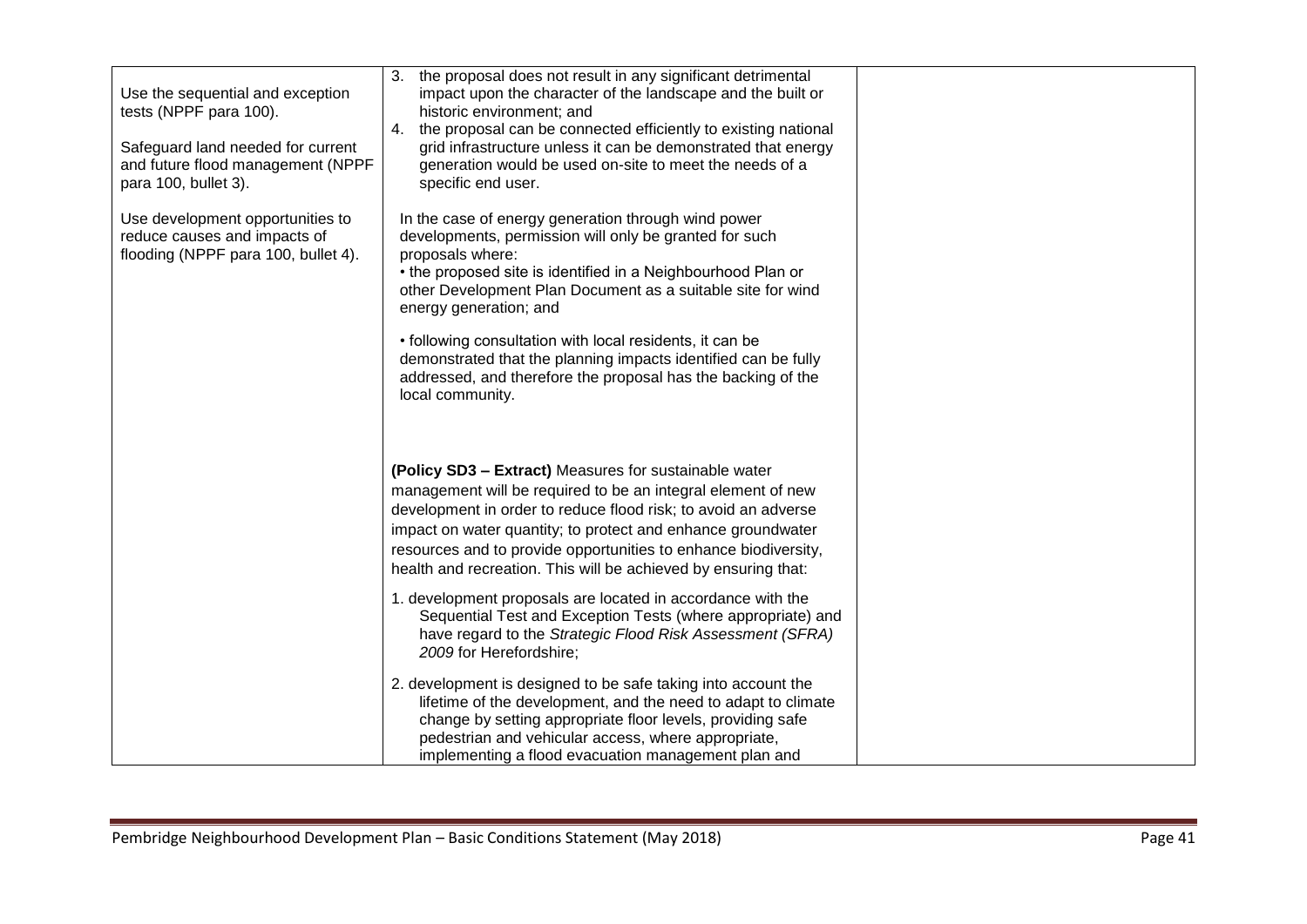| | | |
|---|---|---|
| Use the sequential and exception tests (NPPF para 100).<br><br>Safeguard land needed for current and future flood management (NPPF para 100, bullet 3).<br><br>Use development opportunities to reduce causes and impacts of flooding (NPPF para 100, bullet 4). | 3. the proposal does not result in any significant detrimental impact upon the character of the landscape and the built or historic environment; and<br>4. the proposal can be connected efficiently to existing national grid infrastructure unless it can be demonstrated that energy generation would be used on-site to meet the needs of a specific end user.<br><br>In the case of energy generation through wind power developments, permission will only be granted for such proposals where:<br>• the proposed site is identified in a Neighbourhood Plan or other Development Plan Document as a suitable site for wind energy generation; and<br><br>• following consultation with local residents, it can be demonstrated that the planning impacts identified can be fully addressed, and therefore the proposal has the backing of the local community.<br><br>**(Policy SD3 – Extract)** Measures for sustainable water management will be required to be an integral element of new development in order to reduce flood risk; to avoid an adverse impact on water quantity; to protect and enhance groundwater resources and to provide opportunities to enhance biodiversity, health and recreation. This will be achieved by ensuring that:<br><br>1. development proposals are located in accordance with the Sequential Test and Exception Tests (where appropriate) and have regard to the *Strategic Flood Risk Assessment (SFRA) 2009* for Herefordshire;<br><br>2. development is designed to be safe taking into account the lifetime of the development, and the need to adapt to climate change by setting appropriate floor levels, providing safe pedestrian and vehicular access, where appropriate, implementing a flood evacuation management plan and | |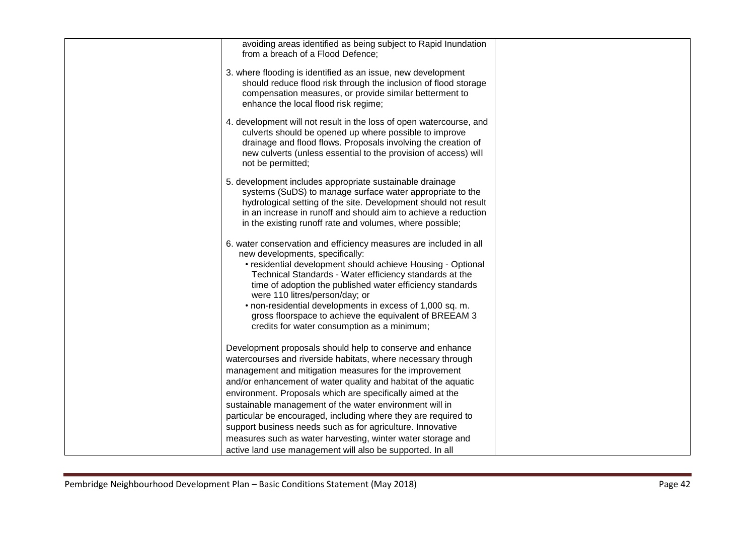| | | |
|---|---|---|
| | avoiding areas identified as being subject to Rapid Inundation from a breach of a Flood Defence;<br><br>3. where flooding is identified as an issue, new development should reduce flood risk through the inclusion of flood storage compensation measures, or provide similar betterment to enhance the local flood risk regime;<br><br>4. development will not result in the loss of open watercourse, and culverts should be opened up where possible to improve drainage and flood flows. Proposals involving the creation of new culverts (unless essential to the provision of access) will not be permitted;<br><br>5. development includes appropriate sustainable drainage systems (SuDS) to manage surface water appropriate to the hydrological setting of the site. Development should not result in an increase in runoff and should aim to achieve a reduction in the existing runoff rate and volumes, where possible;<br><br>6. water conservation and efficiency measures are included in all new developments, specifically:<br>• residential development should achieve Housing - Optional Technical Standards - Water efficiency standards at the time of adoption the published water efficiency standards were 110 litres/person/day; or<br>• non-residential developments in excess of 1,000 sq. m. gross floorspace to achieve the equivalent of BREEAM 3 credits for water consumption as a minimum;<br><br>Development proposals should help to conserve and enhance watercourses and riverside habitats, where necessary through management and mitigation measures for the improvement and/or enhancement of water quality and habitat of the aquatic environment. Proposals which are specifically aimed at the sustainable management of the water environment will in particular be encouraged, including where they are required to support business needs such as for agriculture. Innovative measures such as water harvesting, winter water storage and active land use management will also be supported. In all | |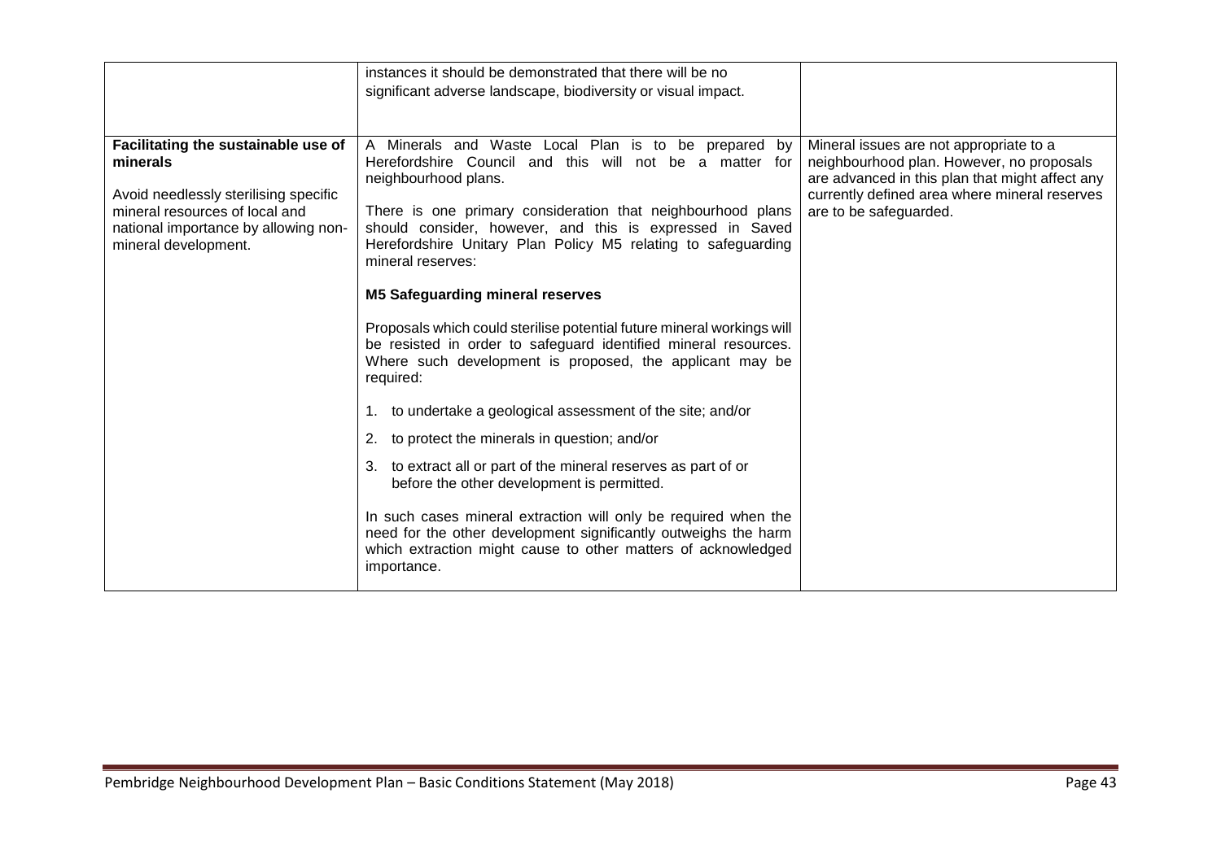| | | |
|---|---|---|
| | instances it should be demonstrated that there will be no significant adverse landscape, biodiversity or visual impact. | |
| **Facilitating the sustainable use of minerals**<br><br>Avoid needlessly sterilising specific mineral resources of local and national importance by allowing non-mineral development. | A Minerals and Waste Local Plan is to be prepared by Herefordshire Council and this will not be a matter for neighbourhood plans.<br><br>There is one primary consideration that neighbourhood plans should consider, however, and this is expressed in Saved Herefordshire Unitary Plan Policy M5 relating to safeguarding mineral reserves:<br><br>**M5 Safeguarding mineral reserves**<br><br>Proposals which could sterilise potential future mineral workings will be resisted in order to safeguard identified mineral resources. Where such development is proposed, the applicant may be required:<br><br>1. to undertake a geological assessment of the site; and/or<br>2. to protect the minerals in question; and/or<br>3. to extract all or part of the mineral reserves as part of or before the other development is permitted.<br><br>In such cases mineral extraction will only be required when the need for the other development significantly outweighs the harm which extraction might cause to other matters of acknowledged importance. | Mineral issues are not appropriate to a neighbourhood plan. However, no proposals are advanced in this plan that might affect any currently defined area where mineral reserves are to be safeguarded. |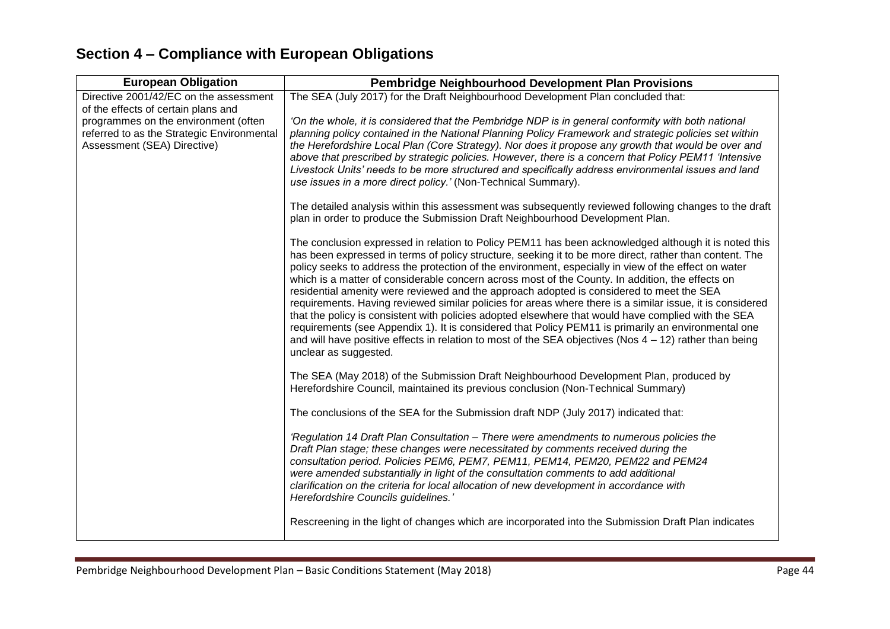## Section 4 – Compliance with European Obligations

| European Obligation | Pembridge Neighbourhood Development Plan Provisions |
|---|---|
| Directive 2001/42/EC on the assessment of the effects of certain plans and programmes on the environment (often referred to as the Strategic Environmental Assessment (SEA) Directive) | The SEA (July 2017) for the Draft Neighbourhood Development Plan concluded that:<br><br>*'On the whole, it is considered that the Pembridge NDP is in general conformity with both national planning policy contained in the National Planning Policy Framework and strategic policies set within the Herefordshire Local Plan (Core Strategy). Nor does it propose any growth that would be over and above that prescribed by strategic policies. However, there is a concern that Policy PEM11 'Intensive Livestock Units' needs to be more structured and specifically address environmental issues and land use issues in a more direct policy.'* (Non-Technical Summary).<br><br>The detailed analysis within this assessment was subsequently reviewed following changes to the draft plan in order to produce the Submission Draft Neighbourhood Development Plan.<br><br>The conclusion expressed in relation to Policy PEM11 has been acknowledged although it is noted this has been expressed in terms of policy structure, seeking it to be more direct, rather than content. The policy seeks to address the protection of the environment, especially in view of the effect on water which is a matter of considerable concern across most of the County. In addition, the effects on residential amenity were reviewed and the approach adopted is considered to meet the SEA requirements. Having reviewed similar policies for areas where there is a similar issue, it is considered that the policy is consistent with policies adopted elsewhere that would have complied with the SEA requirements (see Appendix 1). It is considered that Policy PEM11 is primarily an environmental one and will have positive effects in relation to most of the SEA objectives (Nos 4 – 12) rather than being unclear as suggested.<br><br>The SEA (May 2018) of the Submission Draft Neighbourhood Development Plan, produced by Herefordshire Council, maintained its previous conclusion (Non-Technical Summary)<br><br>The conclusions of the SEA for the Submission draft NDP (July 2017) indicated that:<br><br>*'Regulation 14 Draft Plan Consultation – There were amendments to numerous policies the Draft Plan stage; these changes were necessitated by comments received during the consultation period. Policies PEM6, PEM7, PEM11, PEM14, PEM20, PEM22 and PEM24 were amended substantially in light of the consultation comments to add additional clarification on the criteria for local allocation of new development in accordance with Herefordshire Councils guidelines.'*<br><br>Rescreening in the light of changes which are incorporated into the Submission Draft Plan indicates |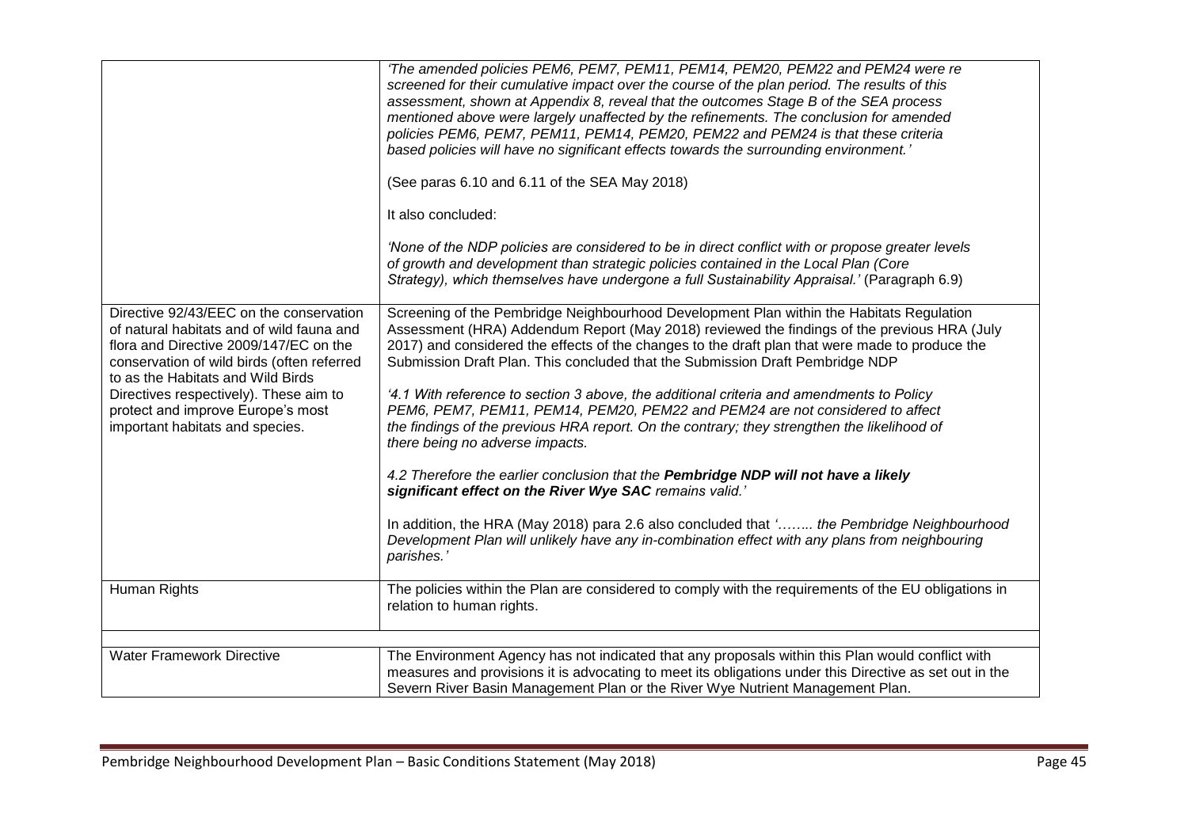| | |
|---|---|
| | *'The amended policies PEM6, PEM7, PEM11, PEM14, PEM20, PEM22 and PEM24 were re screened for their cumulative impact over the course of the plan period. The results of this assessment, shown at Appendix 8, reveal that the outcomes Stage B of the SEA process mentioned above were largely unaffected by the refinements. The conclusion for amended policies PEM6, PEM7, PEM11, PEM14, PEM20, PEM22 and PEM24 is that these criteria based policies will have no significant effects towards the surrounding environment.'*<br><br>(See paras 6.10 and 6.11 of the SEA May 2018)<br><br>It also concluded:<br><br>*'None of the NDP policies are considered to be in direct conflict with or propose greater levels of growth and development than strategic policies contained in the Local Plan (Core Strategy), which themselves have undergone a full Sustainability Appraisal.'* (Paragraph 6.9) |
| Directive 92/43/EEC on the conservation of natural habitats and of wild fauna and flora and Directive 2009/147/EC on the conservation of wild birds (often referred to as the Habitats and Wild Birds Directives respectively). These aim to protect and improve Europe's most important habitats and species. | Screening of the Pembridge Neighbourhood Development Plan within the Habitats Regulation Assessment (HRA) Addendum Report (May 2018) reviewed the findings of the previous HRA (July 2017) and considered the effects of the changes to the draft plan that were made to produce the Submission Draft Plan. This concluded that the Submission Draft Pembridge NDP<br><br>*'4.1 With reference to section 3 above, the additional criteria and amendments to Policy PEM6, PEM7, PEM11, PEM14, PEM20, PEM22 and PEM24 are not considered to affect the findings of the previous HRA report. On the contrary; they strengthen the likelihood of there being no adverse impacts.*<br><br>*4.2 Therefore the earlier conclusion that the* ***Pembridge NDP will not have a likely significant effect on the River Wye SAC*** *remains valid.'*<br><br>In addition, the HRA (May 2018) para 2.6 also concluded that *'…….. the Pembridge Neighbourhood Development Plan will unlikely have any in-combination effect with any plans from neighbouring parishes.'* |
| Human Rights | The policies within the Plan are considered to comply with the requirements of the EU obligations in relation to human rights. |
| | |
| Water Framework Directive | The Environment Agency has not indicated that any proposals within this Plan would conflict with measures and provisions it is advocating to meet its obligations under this Directive as set out in the Severn River Basin Management Plan or the River Wye Nutrient Management Plan. |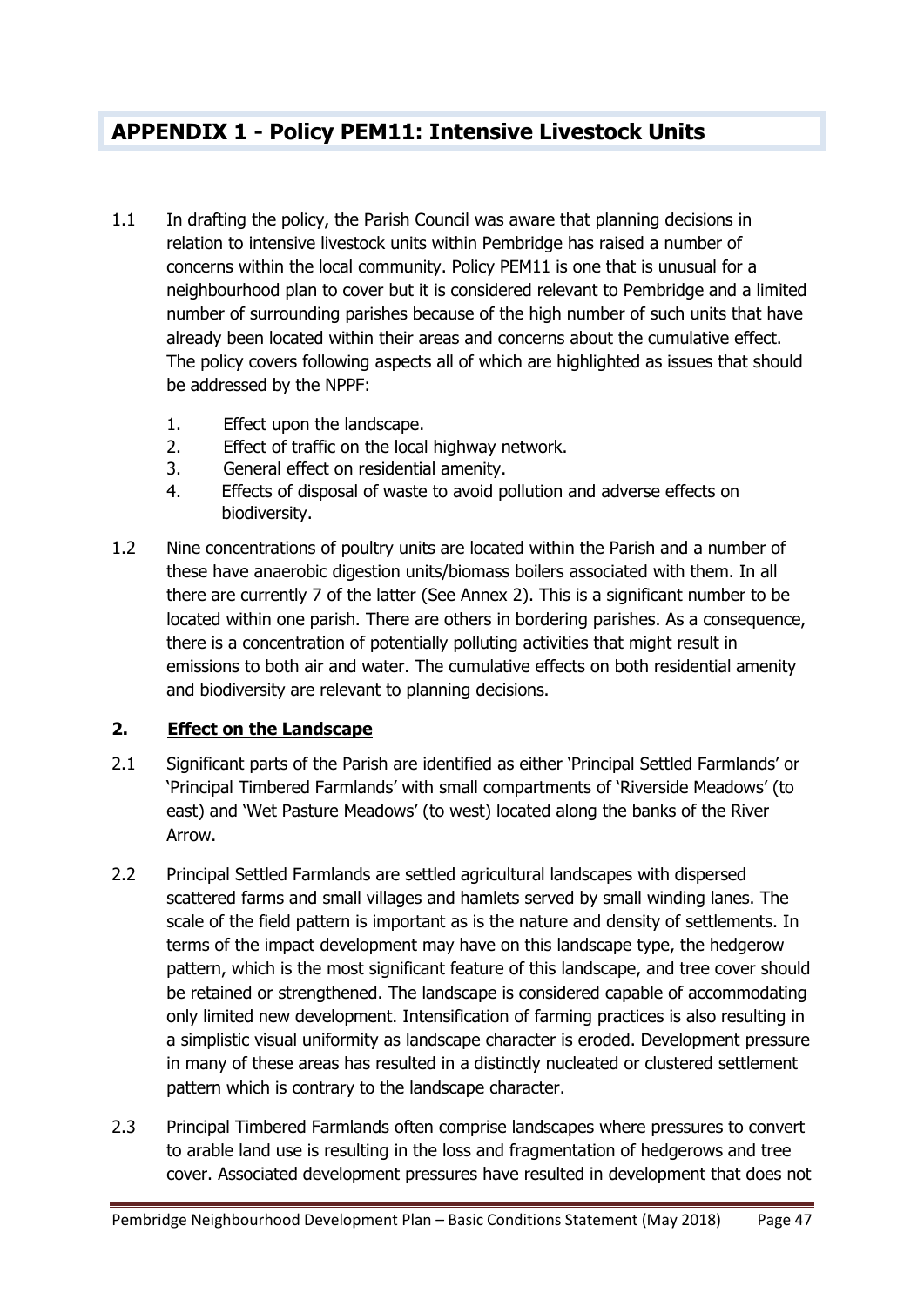## APPENDIX 1 - Policy PEM11: Intensive Livestock Units

1.1 In drafting the policy, the Parish Council was aware that planning decisions in relation to intensive livestock units within Pembridge has raised a number of concerns within the local community. Policy PEM11 is one that is unusual for a neighbourhood plan to cover but it is considered relevant to Pembridge and a limited number of surrounding parishes because of the high number of such units that have already been located within their areas and concerns about the cumulative effect. The policy covers following aspects all of which are highlighted as issues that should be addressed by the NPPF:

1. Effect upon the landscape.
2. Effect of traffic on the local highway network.
3. General effect on residential amenity.
4. Effects of disposal of waste to avoid pollution and adverse effects on biodiversity.

1.2 Nine concentrations of poultry units are located within the Parish and a number of these have anaerobic digestion units/biomass boilers associated with them. In all there are currently 7 of the latter (See Annex 2). This is a significant number to be located within one parish. There are others in bordering parishes. As a consequence, there is a concentration of potentially polluting activities that might result in emissions to both air and water. The cumulative effects on both residential amenity and biodiversity are relevant to planning decisions.

### 2. Effect on the Landscape

2.1 Significant parts of the Parish are identified as either 'Principal Settled Farmlands' or 'Principal Timbered Farmlands' with small compartments of 'Riverside Meadows' (to east) and 'Wet Pasture Meadows' (to west) located along the banks of the River Arrow.

2.2 Principal Settled Farmlands are settled agricultural landscapes with dispersed scattered farms and small villages and hamlets served by small winding lanes. The scale of the field pattern is important as is the nature and density of settlements. In terms of the impact development may have on this landscape type, the hedgerow pattern, which is the most significant feature of this landscape, and tree cover should be retained or strengthened. The landscape is considered capable of accommodating only limited new development. Intensification of farming practices is also resulting in a simplistic visual uniformity as landscape character is eroded. Development pressure in many of these areas has resulted in a distinctly nucleated or clustered settlement pattern which is contrary to the landscape character.

2.3 Principal Timbered Farmlands often comprise landscapes where pressures to convert to arable land use is resulting in the loss and fragmentation of hedgerows and tree cover. Associated development pressures have resulted in development that does not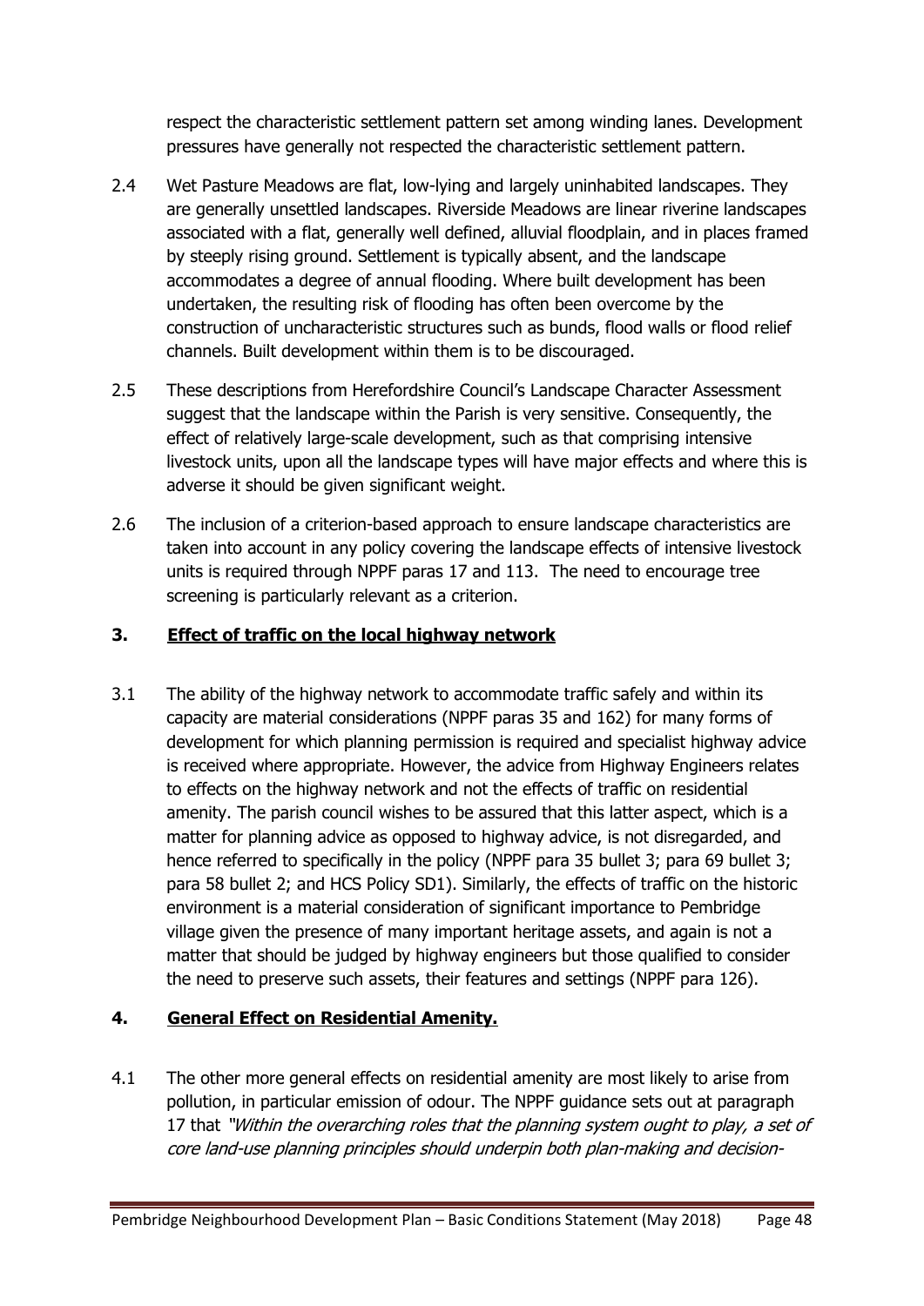respect the characteristic settlement pattern set among winding lanes. Development pressures have generally not respected the characteristic settlement pattern.

2.4 Wet Pasture Meadows are flat, low-lying and largely uninhabited landscapes. They are generally unsettled landscapes. Riverside Meadows are linear riverine landscapes associated with a flat, generally well defined, alluvial floodplain, and in places framed by steeply rising ground. Settlement is typically absent, and the landscape accommodates a degree of annual flooding. Where built development has been undertaken, the resulting risk of flooding has often been overcome by the construction of uncharacteristic structures such as bunds, flood walls or flood relief channels. Built development within them is to be discouraged.

2.5 These descriptions from Herefordshire Council's Landscape Character Assessment suggest that the landscape within the Parish is very sensitive. Consequently, the effect of relatively large-scale development, such as that comprising intensive livestock units, upon all the landscape types will have major effects and where this is adverse it should be given significant weight.

2.6 The inclusion of a criterion-based approach to ensure landscape characteristics are taken into account in any policy covering the landscape effects of intensive livestock units is required through NPPF paras 17 and 113. The need to encourage tree screening is particularly relevant as a criterion.

## 3. <u>Effect of traffic on the local highway network</u>

3.1 The ability of the highway network to accommodate traffic safely and within its capacity are material considerations (NPPF paras 35 and 162) for many forms of development for which planning permission is required and specialist highway advice is received where appropriate. However, the advice from Highway Engineers relates to effects on the highway network and not the effects of traffic on residential amenity. The parish council wishes to be assured that this latter aspect, which is a matter for planning advice as opposed to highway advice, is not disregarded, and hence referred to specifically in the policy (NPPF para 35 bullet 3; para 69 bullet 3; para 58 bullet 2; and HCS Policy SD1). Similarly, the effects of traffic on the historic environment is a material consideration of significant importance to Pembridge village given the presence of many important heritage assets, and again is not a matter that should be judged by highway engineers but those qualified to consider the need to preserve such assets, their features and settings (NPPF para 126).

## 4. <u>General Effect on Residential Amenity.</u>

4.1 The other more general effects on residential amenity are most likely to arise from pollution, in particular emission of odour. The NPPF guidance sets out at paragraph 17 that *"Within the overarching roles that the planning system ought to play, a set of core land-use planning principles should underpin both plan-making and decision-*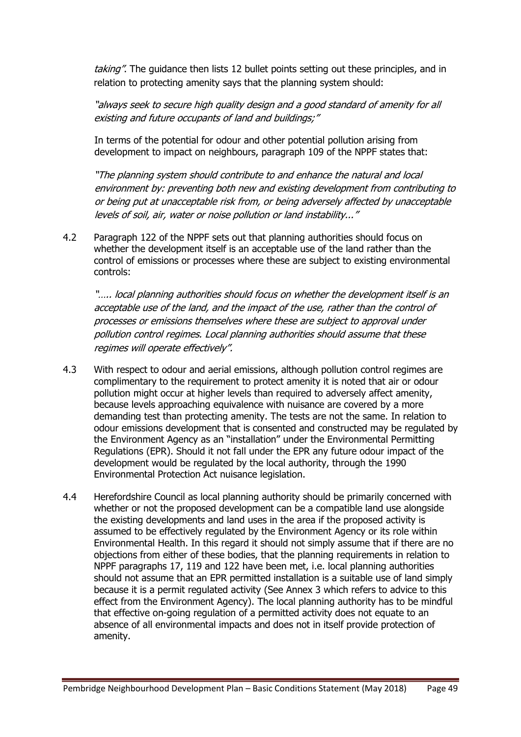*taking"*. The guidance then lists 12 bullet points setting out these principles, and in relation to protecting amenity says that the planning system should:

*"always seek to secure high quality design and a good standard of amenity for all existing and future occupants of land and buildings;"*

In terms of the potential for odour and other potential pollution arising from development to impact on neighbours, paragraph 109 of the NPPF states that:

*"The planning system should contribute to and enhance the natural and local environment by: preventing both new and existing development from contributing to or being put at unacceptable risk from, or being adversely affected by unacceptable levels of soil, air, water or noise pollution or land instability..."*

4.2 Paragraph 122 of the NPPF sets out that planning authorities should focus on whether the development itself is an acceptable use of the land rather than the control of emissions or processes where these are subject to existing environmental controls:

*"….. local planning authorities should focus on whether the development itself is an acceptable use of the land, and the impact of the use, rather than the control of processes or emissions themselves where these are subject to approval under pollution control regimes. Local planning authorities should assume that these regimes will operate effectively".*

4.3 With respect to odour and aerial emissions, although pollution control regimes are complimentary to the requirement to protect amenity it is noted that air or odour pollution might occur at higher levels than required to adversely affect amenity, because levels approaching equivalence with nuisance are covered by a more demanding test than protecting amenity. The tests are not the same. In relation to odour emissions development that is consented and constructed may be regulated by the Environment Agency as an "installation" under the Environmental Permitting Regulations (EPR). Should it not fall under the EPR any future odour impact of the development would be regulated by the local authority, through the 1990 Environmental Protection Act nuisance legislation.

4.4 Herefordshire Council as local planning authority should be primarily concerned with whether or not the proposed development can be a compatible land use alongside the existing developments and land uses in the area if the proposed activity is assumed to be effectively regulated by the Environment Agency or its role within Environmental Health. In this regard it should not simply assume that if there are no objections from either of these bodies, that the planning requirements in relation to NPPF paragraphs 17, 119 and 122 have been met, i.e. local planning authorities should not assume that an EPR permitted installation is a suitable use of land simply because it is a permit regulated activity (See Annex 3 which refers to advice to this effect from the Environment Agency). The local planning authority has to be mindful that effective on-going regulation of a permitted activity does not equate to an absence of all environmental impacts and does not in itself provide protection of amenity.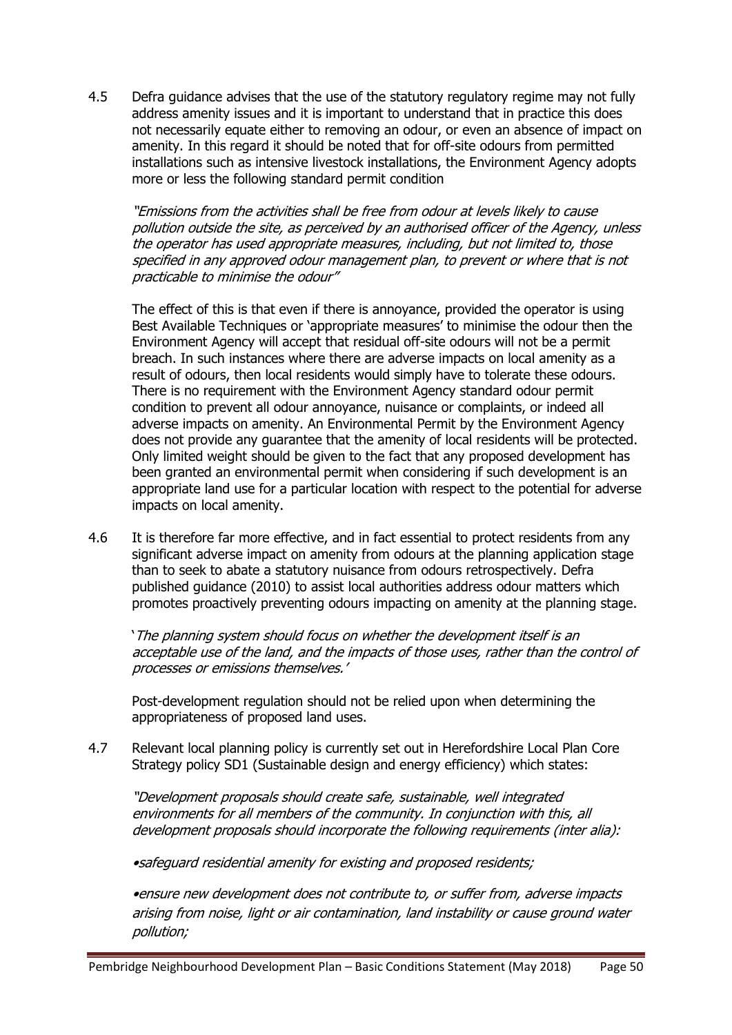4.5 Defra guidance advises that the use of the statutory regulatory regime may not fully address amenity issues and it is important to understand that in practice this does not necessarily equate either to removing an odour, or even an absence of impact on amenity. In this regard it should be noted that for off-site odours from permitted installations such as intensive livestock installations, the Environment Agency adopts more or less the following standard permit condition

*"Emissions from the activities shall be free from odour at levels likely to cause pollution outside the site, as perceived by an authorised officer of the Agency, unless the operator has used appropriate measures, including, but not limited to, those specified in any approved odour management plan, to prevent or where that is not practicable to minimise the odour"*

The effect of this is that even if there is annoyance, provided the operator is using Best Available Techniques or 'appropriate measures' to minimise the odour then the Environment Agency will accept that residual off-site odours will not be a permit breach. In such instances where there are adverse impacts on local amenity as a result of odours, then local residents would simply have to tolerate these odours. There is no requirement with the Environment Agency standard odour permit condition to prevent all odour annoyance, nuisance or complaints, or indeed all adverse impacts on amenity. An Environmental Permit by the Environment Agency does not provide any guarantee that the amenity of local residents will be protected. Only limited weight should be given to the fact that any proposed development has been granted an environmental permit when considering if such development is an appropriate land use for a particular location with respect to the potential for adverse impacts on local amenity.

4.6 It is therefore far more effective, and in fact essential to protect residents from any significant adverse impact on amenity from odours at the planning application stage than to seek to abate a statutory nuisance from odours retrospectively. Defra published guidance (2010) to assist local authorities address odour matters which promotes proactively preventing odours impacting on amenity at the planning stage.

*'The planning system should focus on whether the development itself is an acceptable use of the land, and the impacts of those uses, rather than the control of processes or emissions themselves.'*

Post-development regulation should not be relied upon when determining the appropriateness of proposed land uses.

4.7 Relevant local planning policy is currently set out in Herefordshire Local Plan Core Strategy policy SD1 (Sustainable design and energy efficiency) which states:

*"Development proposals should create safe, sustainable, well integrated environments for all members of the community. In conjunction with this, all development proposals should incorporate the following requirements (inter alia):*

*•safeguard residential amenity for existing and proposed residents;*

*•ensure new development does not contribute to, or suffer from, adverse impacts arising from noise, light or air contamination, land instability or cause ground water pollution;*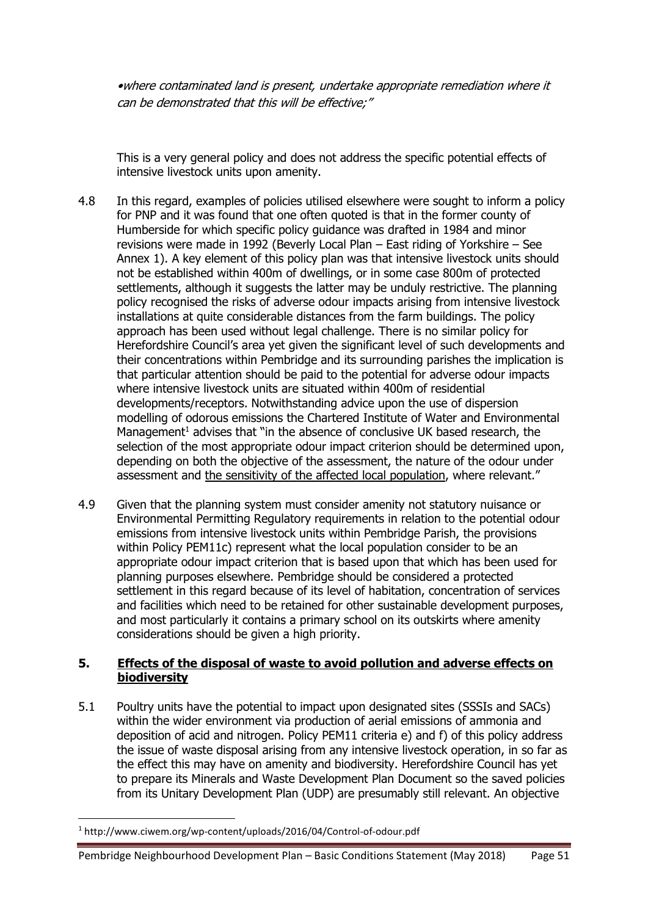*•where contaminated land is present, undertake appropriate remediation where it can be demonstrated that this will be effective;"*

This is a very general policy and does not address the specific potential effects of intensive livestock units upon amenity.

4.8 In this regard, examples of policies utilised elsewhere were sought to inform a policy for PNP and it was found that one often quoted is that in the former county of Humberside for which specific policy guidance was drafted in 1984 and minor revisions were made in 1992 (Beverly Local Plan – East riding of Yorkshire – See Annex 1). A key element of this policy plan was that intensive livestock units should not be established within 400m of dwellings, or in some case 800m of protected settlements, although it suggests the latter may be unduly restrictive. The planning policy recognised the risks of adverse odour impacts arising from intensive livestock installations at quite considerable distances from the farm buildings. The policy approach has been used without legal challenge. There is no similar policy for Herefordshire Council's area yet given the significant level of such developments and their concentrations within Pembridge and its surrounding parishes the implication is that particular attention should be paid to the potential for adverse odour impacts where intensive livestock units are situated within 400m of residential developments/receptors. Notwithstanding advice upon the use of dispersion modelling of odorous emissions the Chartered Institute of Water and Environmental Management[1] advises that "in the absence of conclusive UK based research, the selection of the most appropriate odour impact criterion should be determined upon, depending on both the objective of the assessment, the nature of the odour under assessment and <u>the sensitivity of the affected local population</u>, where relevant."

4.9 Given that the planning system must consider amenity not statutory nuisance or Environmental Permitting Regulatory requirements in relation to the potential odour emissions from intensive livestock units within Pembridge Parish, the provisions within Policy PEM11c) represent what the local population consider to be an appropriate odour impact criterion that is based upon that which has been used for planning purposes elsewhere. Pembridge should be considered a protected settlement in this regard because of its level of habitation, concentration of services and facilities which need to be retained for other sustainable development purposes, and most particularly it contains a primary school on its outskirts where amenity considerations should be given a high priority.

## 5. Effects of the disposal of waste to avoid pollution and adverse effects on biodiversity

5.1 Poultry units have the potential to impact upon designated sites (SSSIs and SACs) within the wider environment via production of aerial emissions of ammonia and deposition of acid and nitrogen. Policy PEM11 criteria e) and f) of this policy address the issue of waste disposal arising from any intensive livestock operation, in so far as the effect this may have on amenity and biodiversity. Herefordshire Council has yet to prepare its Minerals and Waste Development Plan Document so the saved policies from its Unitary Development Plan (UDP) are presumably still relevant. An objective

---

[1] http://www.ciwem.org/wp-content/uploads/2016/04/Control-of-odour.pdf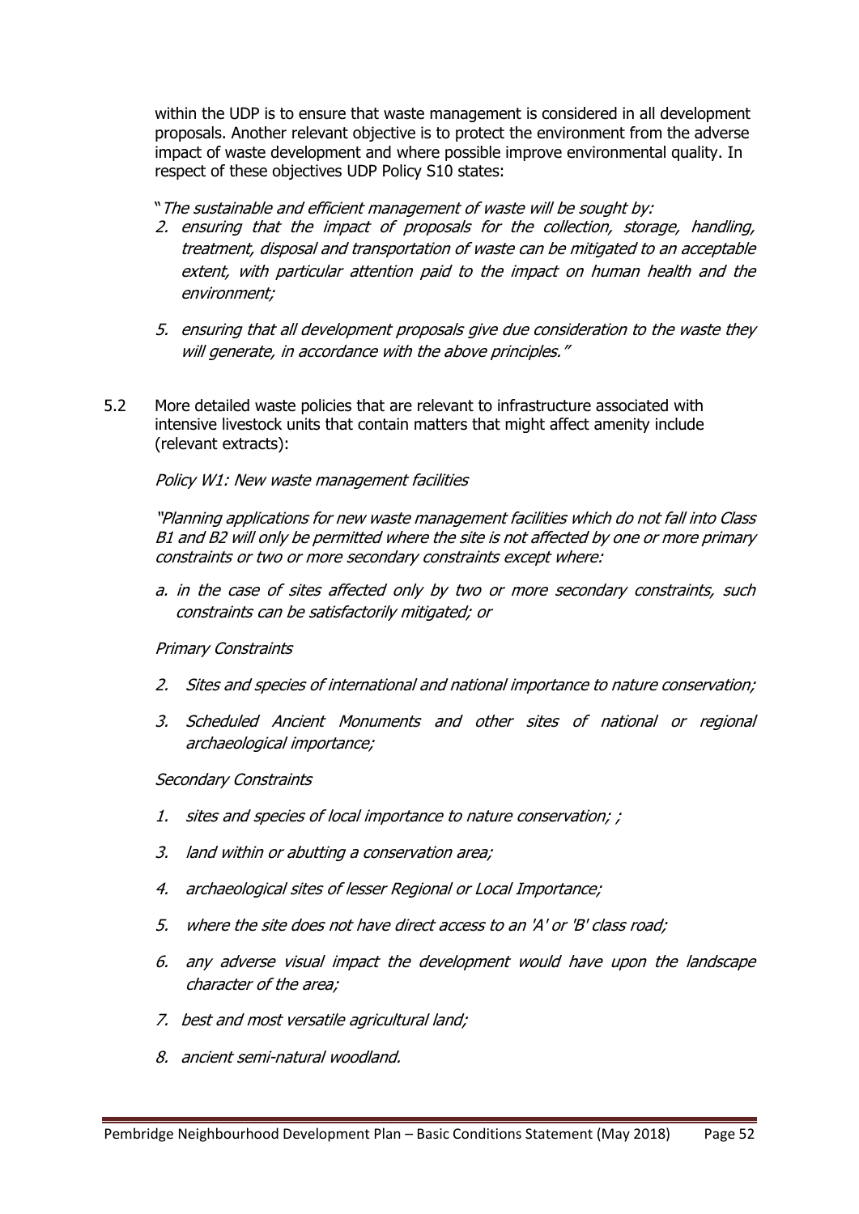within the UDP is to ensure that waste management is considered in all development proposals. Another relevant objective is to protect the environment from the adverse impact of waste development and where possible improve environmental quality. In respect of these objectives UDP Policy S10 states:

"*The sustainable and efficient management of waste will be sought by:*

2. *ensuring that the impact of proposals for the collection, storage, handling, treatment, disposal and transportation of waste can be mitigated to an acceptable extent, with particular attention paid to the impact on human health and the environment;*

5. *ensuring that all development proposals give due consideration to the waste they will generate, in accordance with the above principles."*

5.2 More detailed waste policies that are relevant to infrastructure associated with intensive livestock units that contain matters that might affect amenity include (relevant extracts):

*Policy W1: New waste management facilities*

*"Planning applications for new waste management facilities which do not fall into Class B1 and B2 will only be permitted where the site is not affected by one or more primary constraints or two or more secondary constraints except where:*

*a. in the case of sites affected only by two or more secondary constraints, such constraints can be satisfactorily mitigated; or*

*Primary Constraints*

2. *Sites and species of international and national importance to nature conservation;*

3. *Scheduled Ancient Monuments and other sites of national or regional archaeological importance;*

*Secondary Constraints*

1. *sites and species of local importance to nature conservation; ;*

3. *land within or abutting a conservation area;*

4. *archaeological sites of lesser Regional or Local Importance;*

5. *where the site does not have direct access to an 'A' or 'B' class road;*

6. *any adverse visual impact the development would have upon the landscape character of the area;*

7. *best and most versatile agricultural land;*

8. *ancient semi-natural woodland.*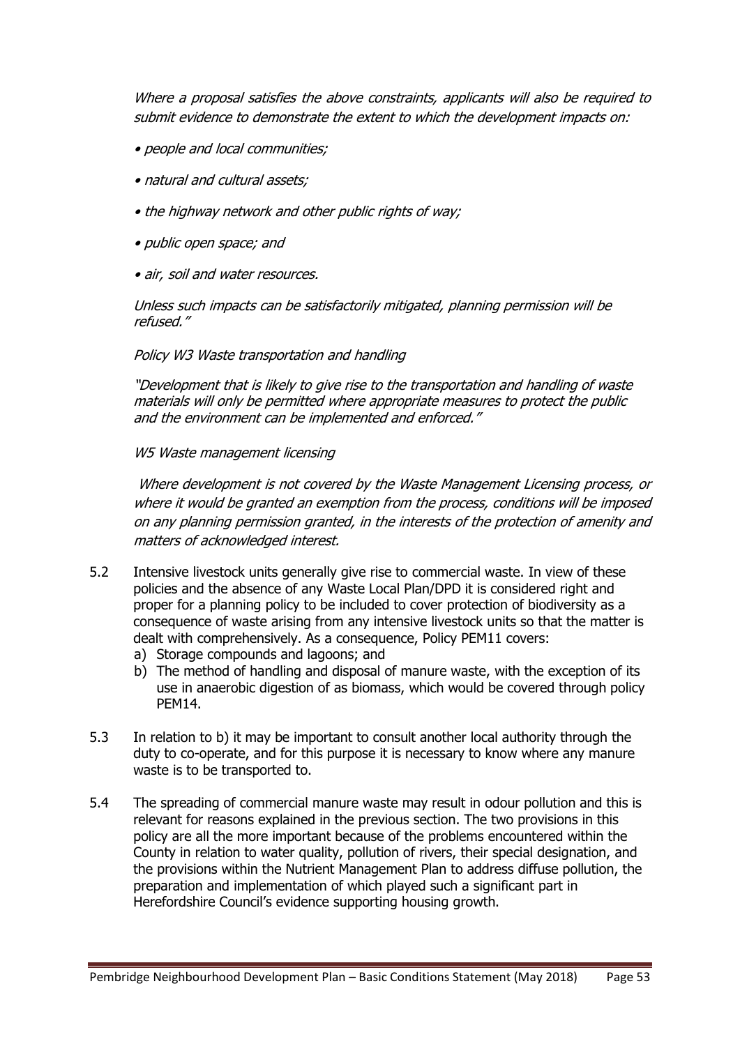*Where a proposal satisfies the above constraints, applicants will also be required to submit evidence to demonstrate the extent to which the development impacts on:*

- *people and local communities;*
- *natural and cultural assets;*
- *the highway network and other public rights of way;*
- *public open space; and*
- *air, soil and water resources.*

*Unless such impacts can be satisfactorily mitigated, planning permission will be refused."*

*Policy W3 Waste transportation and handling*

*"Development that is likely to give rise to the transportation and handling of waste materials will only be permitted where appropriate measures to protect the public and the environment can be implemented and enforced."*

*W5 Waste management licensing*

*Where development is not covered by the Waste Management Licensing process, or where it would be granted an exemption from the process, conditions will be imposed on any planning permission granted, in the interests of the protection of amenity and matters of acknowledged interest.*

5.2 Intensive livestock units generally give rise to commercial waste. In view of these policies and the absence of any Waste Local Plan/DPD it is considered right and proper for a planning policy to be included to cover protection of biodiversity as a consequence of waste arising from any intensive livestock units so that the matter is dealt with comprehensively. As a consequence, Policy PEM11 covers:

a) Storage compounds and lagoons; and
b) The method of handling and disposal of manure waste, with the exception of its use in anaerobic digestion of as biomass, which would be covered through policy PEM14.

5.3 In relation to b) it may be important to consult another local authority through the duty to co-operate, and for this purpose it is necessary to know where any manure waste is to be transported to.

5.4 The spreading of commercial manure waste may result in odour pollution and this is relevant for reasons explained in the previous section. The two provisions in this policy are all the more important because of the problems encountered within the County in relation to water quality, pollution of rivers, their special designation, and the provisions within the Nutrient Management Plan to address diffuse pollution, the preparation and implementation of which played such a significant part in Herefordshire Council's evidence supporting housing growth.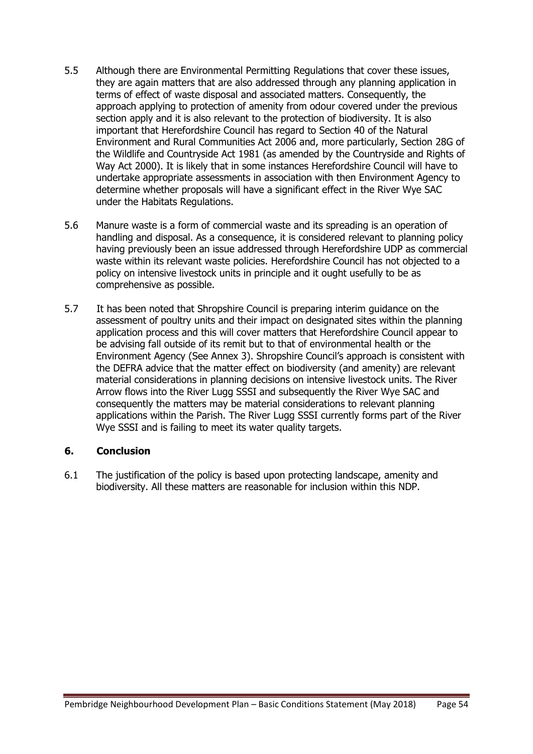5.5 Although there are Environmental Permitting Regulations that cover these issues, they are again matters that are also addressed through any planning application in terms of effect of waste disposal and associated matters. Consequently, the approach applying to protection of amenity from odour covered under the previous section apply and it is also relevant to the protection of biodiversity. It is also important that Herefordshire Council has regard to Section 40 of the Natural Environment and Rural Communities Act 2006 and, more particularly, Section 28G of the Wildlife and Countryside Act 1981 (as amended by the Countryside and Rights of Way Act 2000). It is likely that in some instances Herefordshire Council will have to undertake appropriate assessments in association with then Environment Agency to determine whether proposals will have a significant effect in the River Wye SAC under the Habitats Regulations.

5.6 Manure waste is a form of commercial waste and its spreading is an operation of handling and disposal. As a consequence, it is considered relevant to planning policy having previously been an issue addressed through Herefordshire UDP as commercial waste within its relevant waste policies. Herefordshire Council has not objected to a policy on intensive livestock units in principle and it ought usefully to be as comprehensive as possible.

5.7 It has been noted that Shropshire Council is preparing interim guidance on the assessment of poultry units and their impact on designated sites within the planning application process and this will cover matters that Herefordshire Council appear to be advising fall outside of its remit but to that of environmental health or the Environment Agency (See Annex 3). Shropshire Council's approach is consistent with the DEFRA advice that the matter effect on biodiversity (and amenity) are relevant material considerations in planning decisions on intensive livestock units. The River Arrow flows into the River Lugg SSSI and subsequently the River Wye SAC and consequently the matters may be material considerations to relevant planning applications within the Parish. The River Lugg SSSI currently forms part of the River Wye SSSI and is failing to meet its water quality targets.

## 6. Conclusion

6.1 The justification of the policy is based upon protecting landscape, amenity and biodiversity. All these matters are reasonable for inclusion within this NDP.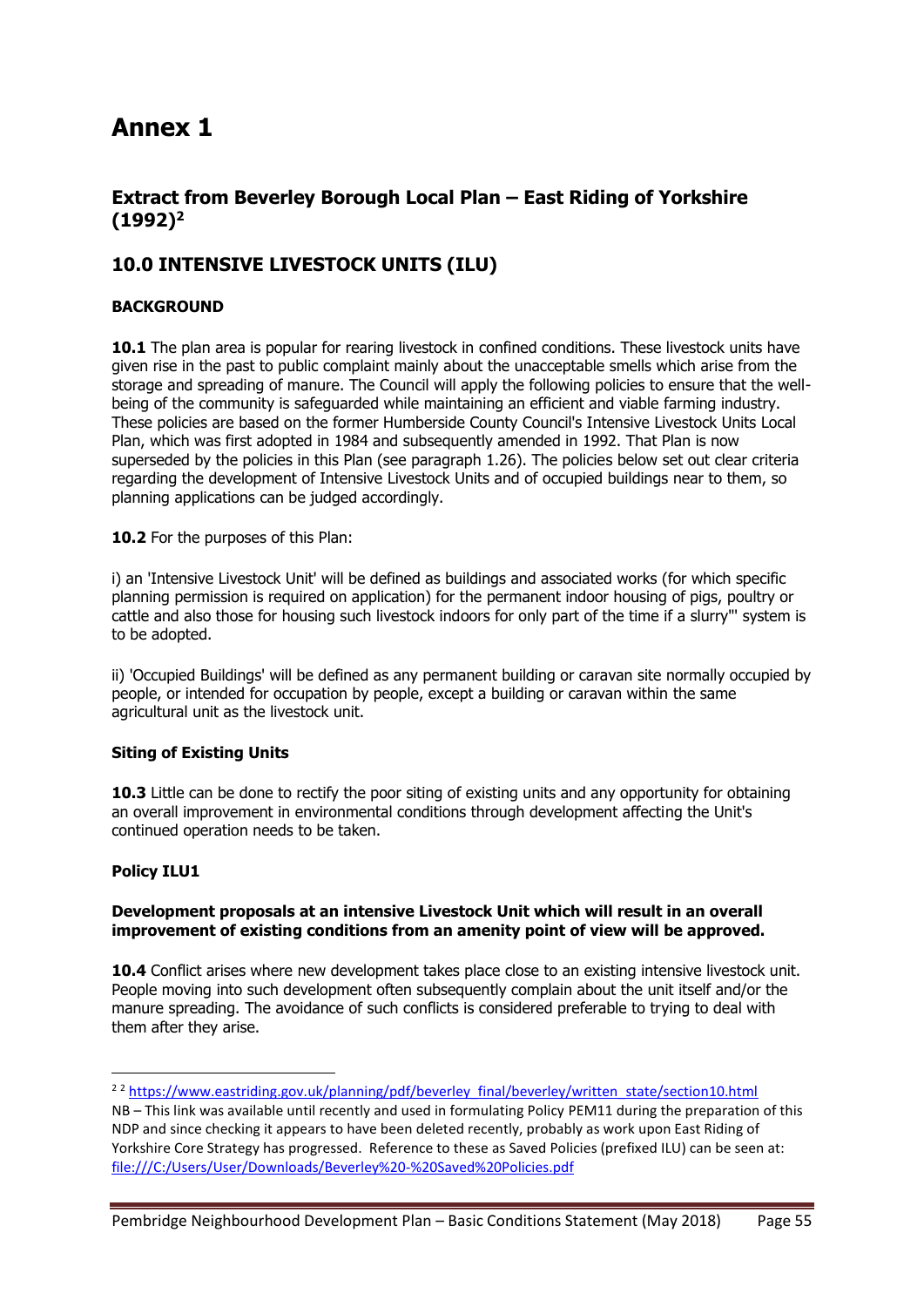# Annex 1

## Extract from Beverley Borough Local Plan – East Riding of Yorkshire (1992)[2]

## 10.0 INTENSIVE LIVESTOCK UNITS (ILU)

**BACKGROUND**

**10.1** The plan area is popular for rearing livestock in confined conditions. These livestock units have given rise in the past to public complaint mainly about the unacceptable smells which arise from the storage and spreading of manure. The Council will apply the following policies to ensure that the well-being of the community is safeguarded while maintaining an efficient and viable farming industry. These policies are based on the former Humberside County Council's Intensive Livestock Units Local Plan, which was first adopted in 1984 and subsequently amended in 1992. That Plan is now superseded by the policies in this Plan (see paragraph 1.26). The policies below set out clear criteria regarding the development of Intensive Livestock Units and of occupied buildings near to them, so planning applications can be judged accordingly.

**10.2** For the purposes of this Plan:

i) an 'Intensive Livestock Unit' will be defined as buildings and associated works (for which specific planning permission is required on application) for the permanent indoor housing of pigs, poultry or cattle and also those for housing such livestock indoors for only part of the time if a slurry"' system is to be adopted.

ii) 'Occupied Buildings' will be defined as any permanent building or caravan site normally occupied by people, or intended for occupation by people, except a building or caravan within the same agricultural unit as the livestock unit.

**Siting of Existing Units**

**10.3** Little can be done to rectify the poor siting of existing units and any opportunity for obtaining an overall improvement in environmental conditions through development affecting the Unit's continued operation needs to be taken.

**Policy ILU1**

**Development proposals at an intensive Livestock Unit which will result in an overall improvement of existing conditions from an amenity point of view will be approved.**

**10.4** Conflict arises where new development takes place close to an existing intensive livestock unit. People moving into such development often subsequently complain about the unit itself and/or the manure spreading. The avoidance of such conflicts is considered preferable to trying to deal with them after they arise.

---

[2] [2] https://www.eastriding.gov.uk/planning/pdf/beverley_final/beverley/written_state/section10.html
NB – This link was available until recently and used in formulating Policy PEM11 during the preparation of this NDP and since checking it appears to have been deleted recently, probably as work upon East Riding of Yorkshire Core Strategy has progressed. Reference to these as Saved Policies (prefixed ILU) can be seen at: file:///C:/Users/User/Downloads/Beverley%20-%20Saved%20Policies.pdf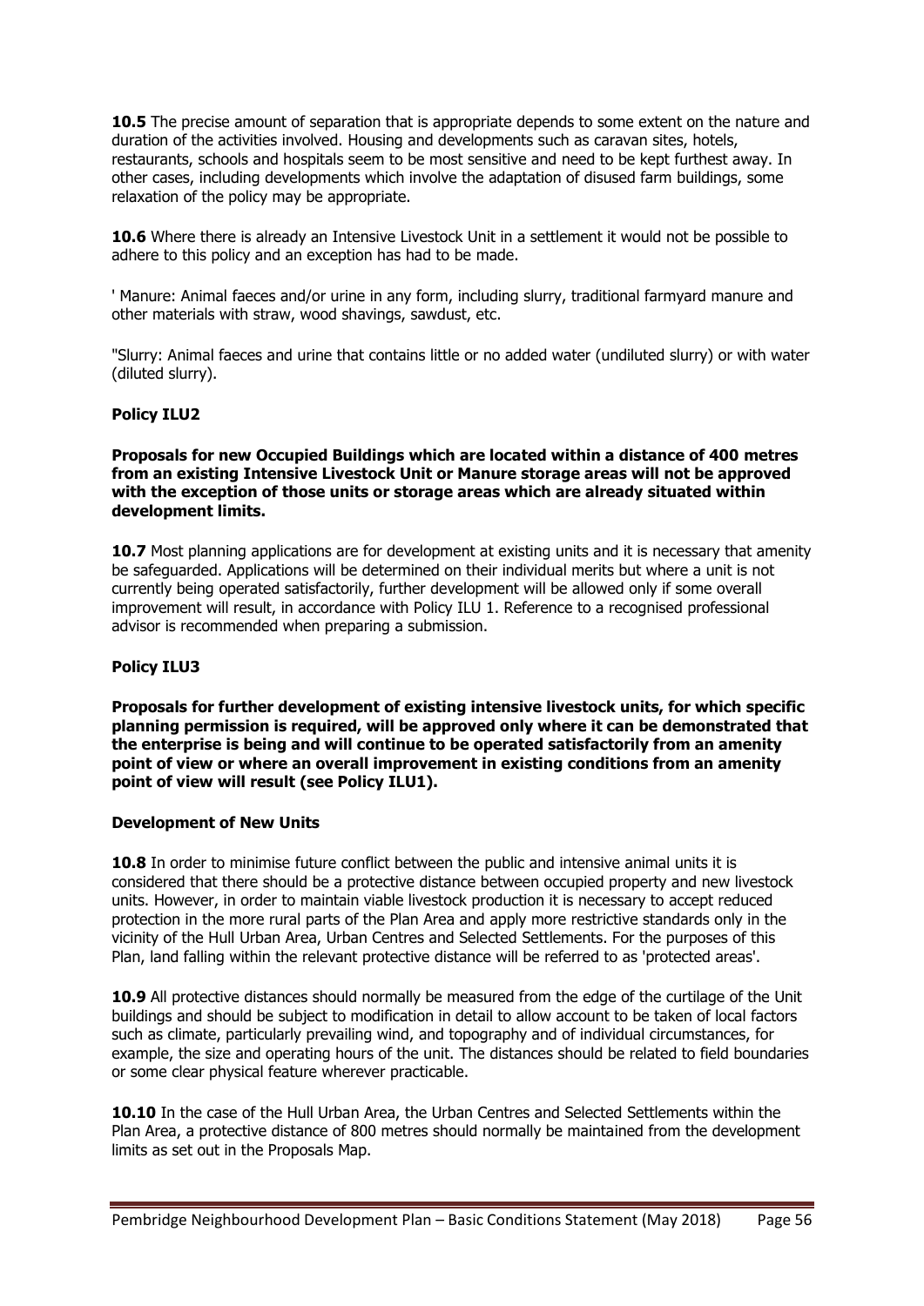**10.5** The precise amount of separation that is appropriate depends to some extent on the nature and duration of the activities involved. Housing and developments such as caravan sites, hotels, restaurants, schools and hospitals seem to be most sensitive and need to be kept furthest away. In other cases, including developments which involve the adaptation of disused farm buildings, some relaxation of the policy may be appropriate.

**10.6** Where there is already an Intensive Livestock Unit in a settlement it would not be possible to adhere to this policy and an exception has had to be made.

' Manure: Animal faeces and/or urine in any form, including slurry, traditional farmyard manure and other materials with straw, wood shavings, sawdust, etc.

"Slurry: Animal faeces and urine that contains little or no added water (undiluted slurry) or with water (diluted slurry).

**Policy ILU2**

**Proposals for new Occupied Buildings which are located within a distance of 400 metres from an existing Intensive Livestock Unit or Manure storage areas will not be approved with the exception of those units or storage areas which are already situated within development limits.**

**10.7** Most planning applications are for development at existing units and it is necessary that amenity be safeguarded. Applications will be determined on their individual merits but where a unit is not currently being operated satisfactorily, further development will be allowed only if some overall improvement will result, in accordance with Policy ILU 1. Reference to a recognised professional advisor is recommended when preparing a submission.

**Policy ILU3**

**Proposals for further development of existing intensive livestock units, for which specific planning permission is required, will be approved only where it can be demonstrated that the enterprise is being and will continue to be operated satisfactorily from an amenity point of view or where an overall improvement in existing conditions from an amenity point of view will result (see Policy ILU1).**

**Development of New Units**

**10.8** In order to minimise future conflict between the public and intensive animal units it is considered that there should be a protective distance between occupied property and new livestock units. However, in order to maintain viable livestock production it is necessary to accept reduced protection in the more rural parts of the Plan Area and apply more restrictive standards only in the vicinity of the Hull Urban Area, Urban Centres and Selected Settlements. For the purposes of this Plan, land falling within the relevant protective distance will be referred to as 'protected areas'.

**10.9** All protective distances should normally be measured from the edge of the curtilage of the Unit buildings and should be subject to modification in detail to allow account to be taken of local factors such as climate, particularly prevailing wind, and topography and of individual circumstances, for example, the size and operating hours of the unit. The distances should be related to field boundaries or some clear physical feature wherever practicable.

**10.10** In the case of the Hull Urban Area, the Urban Centres and Selected Settlements within the Plan Area, a protective distance of 800 metres should normally be maintained from the development limits as set out in the Proposals Map.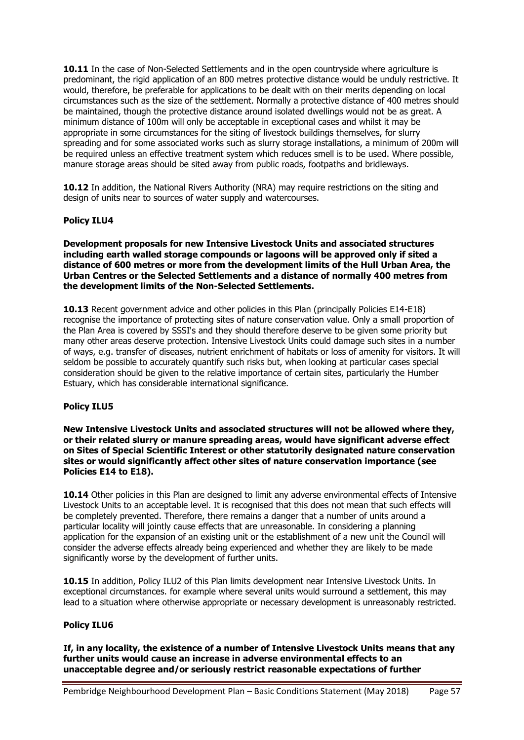**10.11** In the case of Non-Selected Settlements and in the open countryside where agriculture is predominant, the rigid application of an 800 metres protective distance would be unduly restrictive. It would, therefore, be preferable for applications to be dealt with on their merits depending on local circumstances such as the size of the settlement. Normally a protective distance of 400 metres should be maintained, though the protective distance around isolated dwellings would not be as great. A minimum distance of 100m will only be acceptable in exceptional cases and whilst it may be appropriate in some circumstances for the siting of livestock buildings themselves, for slurry spreading and for some associated works such as slurry storage installations, a minimum of 200m will be required unless an effective treatment system which reduces smell is to be used. Where possible, manure storage areas should be sited away from public roads, footpaths and bridleways.

**10.12** In addition, the National Rivers Authority (NRA) may require restrictions on the siting and design of units near to sources of water supply and watercourses.

**Policy ILU4**

**Development proposals for new Intensive Livestock Units and associated structures including earth walled storage compounds or lagoons will be approved only if sited a distance of 600 metres or more from the development limits of the Hull Urban Area, the Urban Centres or the Selected Settlements and a distance of normally 400 metres from the development limits of the Non-Selected Settlements.**

**10.13** Recent government advice and other policies in this Plan (principally Policies E14-E18) recognise the importance of protecting sites of nature conservation value. Only a small proportion of the Plan Area is covered by SSSI's and they should therefore deserve to be given some priority but many other areas deserve protection. Intensive Livestock Units could damage such sites in a number of ways, e.g. transfer of diseases, nutrient enrichment of habitats or loss of amenity for visitors. It will seldom be possible to accurately quantify such risks but, when looking at particular cases special consideration should be given to the relative importance of certain sites, particularly the Humber Estuary, which has considerable international significance.

**Policy ILU5**

**New Intensive Livestock Units and associated structures will not be allowed where they, or their related slurry or manure spreading areas, would have significant adverse effect on Sites of Special Scientific Interest or other statutorily designated nature conservation sites or would significantly affect other sites of nature conservation importance (see Policies E14 to E18).**

**10.14** Other policies in this Plan are designed to limit any adverse environmental effects of Intensive Livestock Units to an acceptable level. It is recognised that this does not mean that such effects will be completely prevented. Therefore, there remains a danger that a number of units around a particular locality will jointly cause effects that are unreasonable. In considering a planning application for the expansion of an existing unit or the establishment of a new unit the Council will consider the adverse effects already being experienced and whether they are likely to be made significantly worse by the development of further units.

**10.15** In addition, Policy ILU2 of this Plan limits development near Intensive Livestock Units. In exceptional circumstances. for example where several units would surround a settlement, this may lead to a situation where otherwise appropriate or necessary development is unreasonably restricted.

**Policy ILU6**

**If, in any locality, the existence of a number of Intensive Livestock Units means that any further units would cause an increase in adverse environmental effects to an unacceptable degree and/or seriously restrict reasonable expectations of further**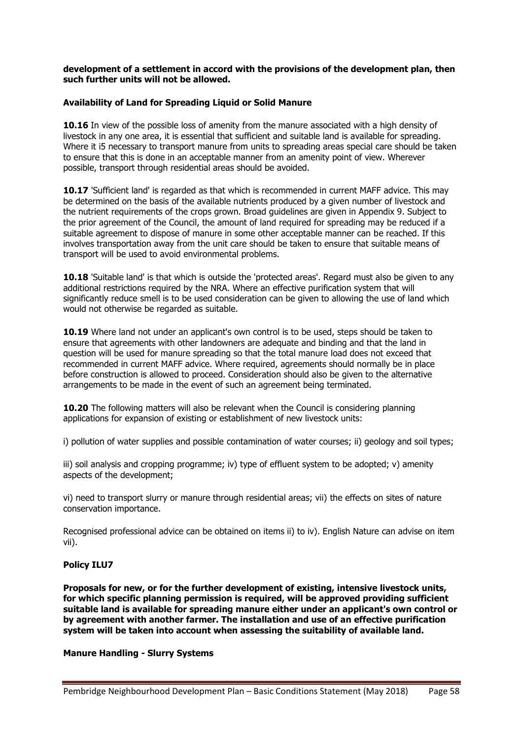**development of a settlement in accord with the provisions of the development plan, then such further units will not be allowed.**

**Availability of Land for Spreading Liquid or Solid Manure**

**10.16** In view of the possible loss of amenity from the manure associated with a high density of livestock in any one area, it is essential that sufficient and suitable land is available for spreading. Where it i5 necessary to transport manure from units to spreading areas special care should be taken to ensure that this is done in an acceptable manner from an amenity point of view. Wherever possible, transport through residential areas should be avoided.

**10.17** 'Sufficient land' is regarded as that which is recommended in current MAFF advice. This may be determined on the basis of the available nutrients produced by a given number of livestock and the nutrient requirements of the crops grown. Broad guidelines are given in Appendix 9. Subject to the prior agreement of the Council, the amount of land required for spreading may be reduced if a suitable agreement to dispose of manure in some other acceptable manner can be reached. If this involves transportation away from the unit care should be taken to ensure that suitable means of transport will be used to avoid environmental problems.

**10.18** 'Suitable land' is that which is outside the 'protected areas'. Regard must also be given to any additional restrictions required by the NRA. Where an effective purification system that will significantly reduce smell is to be used consideration can be given to allowing the use of land which would not otherwise be regarded as suitable.

**10.19** Where land not under an applicant's own control is to be used, steps should be taken to ensure that agreements with other landowners are adequate and binding and that the land in question will be used for manure spreading so that the total manure load does not exceed that recommended in current MAFF advice. Where required, agreements should normally be in place before construction is allowed to proceed. Consideration should also be given to the alternative arrangements to be made in the event of such an agreement being terminated.

**10.20** The following matters will also be relevant when the Council is considering planning applications for expansion of existing or establishment of new livestock units:

i) pollution of water supplies and possible contamination of water courses; ii) geology and soil types;

iii) soil analysis and cropping programme; iv) type of effluent system to be adopted; v) amenity aspects of the development;

vi) need to transport slurry or manure through residential areas; vii) the effects on sites of nature conservation importance.

Recognised professional advice can be obtained on items ii) to iv). English Nature can advise on item vii).

**Policy ILU7**

**Proposals for new, or for the further development of existing, intensive livestock units, for which specific planning permission is required, will be approved providing sufficient suitable land is available for spreading manure either under an applicant's own control or by agreement with another farmer. The installation and use of an effective purification system will be taken into account when assessing the suitability of available land.**

**Manure Handling - Slurry Systems**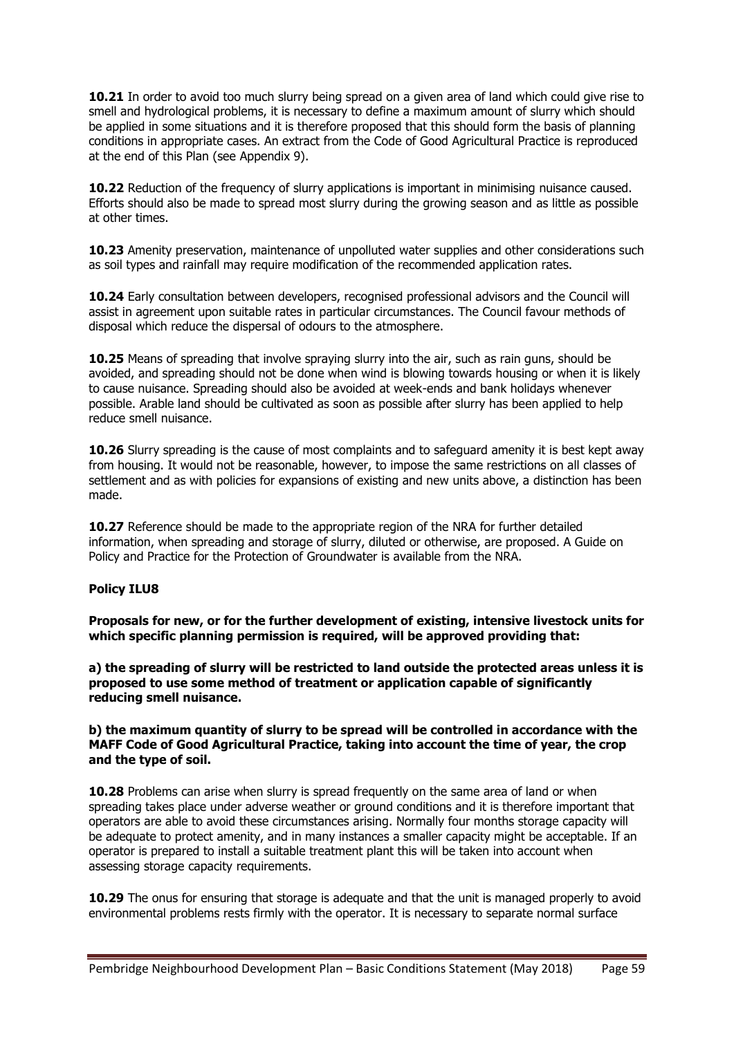**10.21** In order to avoid too much slurry being spread on a given area of land which could give rise to smell and hydrological problems, it is necessary to define a maximum amount of slurry which should be applied in some situations and it is therefore proposed that this should form the basis of planning conditions in appropriate cases. An extract from the Code of Good Agricultural Practice is reproduced at the end of this Plan (see Appendix 9).

**10.22** Reduction of the frequency of slurry applications is important in minimising nuisance caused. Efforts should also be made to spread most slurry during the growing season and as little as possible at other times.

**10.23** Amenity preservation, maintenance of unpolluted water supplies and other considerations such as soil types and rainfall may require modification of the recommended application rates.

**10.24** Early consultation between developers, recognised professional advisors and the Council will assist in agreement upon suitable rates in particular circumstances. The Council favour methods of disposal which reduce the dispersal of odours to the atmosphere.

**10.25** Means of spreading that involve spraying slurry into the air, such as rain guns, should be avoided, and spreading should not be done when wind is blowing towards housing or when it is likely to cause nuisance. Spreading should also be avoided at week-ends and bank holidays whenever possible. Arable land should be cultivated as soon as possible after slurry has been applied to help reduce smell nuisance.

**10.26** Slurry spreading is the cause of most complaints and to safeguard amenity it is best kept away from housing. It would not be reasonable, however, to impose the same restrictions on all classes of settlement and as with policies for expansions of existing and new units above, a distinction has been made.

**10.27** Reference should be made to the appropriate region of the NRA for further detailed information, when spreading and storage of slurry, diluted or otherwise, are proposed. A Guide on Policy and Practice for the Protection of Groundwater is available from the NRA.

**Policy ILU8**

**Proposals for new, or for the further development of existing, intensive livestock units for which specific planning permission is required, will be approved providing that:**

**a) the spreading of slurry will be restricted to land outside the protected areas unless it is proposed to use some method of treatment or application capable of significantly reducing smell nuisance.**

**b) the maximum quantity of slurry to be spread will be controlled in accordance with the MAFF Code of Good Agricultural Practice, taking into account the time of year, the crop and the type of soil.**

**10.28** Problems can arise when slurry is spread frequently on the same area of land or when spreading takes place under adverse weather or ground conditions and it is therefore important that operators are able to avoid these circumstances arising. Normally four months storage capacity will be adequate to protect amenity, and in many instances a smaller capacity might be acceptable. If an operator is prepared to install a suitable treatment plant this will be taken into account when assessing storage capacity requirements.

**10.29** The onus for ensuring that storage is adequate and that the unit is managed properly to avoid environmental problems rests firmly with the operator. It is necessary to separate normal surface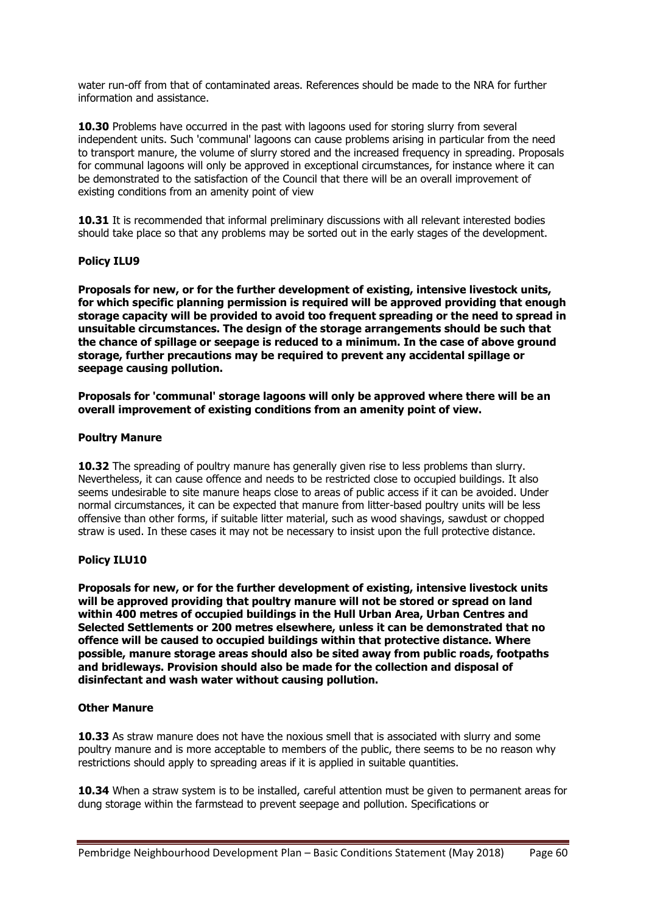water run-off from that of contaminated areas. References should be made to the NRA for further information and assistance.

**10.30** Problems have occurred in the past with lagoons used for storing slurry from several independent units. Such 'communal' lagoons can cause problems arising in particular from the need to transport manure, the volume of slurry stored and the increased frequency in spreading. Proposals for communal lagoons will only be approved in exceptional circumstances, for instance where it can be demonstrated to the satisfaction of the Council that there will be an overall improvement of existing conditions from an amenity point of view

**10.31** It is recommended that informal preliminary discussions with all relevant interested bodies should take place so that any problems may be sorted out in the early stages of the development.

**Policy ILU9**

**Proposals for new, or for the further development of existing, intensive livestock units, for which specific planning permission is required will be approved providing that enough storage capacity will be provided to avoid too frequent spreading or the need to spread in unsuitable circumstances. The design of the storage arrangements should be such that the chance of spillage or seepage is reduced to a minimum. In the case of above ground storage, further precautions may be required to prevent any accidental spillage or seepage causing pollution.**

**Proposals for 'communal' storage lagoons will only be approved where there will be an overall improvement of existing conditions from an amenity point of view.**

**Poultry Manure**

**10.32** The spreading of poultry manure has generally given rise to less problems than slurry. Nevertheless, it can cause offence and needs to be restricted close to occupied buildings. It also seems undesirable to site manure heaps close to areas of public access if it can be avoided. Under normal circumstances, it can be expected that manure from litter-based poultry units will be less offensive than other forms, if suitable litter material, such as wood shavings, sawdust or chopped straw is used. In these cases it may not be necessary to insist upon the full protective distance.

**Policy ILU10**

**Proposals for new, or for the further development of existing, intensive livestock units will be approved providing that poultry manure will not be stored or spread on land within 400 metres of occupied buildings in the Hull Urban Area, Urban Centres and Selected Settlements or 200 metres elsewhere, unless it can be demonstrated that no offence will be caused to occupied buildings within that protective distance. Where possible, manure storage areas should also be sited away from public roads, footpaths and bridleways. Provision should also be made for the collection and disposal of disinfectant and wash water without causing pollution.**

**Other Manure**

**10.33** As straw manure does not have the noxious smell that is associated with slurry and some poultry manure and is more acceptable to members of the public, there seems to be no reason why restrictions should apply to spreading areas if it is applied in suitable quantities.

**10.34** When a straw system is to be installed, careful attention must be given to permanent areas for dung storage within the farmstead to prevent seepage and pollution. Specifications or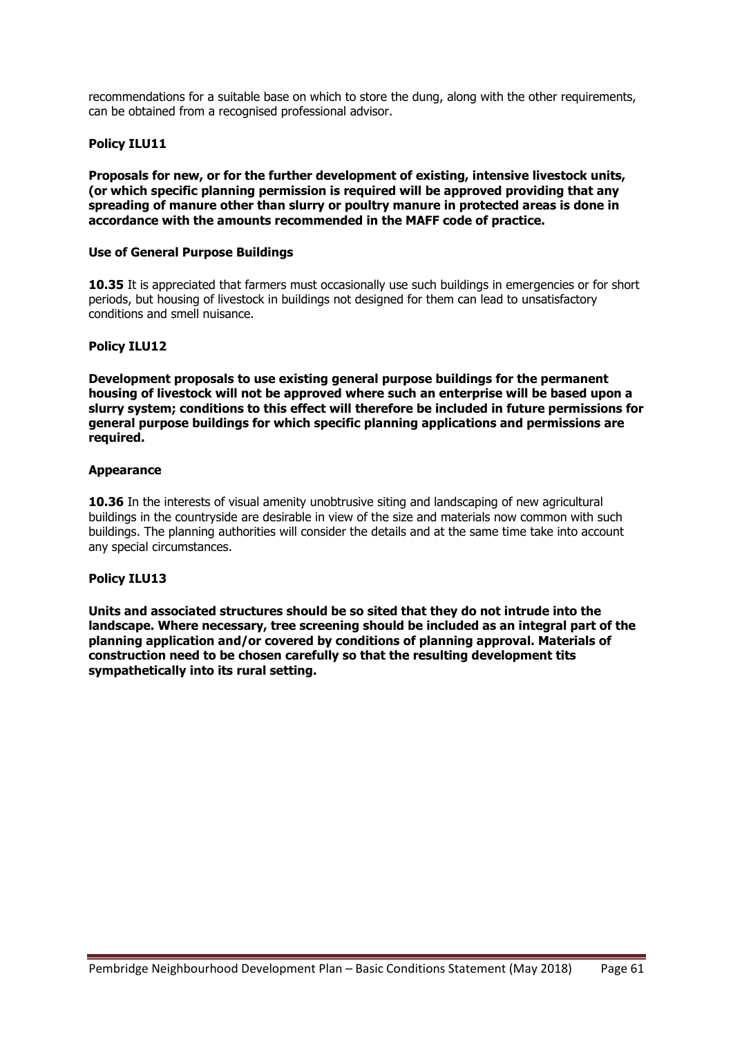recommendations for a suitable base on which to store the dung, along with the other requirements, can be obtained from a recognised professional advisor.

**Policy ILU11**

**Proposals for new, or for the further development of existing, intensive livestock units, (or which specific planning permission is required will be approved providing that any spreading of manure other than slurry or poultry manure in protected areas is done in accordance with the amounts recommended in the MAFF code of practice.**

**Use of General Purpose Buildings**

**10.35** It is appreciated that farmers must occasionally use such buildings in emergencies or for short periods, but housing of livestock in buildings not designed for them can lead to unsatisfactory conditions and smell nuisance.

**Policy ILU12**

**Development proposals to use existing general purpose buildings for the permanent housing of livestock will not be approved where such an enterprise will be based upon a slurry system; conditions to this effect will therefore be included in future permissions for general purpose buildings for which specific planning applications and permissions are required.**

**Appearance**

**10.36** In the interests of visual amenity unobtrusive siting and landscaping of new agricultural buildings in the countryside are desirable in view of the size and materials now common with such buildings. The planning authorities will consider the details and at the same time take into account any special circumstances.

**Policy ILU13**

**Units and associated structures should be so sited that they do not intrude into the landscape. Where necessary, tree screening should be included as an integral part of the planning application and/or covered by conditions of planning approval. Materials of construction need to be chosen carefully so that the resulting development tits sympathetically into its rural setting.**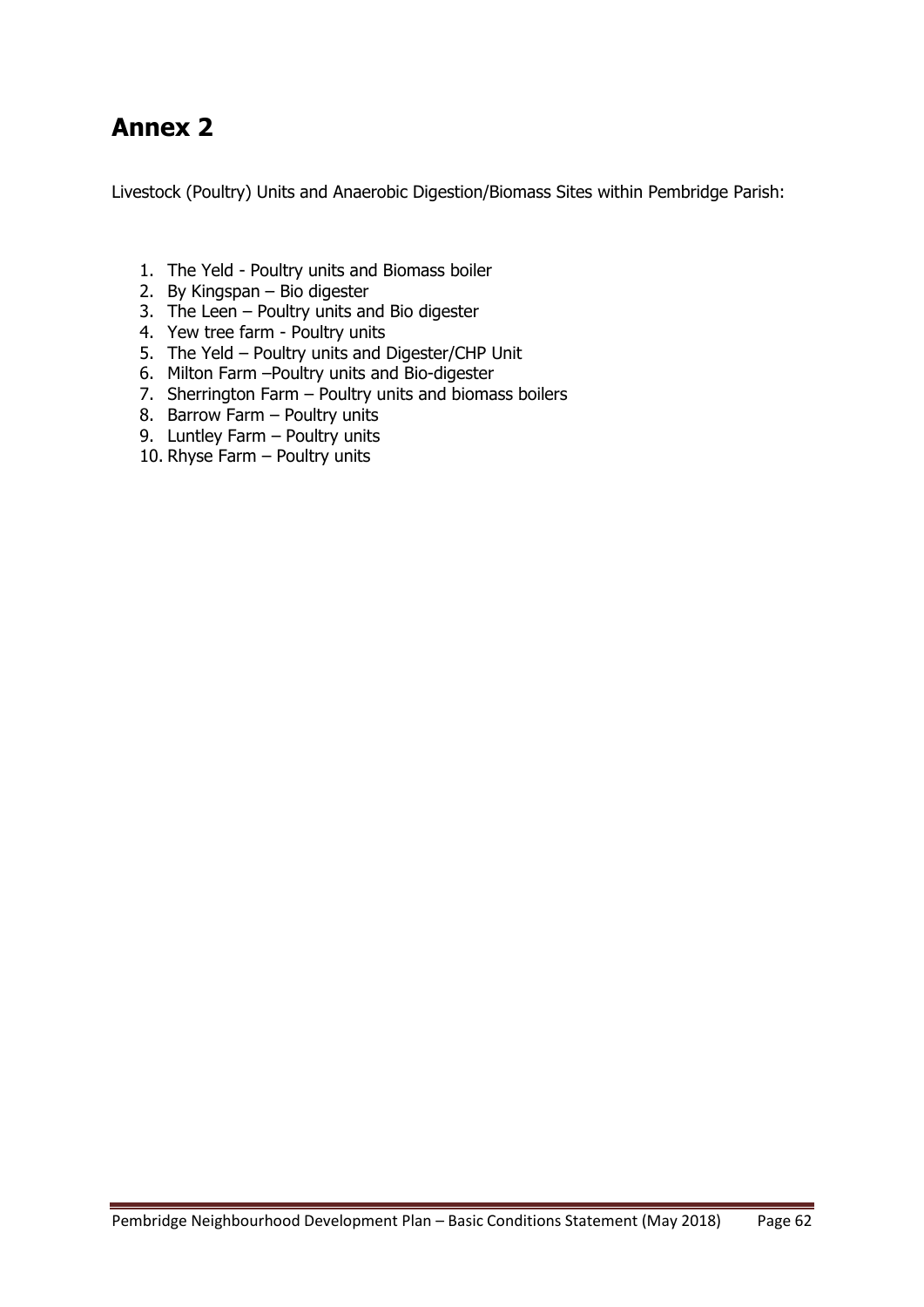# Annex 2

Livestock (Poultry) Units and Anaerobic Digestion/Biomass Sites within Pembridge Parish:

1. The Yeld - Poultry units and Biomass boiler
2. By Kingspan – Bio digester
3. The Leen – Poultry units and Bio digester
4. Yew tree farm - Poultry units
5. The Yeld – Poultry units and Digester/CHP Unit
6. Milton Farm –Poultry units and Bio-digester
7. Sherrington Farm – Poultry units and biomass boilers
8. Barrow Farm – Poultry units
9. Luntley Farm – Poultry units
10. Rhyse Farm – Poultry units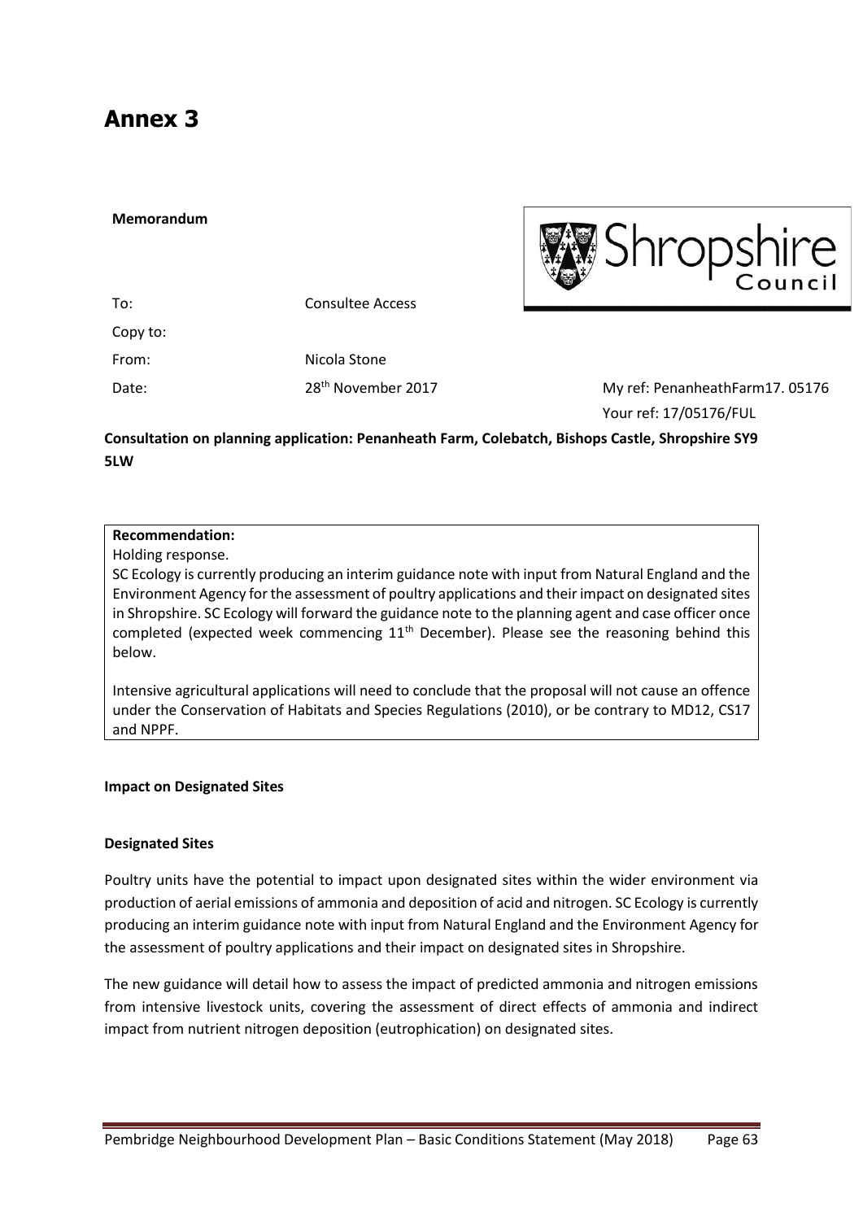# Annex 3

**Memorandum**

Shropshire Council

| | | |
|---|---|---|
| To: | Consultee Access | |
| Copy to: | | |
| From: | Nicola Stone | |
| Date: | 28th November 2017 | My ref: PenanheathFarm17. 05176 |
| | | Your ref: 17/05176/FUL |

**Consultation on planning application: Penanheath Farm, Colebatch, Bishops Castle, Shropshire SY9 5LW**

**Recommendation:**

Holding response.

SC Ecology is currently producing an interim guidance note with input from Natural England and the Environment Agency for the assessment of poultry applications and their impact on designated sites in Shropshire. SC Ecology will forward the guidance note to the planning agent and case officer once completed (expected week commencing 11th December). Please see the reasoning behind this below.

Intensive agricultural applications will need to conclude that the proposal will not cause an offence under the Conservation of Habitats and Species Regulations (2010), or be contrary to MD12, CS17 and NPPF.

**Impact on Designated Sites**

**Designated Sites**

Poultry units have the potential to impact upon designated sites within the wider environment via production of aerial emissions of ammonia and deposition of acid and nitrogen. SC Ecology is currently producing an interim guidance note with input from Natural England and the Environment Agency for the assessment of poultry applications and their impact on designated sites in Shropshire.

The new guidance will detail how to assess the impact of predicted ammonia and nitrogen emissions from intensive livestock units, covering the assessment of direct effects of ammonia and indirect impact from nutrient nitrogen deposition (eutrophication) on designated sites.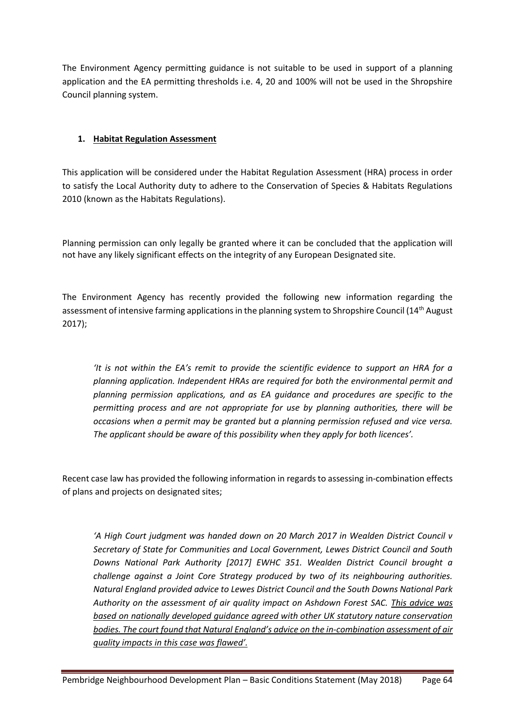The Environment Agency permitting guidance is not suitable to be used in support of a planning application and the EA permitting thresholds i.e. 4, 20 and 100% will not be used in the Shropshire Council planning system.

1. **<u>Habitat Regulation Assessment</u>**

This application will be considered under the Habitat Regulation Assessment (HRA) process in order to satisfy the Local Authority duty to adhere to the Conservation of Species & Habitats Regulations 2010 (known as the Habitats Regulations).

Planning permission can only legally be granted where it can be concluded that the application will not have any likely significant effects on the integrity of any European Designated site.

The Environment Agency has recently provided the following new information regarding the assessment of intensive farming applications in the planning system to Shropshire Council (14th August 2017);

> *'It is not within the EA's remit to provide the scientific evidence to support an HRA for a planning application. Independent HRAs are required for both the environmental permit and planning permission applications, and as EA guidance and procedures are specific to the permitting process and are not appropriate for use by planning authorities, there will be occasions when a permit may be granted but a planning permission refused and vice versa. The applicant should be aware of this possibility when they apply for both licences'.*

Recent case law has provided the following information in regards to assessing in-combination effects of plans and projects on designated sites;

> *'A High Court judgment was handed down on 20 March 2017 in Wealden District Council v Secretary of State for Communities and Local Government, Lewes District Council and South Downs National Park Authority [2017] EWHC 351. Wealden District Council brought a challenge against a Joint Core Strategy produced by two of its neighbouring authorities. Natural England provided advice to Lewes District Council and the South Downs National Park Authority on the assessment of air quality impact on Ashdown Forest SAC. <u>This advice was based on nationally developed guidance agreed with other UK statutory nature conservation bodies. The court found that Natural England's advice on the in-combination assessment of air quality impacts in this case was flawed'.</u>*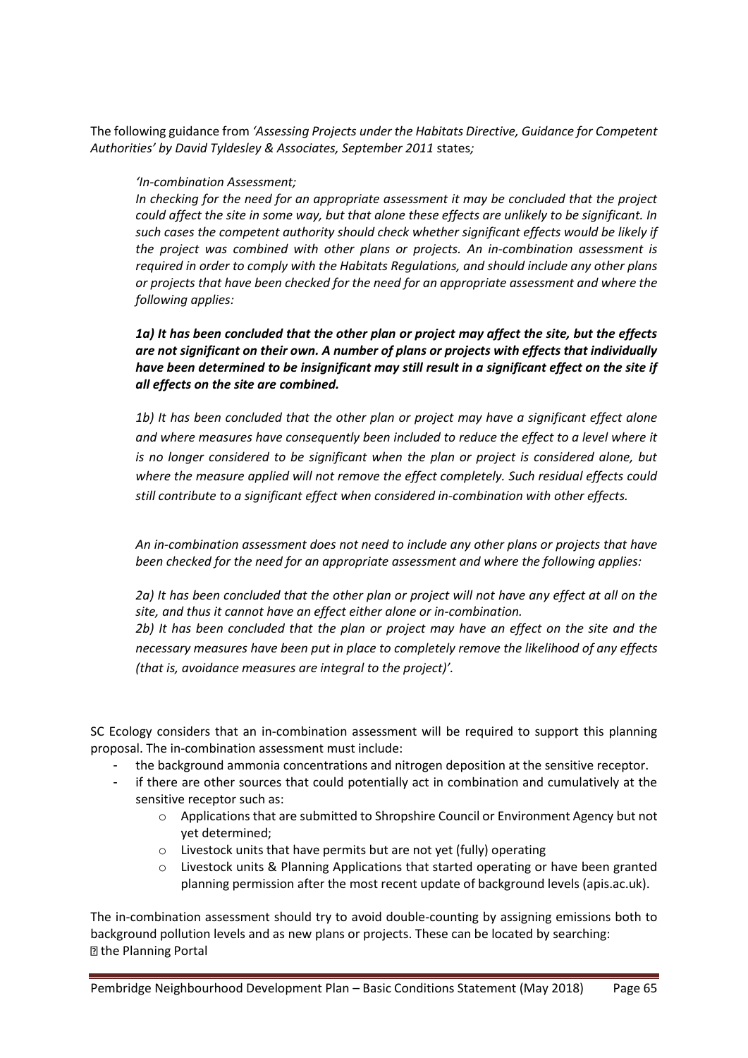The following guidance from *'Assessing Projects under the Habitats Directive, Guidance for Competent Authorities' by David Tyldesley & Associates, September 2011* states*;*

> *'In-combination Assessment;*
>
> *In checking for the need for an appropriate assessment it may be concluded that the project could affect the site in some way, but that alone these effects are unlikely to be significant. In such cases the competent authority should check whether significant effects would be likely if the project was combined with other plans or projects. An in-combination assessment is required in order to comply with the Habitats Regulations, and should include any other plans or projects that have been checked for the need for an appropriate assessment and where the following applies:*
>
> ***1a) It has been concluded that the other plan or project may affect the site, but the effects are not significant on their own. A number of plans or projects with effects that individually have been determined to be insignificant may still result in a significant effect on the site if all effects on the site are combined.***
>
> *1b) It has been concluded that the other plan or project may have a significant effect alone and where measures have consequently been included to reduce the effect to a level where it is no longer considered to be significant when the plan or project is considered alone, but where the measure applied will not remove the effect completely. Such residual effects could still contribute to a significant effect when considered in-combination with other effects.*
>
> *An in-combination assessment does not need to include any other plans or projects that have been checked for the need for an appropriate assessment and where the following applies:*
>
> *2a) It has been concluded that the other plan or project will not have any effect at all on the site, and thus it cannot have an effect either alone or in-combination.*
>
> *2b) It has been concluded that the plan or project may have an effect on the site and the necessary measures have been put in place to completely remove the likelihood of any effects (that is, avoidance measures are integral to the project)'.*

SC Ecology considers that an in-combination assessment will be required to support this planning proposal. The in-combination assessment must include:

- the background ammonia concentrations and nitrogen deposition at the sensitive receptor.
- if there are other sources that could potentially act in combination and cumulatively at the sensitive receptor such as:
    - Applications that are submitted to Shropshire Council or Environment Agency but not yet determined;
    - Livestock units that have permits but are not yet (fully) operating
    - Livestock units & Planning Applications that started operating or have been granted planning permission after the most recent update of background levels (apis.ac.uk).

The in-combination assessment should try to avoid double-counting by assigning emissions both to background pollution levels and as new plans or projects. These can be located by searching:

- the Planning Portal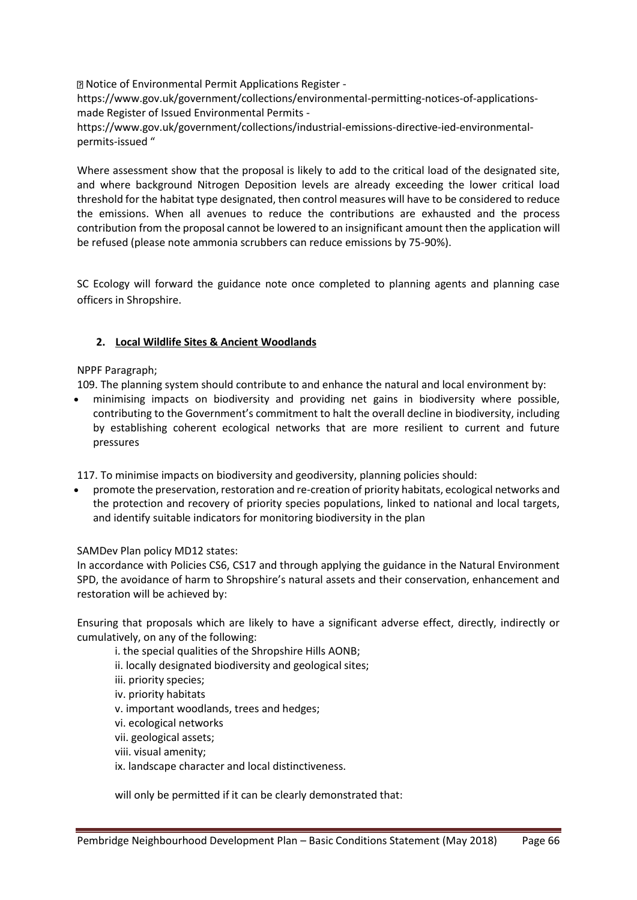Notice of Environmental Permit Applications Register - https://www.gov.uk/government/collections/environmental-permitting-notices-of-applications-made Register of Issued Environmental Permits - https://www.gov.uk/government/collections/industrial-emissions-directive-ied-environmental-permits-issued "

Where assessment show that the proposal is likely to add to the critical load of the designated site, and where background Nitrogen Deposition levels are already exceeding the lower critical load threshold for the habitat type designated, then control measures will have to be considered to reduce the emissions. When all avenues to reduce the contributions are exhausted and the process contribution from the proposal cannot be lowered to an insignificant amount then the application will be refused (please note ammonia scrubbers can reduce emissions by 75-90%).

SC Ecology will forward the guidance note once completed to planning agents and planning case officers in Shropshire.

**2. Local Wildlife Sites & Ancient Woodlands**

NPPF Paragraph;

109. The planning system should contribute to and enhance the natural and local environment by:

- minimising impacts on biodiversity and providing net gains in biodiversity where possible, contributing to the Government's commitment to halt the overall decline in biodiversity, including by establishing coherent ecological networks that are more resilient to current and future pressures

117. To minimise impacts on biodiversity and geodiversity, planning policies should:

- promote the preservation, restoration and re-creation of priority habitats, ecological networks and the protection and recovery of priority species populations, linked to national and local targets, and identify suitable indicators for monitoring biodiversity in the plan

SAMDev Plan policy MD12 states:

In accordance with Policies CS6, CS17 and through applying the guidance in the Natural Environment SPD, the avoidance of harm to Shropshire's natural assets and their conservation, enhancement and restoration will be achieved by:

Ensuring that proposals which are likely to have a significant adverse effect, directly, indirectly or cumulatively, on any of the following:

i. the special qualities of the Shropshire Hills AONB;
ii. locally designated biodiversity and geological sites;
iii. priority species;
iv. priority habitats
v. important woodlands, trees and hedges;
vi. ecological networks
vii. geological assets;
viii. visual amenity;
ix. landscape character and local distinctiveness.

will only be permitted if it can be clearly demonstrated that: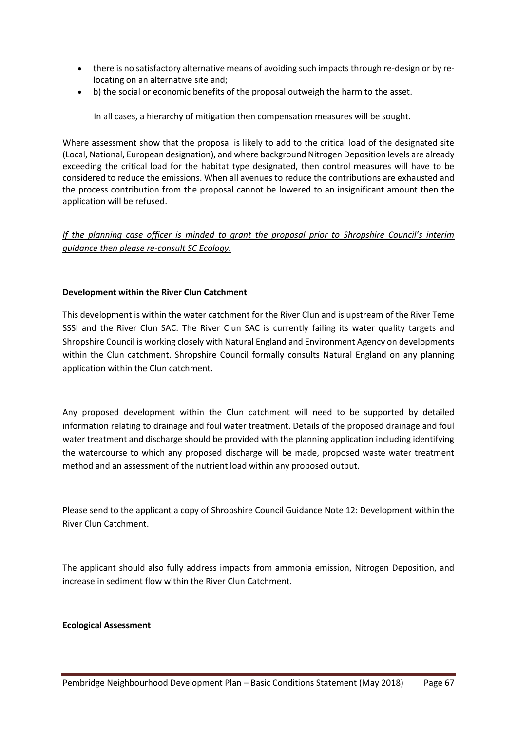- there is no satisfactory alternative means of avoiding such impacts through re-design or by re-locating on an alternative site and;
- b) the social or economic benefits of the proposal outweigh the harm to the asset.

In all cases, a hierarchy of mitigation then compensation measures will be sought.

Where assessment show that the proposal is likely to add to the critical load of the designated site (Local, National, European designation), and where background Nitrogen Deposition levels are already exceeding the critical load for the habitat type designated, then control measures will have to be considered to reduce the emissions. When all avenues to reduce the contributions are exhausted and the process contribution from the proposal cannot be lowered to an insignificant amount then the application will be refused.

*If the planning case officer is minded to grant the proposal prior to Shropshire Council's interim guidance then please re-consult SC Ecology.*

**Development within the River Clun Catchment**

This development is within the water catchment for the River Clun and is upstream of the River Teme SSSI and the River Clun SAC. The River Clun SAC is currently failing its water quality targets and Shropshire Council is working closely with Natural England and Environment Agency on developments within the Clun catchment. Shropshire Council formally consults Natural England on any planning application within the Clun catchment.

Any proposed development within the Clun catchment will need to be supported by detailed information relating to drainage and foul water treatment. Details of the proposed drainage and foul water treatment and discharge should be provided with the planning application including identifying the watercourse to which any proposed discharge will be made, proposed waste water treatment method and an assessment of the nutrient load within any proposed output.

Please send to the applicant a copy of Shropshire Council Guidance Note 12: Development within the River Clun Catchment.

The applicant should also fully address impacts from ammonia emission, Nitrogen Deposition, and increase in sediment flow within the River Clun Catchment.

**Ecological Assessment**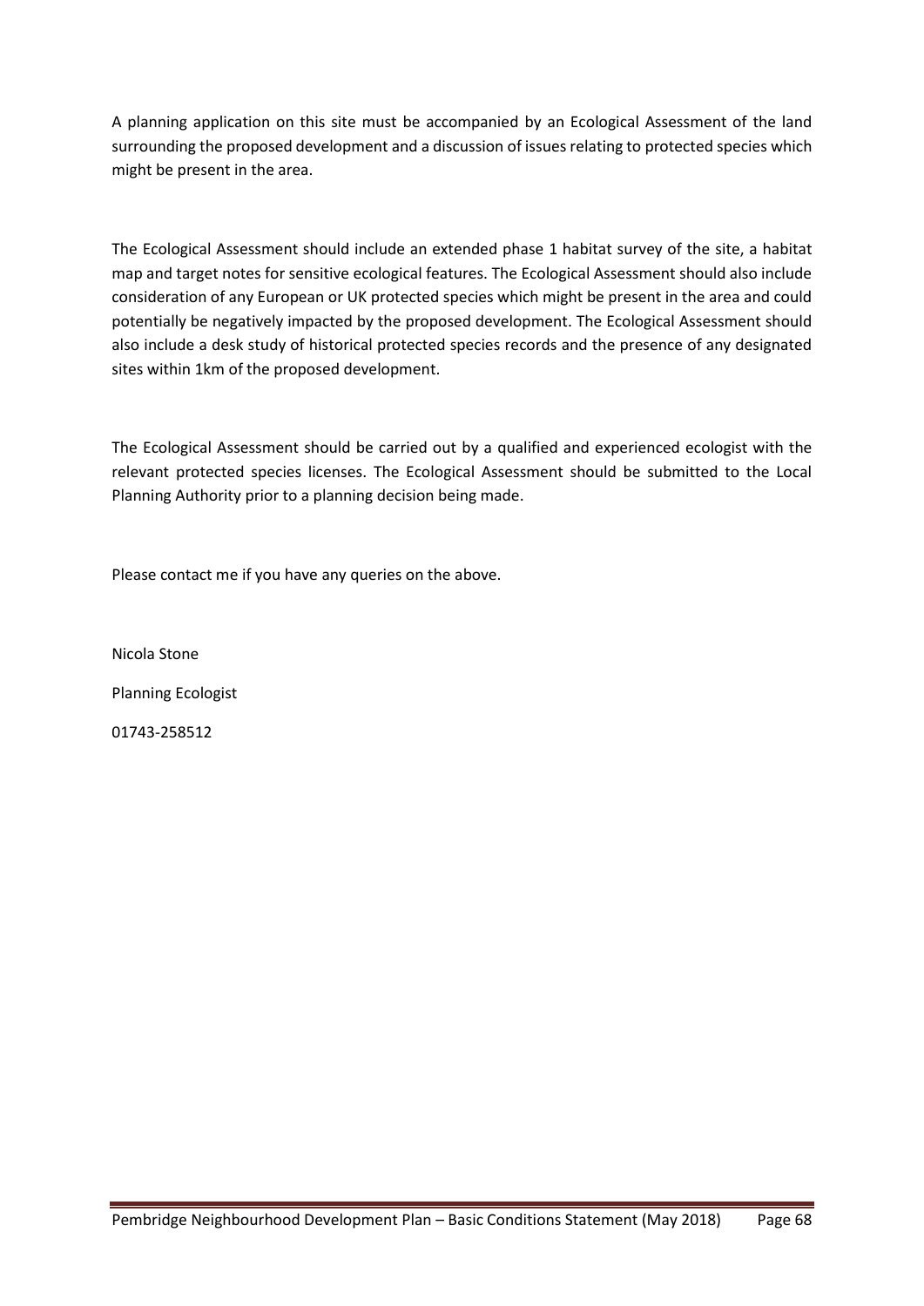A planning application on this site must be accompanied by an Ecological Assessment of the land surrounding the proposed development and a discussion of issues relating to protected species which might be present in the area.

The Ecological Assessment should include an extended phase 1 habitat survey of the site, a habitat map and target notes for sensitive ecological features. The Ecological Assessment should also include consideration of any European or UK protected species which might be present in the area and could potentially be negatively impacted by the proposed development. The Ecological Assessment should also include a desk study of historical protected species records and the presence of any designated sites within 1km of the proposed development.

The Ecological Assessment should be carried out by a qualified and experienced ecologist with the relevant protected species licenses. The Ecological Assessment should be submitted to the Local Planning Authority prior to a planning decision being made.

Please contact me if you have any queries on the above.

Nicola Stone

Planning Ecologist

01743-258512